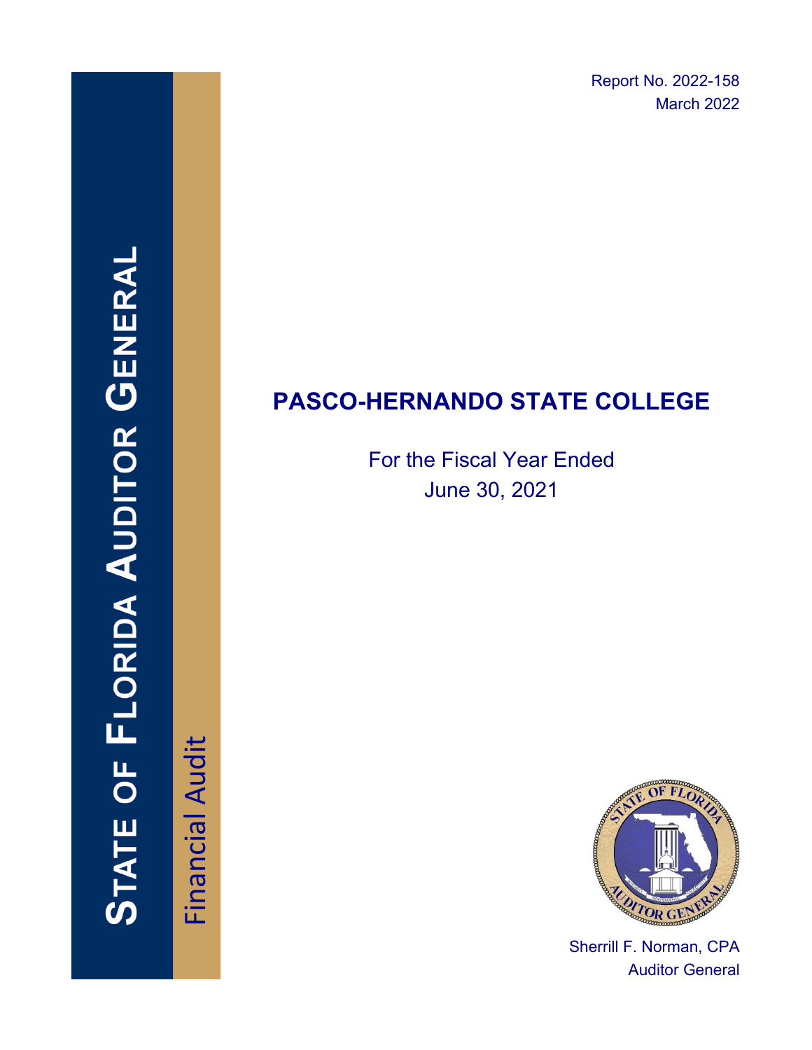Report No. 2022-158
March 2022

# STATE OF FLORIDA AUDITOR GENERAL

Financial Audit

# PASCO-HERNANDO STATE COLLEGE

For the Fiscal Year Ended
June 30, 2021

Sherrill F. Norman, CPA
Auditor General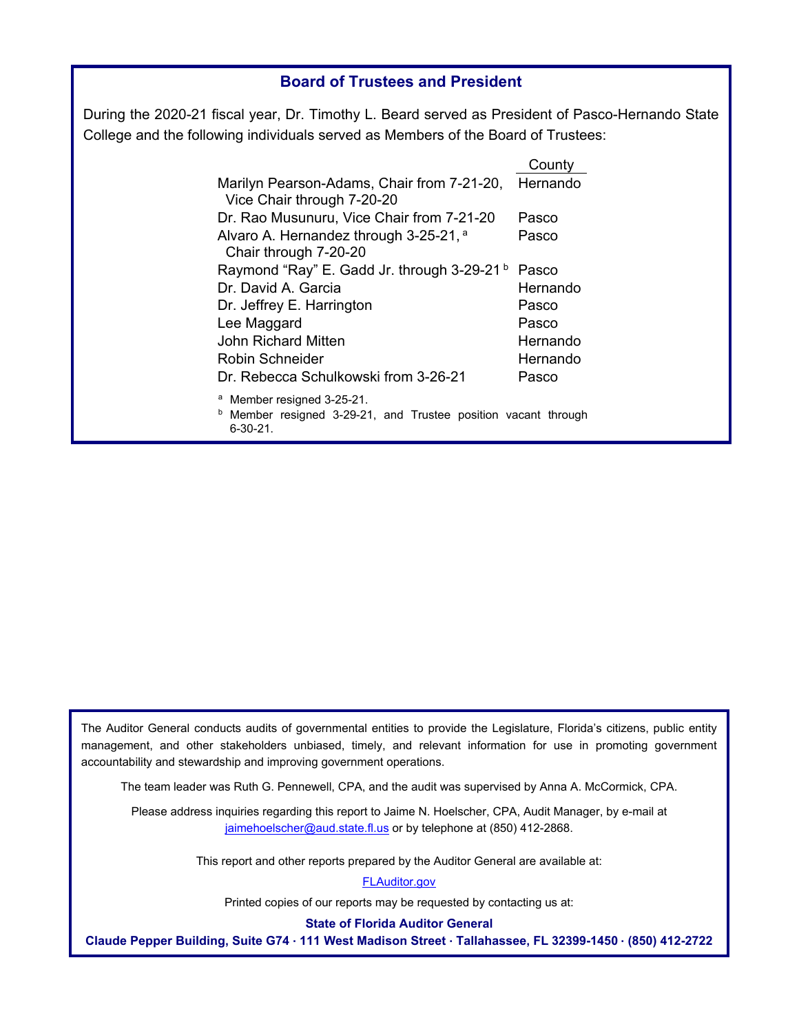## Board of Trustees and President

During the 2020-21 fiscal year, Dr. Timothy L. Beard served as President of Pasco-Hernando State College and the following individuals served as Members of the Board of Trustees:

| | County |
|---|---|
| Marilyn Pearson-Adams, Chair from 7-21-20, Vice Chair through 7-20-20 | Hernando |
| Dr. Rao Musunuru, Vice Chair from 7-21-20 | Pasco |
| Alvaro A. Hernandez through 3-25-21, [a] Chair through 7-20-20 | Pasco |
| Raymond "Ray" E. Gadd Jr. through 3-29-21 [b] | Pasco |
| Dr. David A. Garcia | Hernando |
| Dr. Jeffrey E. Harrington | Pasco |
| Lee Maggard | Pasco |
| John Richard Mitten | Hernando |
| Robin Schneider | Hernando |
| Dr. Rebecca Schulkowski from 3-26-21 | Pasco |

[a] Member resigned 3-25-21.

[b] Member resigned 3-29-21, and Trustee position vacant through 6-30-21.

The Auditor General conducts audits of governmental entities to provide the Legislature, Florida's citizens, public entity management, and other stakeholders unbiased, timely, and relevant information for use in promoting government accountability and stewardship and improving government operations.

The team leader was Ruth G. Pennewell, CPA, and the audit was supervised by Anna A. McCormick, CPA.

Please address inquiries regarding this report to Jaime N. Hoelscher, CPA, Audit Manager, by e-mail at jaimehoelscher@aud.state.fl.us or by telephone at (850) 412-2868.

This report and other reports prepared by the Auditor General are available at:

FLAuditor.gov

Printed copies of our reports may be requested by contacting us at:

**State of Florida Auditor General**

**Claude Pepper Building, Suite G74 · 111 West Madison Street · Tallahassee, FL 32399-1450 · (850) 412-2722**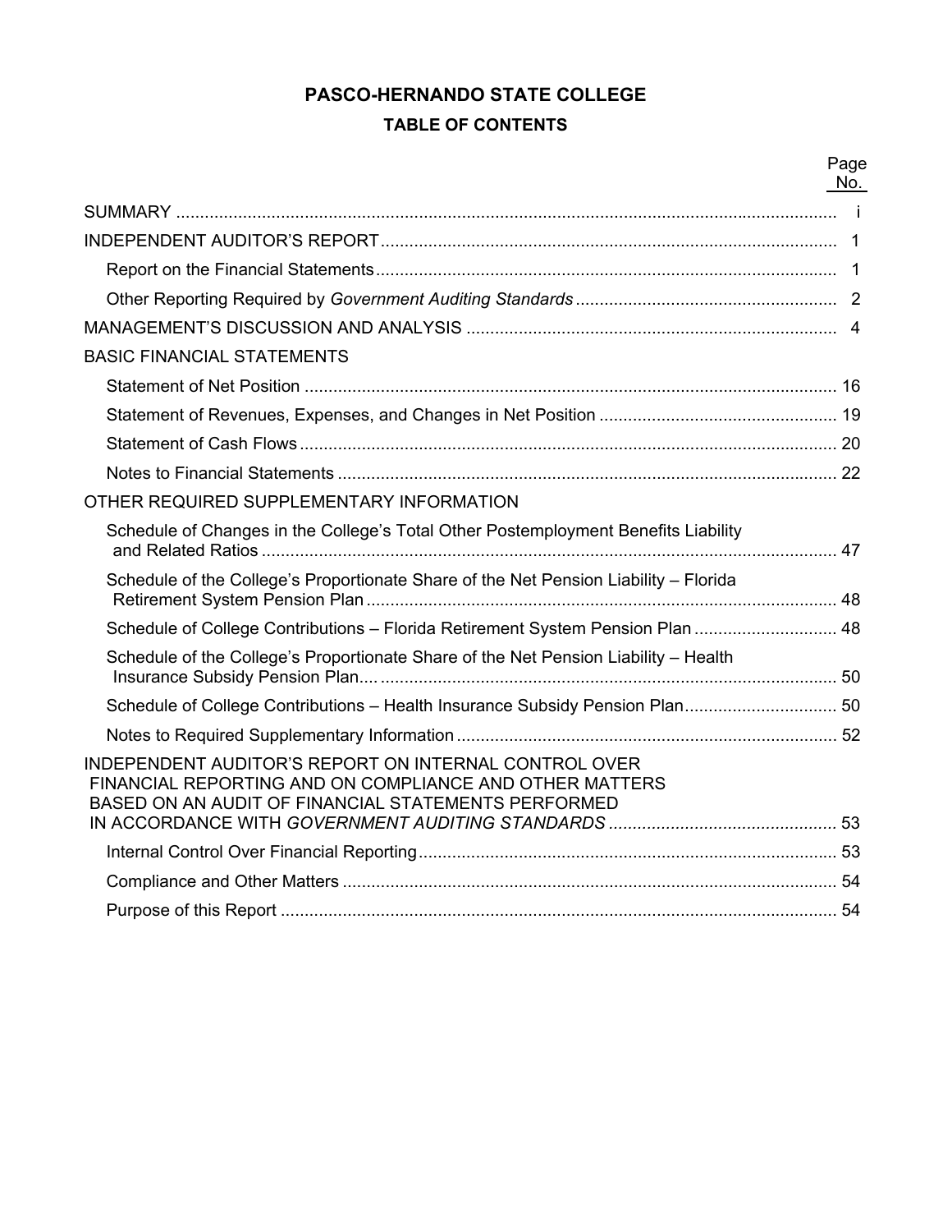# PASCO-HERNANDO STATE COLLEGE

## TABLE OF CONTENTS

| | Page No. |
|---|---|
| SUMMARY | i |
| INDEPENDENT AUDITOR'S REPORT | 1 |
| Report on the Financial Statements | 1 |
| Other Reporting Required by *Government Auditing Standards* | 2 |
| MANAGEMENT'S DISCUSSION AND ANALYSIS | 4 |
| BASIC FINANCIAL STATEMENTS | |
| Statement of Net Position | 16 |
| Statement of Revenues, Expenses, and Changes in Net Position | 19 |
| Statement of Cash Flows | 20 |
| Notes to Financial Statements | 22 |
| OTHER REQUIRED SUPPLEMENTARY INFORMATION | |
| Schedule of Changes in the College's Total Other Postemployment Benefits Liability and Related Ratios | 47 |
| Schedule of the College's Proportionate Share of the Net Pension Liability – Florida Retirement System Pension Plan | 48 |
| Schedule of College Contributions – Florida Retirement System Pension Plan | 48 |
| Schedule of the College's Proportionate Share of the Net Pension Liability – Health Insurance Subsidy Pension Plan | 50 |
| Schedule of College Contributions – Health Insurance Subsidy Pension Plan | 50 |
| Notes to Required Supplementary Information | 52 |
| INDEPENDENT AUDITOR'S REPORT ON INTERNAL CONTROL OVER FINANCIAL REPORTING AND ON COMPLIANCE AND OTHER MATTERS BASED ON AN AUDIT OF FINANCIAL STATEMENTS PERFORMED IN ACCORDANCE WITH *GOVERNMENT AUDITING STANDARDS* | 53 |
| Internal Control Over Financial Reporting | 53 |
| Compliance and Other Matters | 54 |
| Purpose of this Report | 54 |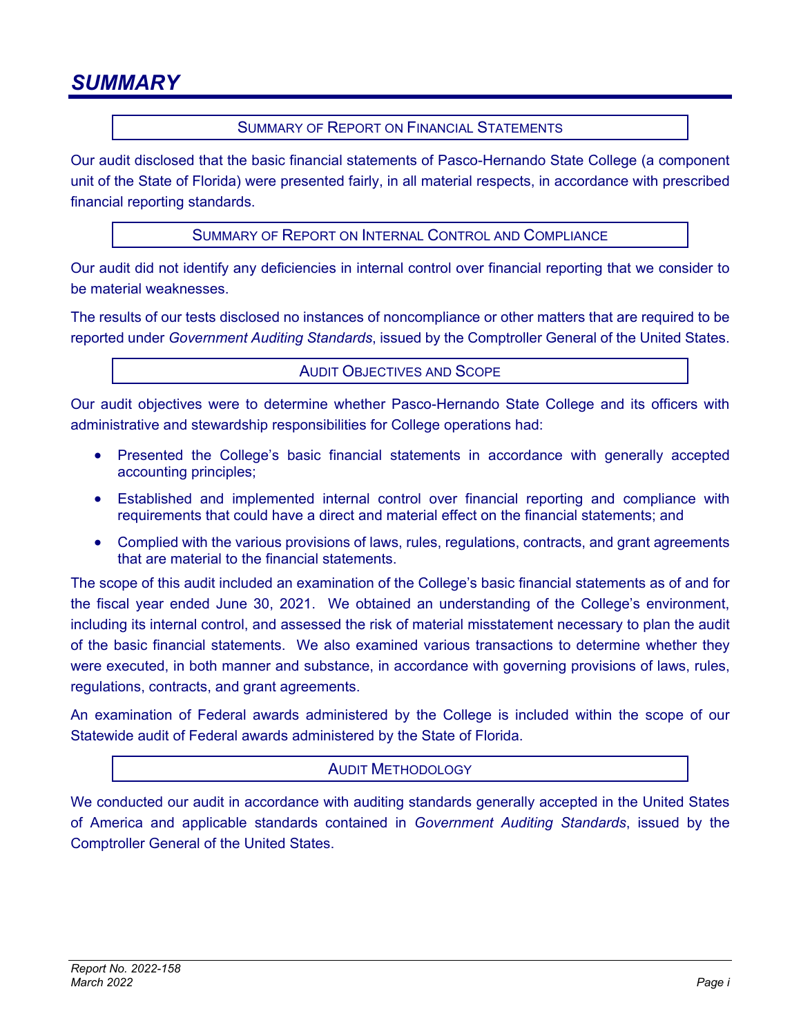# SUMMARY

## SUMMARY OF REPORT ON FINANCIAL STATEMENTS

Our audit disclosed that the basic financial statements of Pasco-Hernando State College (a component unit of the State of Florida) were presented fairly, in all material respects, in accordance with prescribed financial reporting standards.

## SUMMARY OF REPORT ON INTERNAL CONTROL AND COMPLIANCE

Our audit did not identify any deficiencies in internal control over financial reporting that we consider to be material weaknesses.

The results of our tests disclosed no instances of noncompliance or other matters that are required to be reported under *Government Auditing Standards*, issued by the Comptroller General of the United States.

## AUDIT OBJECTIVES AND SCOPE

Our audit objectives were to determine whether Pasco-Hernando State College and its officers with administrative and stewardship responsibilities for College operations had:

- Presented the College's basic financial statements in accordance with generally accepted accounting principles;
- Established and implemented internal control over financial reporting and compliance with requirements that could have a direct and material effect on the financial statements; and
- Complied with the various provisions of laws, rules, regulations, contracts, and grant agreements that are material to the financial statements.

The scope of this audit included an examination of the College's basic financial statements as of and for the fiscal year ended June 30, 2021. We obtained an understanding of the College's environment, including its internal control, and assessed the risk of material misstatement necessary to plan the audit of the basic financial statements. We also examined various transactions to determine whether they were executed, in both manner and substance, in accordance with governing provisions of laws, rules, regulations, contracts, and grant agreements.

An examination of Federal awards administered by the College is included within the scope of our Statewide audit of Federal awards administered by the State of Florida.

## AUDIT METHODOLOGY

We conducted our audit in accordance with auditing standards generally accepted in the United States of America and applicable standards contained in *Government Auditing Standards*, issued by the Comptroller General of the United States.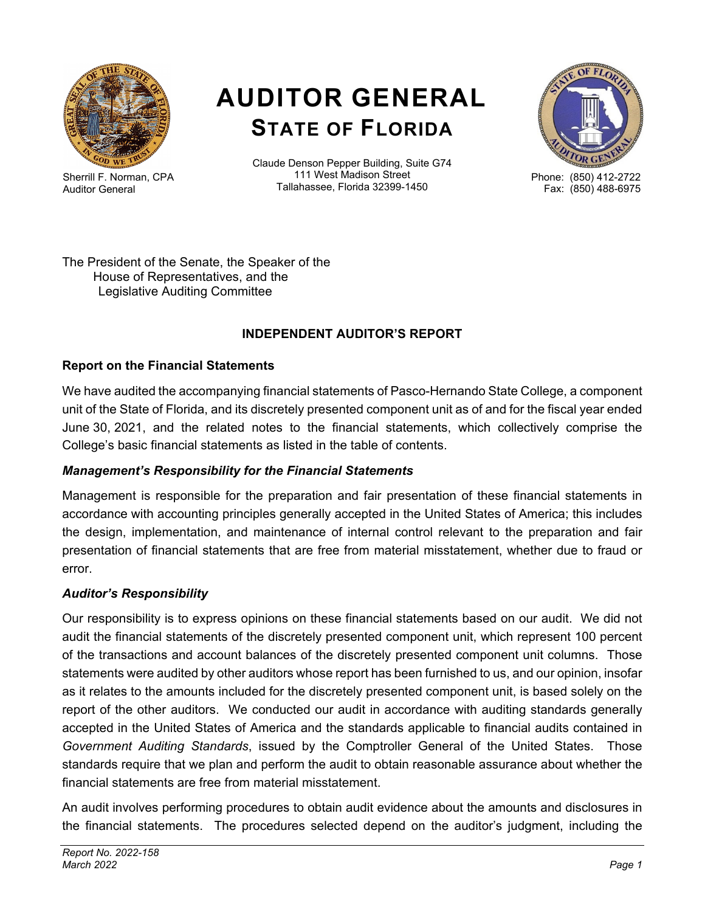# AUDITOR GENERAL
## STATE OF FLORIDA

Sherrill F. Norman, CPA
Auditor General

Claude Denson Pepper Building, Suite G74
111 West Madison Street
Tallahassee, Florida 32399-1450

Phone: (850) 412-2722
Fax: (850) 488-6975

The President of the Senate, the Speaker of the House of Representatives, and the Legislative Auditing Committee

**INDEPENDENT AUDITOR'S REPORT**

**Report on the Financial Statements**

We have audited the accompanying financial statements of Pasco-Hernando State College, a component unit of the State of Florida, and its discretely presented component unit as of and for the fiscal year ended June 30, 2021, and the related notes to the financial statements, which collectively comprise the College's basic financial statements as listed in the table of contents.

***Management's Responsibility for the Financial Statements***

Management is responsible for the preparation and fair presentation of these financial statements in accordance with accounting principles generally accepted in the United States of America; this includes the design, implementation, and maintenance of internal control relevant to the preparation and fair presentation of financial statements that are free from material misstatement, whether due to fraud or error.

***Auditor's Responsibility***

Our responsibility is to express opinions on these financial statements based on our audit. We did not audit the financial statements of the discretely presented component unit, which represent 100 percent of the transactions and account balances of the discretely presented component unit columns. Those statements were audited by other auditors whose report has been furnished to us, and our opinion, insofar as it relates to the amounts included for the discretely presented component unit, is based solely on the report of the other auditors. We conducted our audit in accordance with auditing standards generally accepted in the United States of America and the standards applicable to financial audits contained in *Government Auditing Standards*, issued by the Comptroller General of the United States. Those standards require that we plan and perform the audit to obtain reasonable assurance about whether the financial statements are free from material misstatement.

An audit involves performing procedures to obtain audit evidence about the amounts and disclosures in the financial statements. The procedures selected depend on the auditor's judgment, including the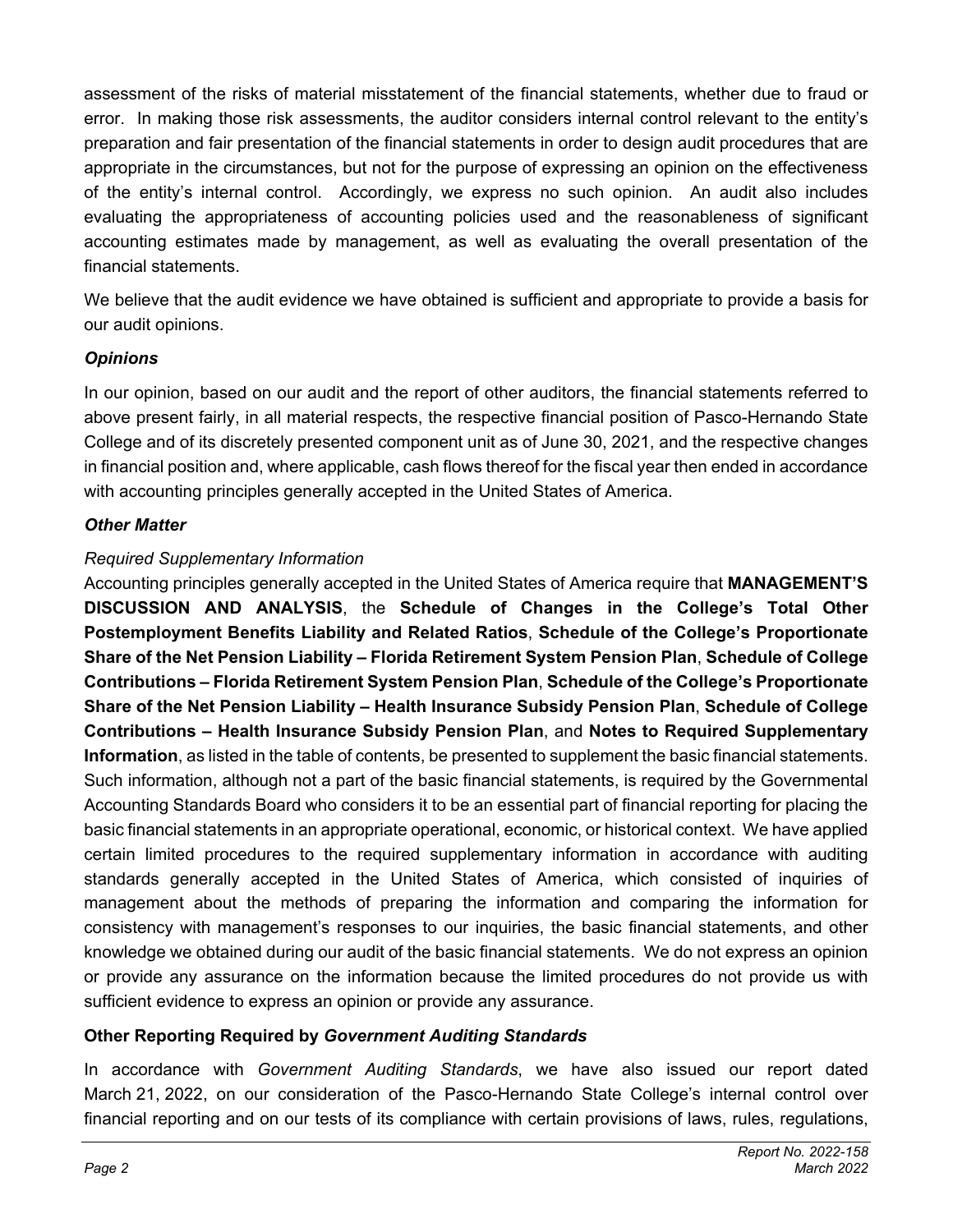assessment of the risks of material misstatement of the financial statements, whether due to fraud or error. In making those risk assessments, the auditor considers internal control relevant to the entity's preparation and fair presentation of the financial statements in order to design audit procedures that are appropriate in the circumstances, but not for the purpose of expressing an opinion on the effectiveness of the entity's internal control. Accordingly, we express no such opinion. An audit also includes evaluating the appropriateness of accounting policies used and the reasonableness of significant accounting estimates made by management, as well as evaluating the overall presentation of the financial statements.

We believe that the audit evidence we have obtained is sufficient and appropriate to provide a basis for our audit opinions.

### *Opinions*

In our opinion, based on our audit and the report of other auditors, the financial statements referred to above present fairly, in all material respects, the respective financial position of Pasco-Hernando State College and of its discretely presented component unit as of June 30, 2021, and the respective changes in financial position and, where applicable, cash flows thereof for the fiscal year then ended in accordance with accounting principles generally accepted in the United States of America.

### *Other Matter*

*Required Supplementary Information*

Accounting principles generally accepted in the United States of America require that **MANAGEMENT'S DISCUSSION AND ANALYSIS**, the **Schedule of Changes in the College's Total Other Postemployment Benefits Liability and Related Ratios**, **Schedule of the College's Proportionate Share of the Net Pension Liability – Florida Retirement System Pension Plan**, **Schedule of College Contributions – Florida Retirement System Pension Plan**, **Schedule of the College's Proportionate Share of the Net Pension Liability – Health Insurance Subsidy Pension Plan**, **Schedule of College Contributions – Health Insurance Subsidy Pension Plan**, and **Notes to Required Supplementary Information**, as listed in the table of contents, be presented to supplement the basic financial statements. Such information, although not a part of the basic financial statements, is required by the Governmental Accounting Standards Board who considers it to be an essential part of financial reporting for placing the basic financial statements in an appropriate operational, economic, or historical context. We have applied certain limited procedures to the required supplementary information in accordance with auditing standards generally accepted in the United States of America, which consisted of inquiries of management about the methods of preparing the information and comparing the information for consistency with management's responses to our inquiries, the basic financial statements, and other knowledge we obtained during our audit of the basic financial statements. We do not express an opinion or provide any assurance on the information because the limited procedures do not provide us with sufficient evidence to express an opinion or provide any assurance.

## Other Reporting Required by *Government Auditing Standards*

In accordance with *Government Auditing Standards*, we have also issued our report dated March 21, 2022, on our consideration of the Pasco-Hernando State College's internal control over financial reporting and on our tests of its compliance with certain provisions of laws, rules, regulations,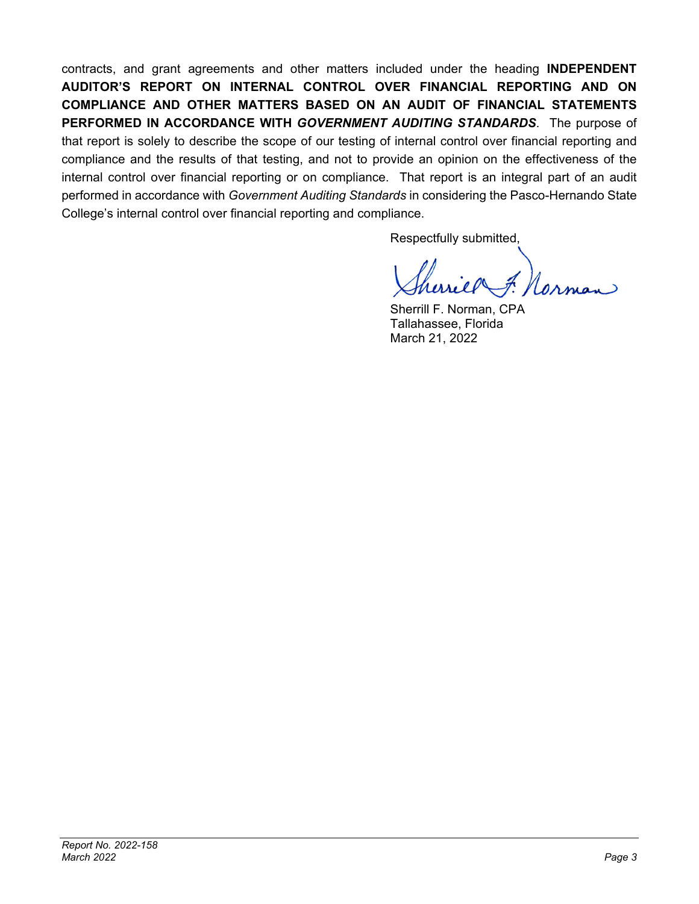contracts, and grant agreements and other matters included under the heading **INDEPENDENT AUDITOR'S REPORT ON INTERNAL CONTROL OVER FINANCIAL REPORTING AND ON COMPLIANCE AND OTHER MATTERS BASED ON AN AUDIT OF FINANCIAL STATEMENTS PERFORMED IN ACCORDANCE WITH *GOVERNMENT AUDITING STANDARDS***. The purpose of that report is solely to describe the scope of our testing of internal control over financial reporting and compliance and the results of that testing, and not to provide an opinion on the effectiveness of the internal control over financial reporting or on compliance. That report is an integral part of an audit performed in accordance with *Government Auditing Standards* in considering the Pasco-Hernando State College's internal control over financial reporting and compliance.

Respectfully submitted,

Sherrill F. Norman, CPA
Tallahassee, Florida
March 21, 2022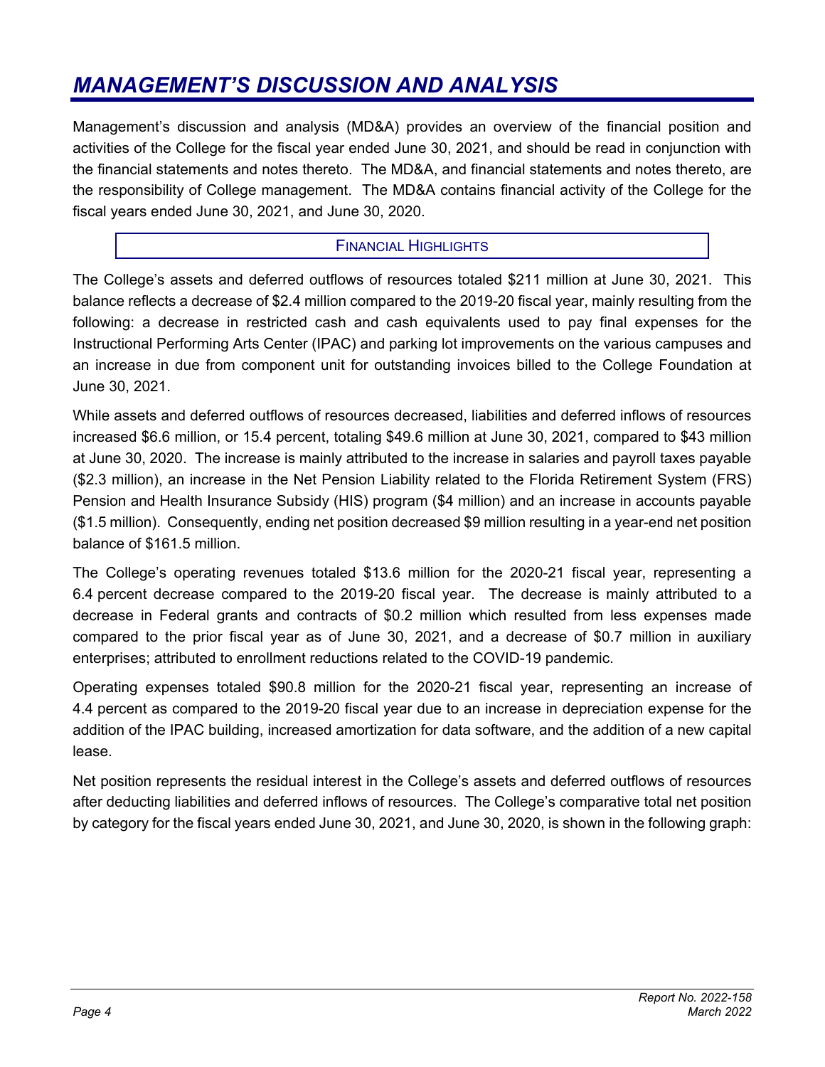# *MANAGEMENT'S DISCUSSION AND ANALYSIS*

Management's discussion and analysis (MD&A) provides an overview of the financial position and activities of the College for the fiscal year ended June 30, 2021, and should be read in conjunction with the financial statements and notes thereto. The MD&A, and financial statements and notes thereto, are the responsibility of College management. The MD&A contains financial activity of the College for the fiscal years ended June 30, 2021, and June 30, 2020.

## FINANCIAL HIGHLIGHTS

The College's assets and deferred outflows of resources totaled $211 million at June 30, 2021. This balance reflects a decrease of $2.4 million compared to the 2019-20 fiscal year, mainly resulting from the following: a decrease in restricted cash and cash equivalents used to pay final expenses for the Instructional Performing Arts Center (IPAC) and parking lot improvements on the various campuses and an increase in due from component unit for outstanding invoices billed to the College Foundation at June 30, 2021.

While assets and deferred outflows of resources decreased, liabilities and deferred inflows of resources increased $6.6 million, or 15.4 percent, totaling $49.6 million at June 30, 2021, compared to $43 million at June 30, 2020. The increase is mainly attributed to the increase in salaries and payroll taxes payable ($2.3 million), an increase in the Net Pension Liability related to the Florida Retirement System (FRS) Pension and Health Insurance Subsidy (HIS) program ($4 million) and an increase in accounts payable ($1.5 million). Consequently, ending net position decreased $9 million resulting in a year-end net position balance of $161.5 million.

The College's operating revenues totaled $13.6 million for the 2020-21 fiscal year, representing a 6.4 percent decrease compared to the 2019-20 fiscal year. The decrease is mainly attributed to a decrease in Federal grants and contracts of $0.2 million which resulted from less expenses made compared to the prior fiscal year as of June 30, 2021, and a decrease of $0.7 million in auxiliary enterprises; attributed to enrollment reductions related to the COVID-19 pandemic.

Operating expenses totaled $90.8 million for the 2020-21 fiscal year, representing an increase of 4.4 percent as compared to the 2019-20 fiscal year due to an increase in depreciation expense for the addition of the IPAC building, increased amortization for data software, and the addition of a new capital lease.

Net position represents the residual interest in the College's assets and deferred outflows of resources after deducting liabilities and deferred inflows of resources. The College's comparative total net position by category for the fiscal years ended June 30, 2021, and June 30, 2020, is shown in the following graph: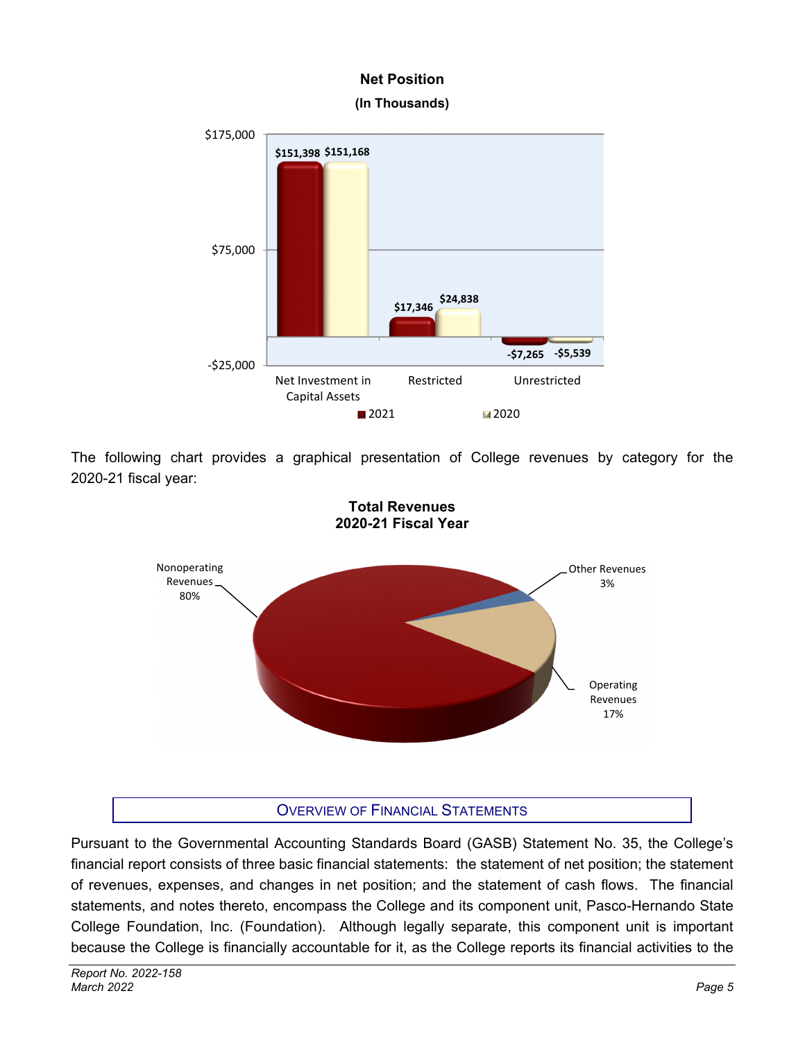**Net Position**
**(In Thousands)**

| | 2021 | 2020 |
|---|---|---|
| Net Investment in Capital Assets | $151,398 | $151,168 |
| Restricted | $17,346 | $24,838 |
| Unrestricted | -$7,265 | -$5,539 |

The following chart provides a graphical presentation of College revenues by category for the 2020-21 fiscal year:

**Total Revenues**
**2020-21 Fiscal Year**

| Category | Percentage |
|---|---|
| Nonoperating Revenues | 80% |
| Operating Revenues | 17% |
| Other Revenues | 3% |

## OVERVIEW OF FINANCIAL STATEMENTS

Pursuant to the Governmental Accounting Standards Board (GASB) Statement No. 35, the College's financial report consists of three basic financial statements: the statement of net position; the statement of revenues, expenses, and changes in net position; and the statement of cash flows. The financial statements, and notes thereto, encompass the College and its component unit, Pasco-Hernando State College Foundation, Inc. (Foundation). Although legally separate, this component unit is important because the College is financially accountable for it, as the College reports its financial activities to the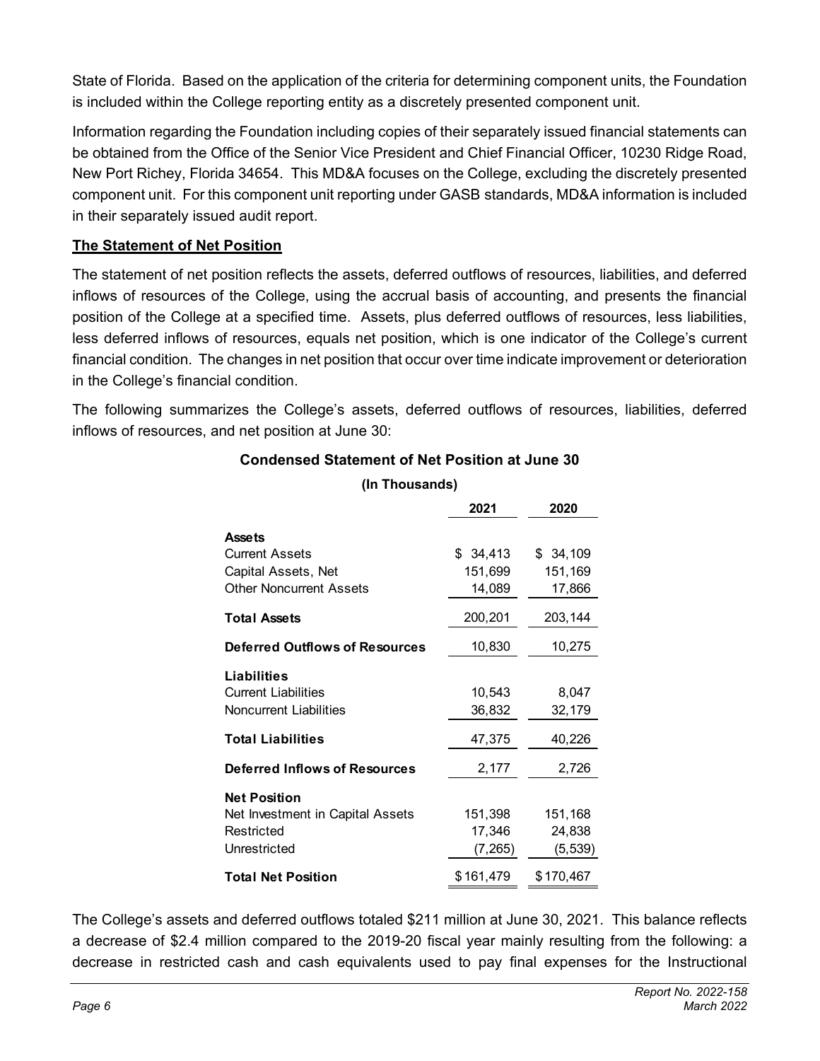State of Florida. Based on the application of the criteria for determining component units, the Foundation is included within the College reporting entity as a discretely presented component unit.

Information regarding the Foundation including copies of their separately issued financial statements can be obtained from the Office of the Senior Vice President and Chief Financial Officer, 10230 Ridge Road, New Port Richey, Florida 34654. This MD&A focuses on the College, excluding the discretely presented component unit. For this component unit reporting under GASB standards, MD&A information is included in their separately issued audit report.

**The Statement of Net Position**

The statement of net position reflects the assets, deferred outflows of resources, liabilities, and deferred inflows of resources of the College, using the accrual basis of accounting, and presents the financial position of the College at a specified time. Assets, plus deferred outflows of resources, less liabilities, less deferred inflows of resources, equals net position, which is one indicator of the College's current financial condition. The changes in net position that occur over time indicate improvement or deterioration in the College's financial condition.

The following summarizes the College's assets, deferred outflows of resources, liabilities, deferred inflows of resources, and net position at June 30:

**Condensed Statement of Net Position at June 30**

**(In Thousands)**

| | 2021 | 2020 |
|---|---|---|
| **Assets** | | |
| Current Assets | $ 34,413 | $ 34,109 |
| Capital Assets, Net | 151,699 | 151,169 |
| Other Noncurrent Assets | 14,089 | 17,866 |
| **Total Assets** | 200,201 | 203,144 |
| **Deferred Outflows of Resources** | 10,830 | 10,275 |
| **Liabilities** | | |
| Current Liabilities | 10,543 | 8,047 |
| Noncurrent Liabilities | 36,832 | 32,179 |
| **Total Liabilities** | 47,375 | 40,226 |
| **Deferred Inflows of Resources** | 2,177 | 2,726 |
| **Net Position** | | |
| Net Investment in Capital Assets | 151,398 | 151,168 |
| Restricted | 17,346 | 24,838 |
| Unrestricted | (7,265) | (5,539) |
| **Total Net Position** | $ 161,479 | $ 170,467 |

The College's assets and deferred outflows totaled $211 million at June 30, 2021. This balance reflects a decrease of $2.4 million compared to the 2019-20 fiscal year mainly resulting from the following: a decrease in restricted cash and cash equivalents used to pay final expenses for the Instructional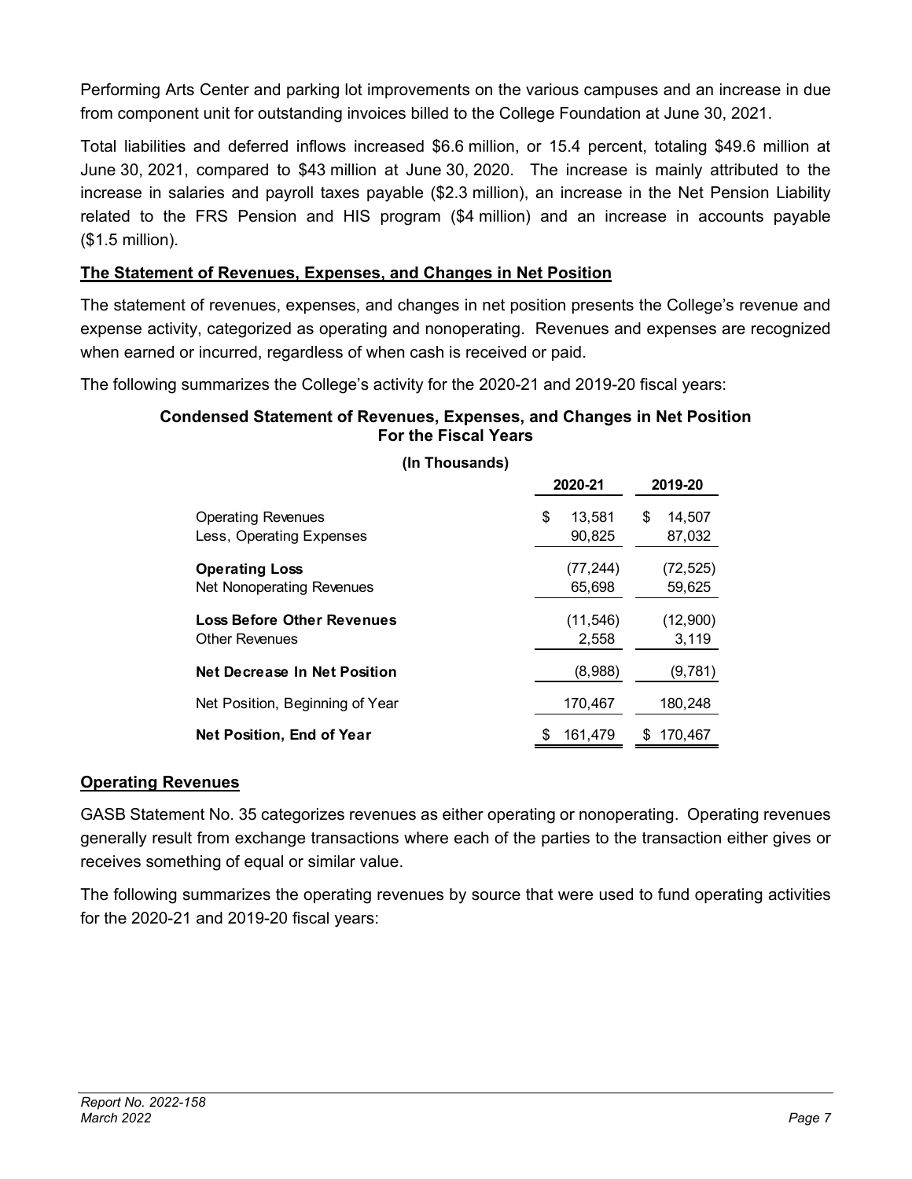Performing Arts Center and parking lot improvements on the various campuses and an increase in due from component unit for outstanding invoices billed to the College Foundation at June 30, 2021.

Total liabilities and deferred inflows increased $6.6 million, or 15.4 percent, totaling $49.6 million at June 30, 2021, compared to $43 million at June 30, 2020. The increase is mainly attributed to the increase in salaries and payroll taxes payable ($2.3 million), an increase in the Net Pension Liability related to the FRS Pension and HIS program ($4 million) and an increase in accounts payable ($1.5 million).

**The Statement of Revenues, Expenses, and Changes in Net Position**

The statement of revenues, expenses, and changes in net position presents the College's revenue and expense activity, categorized as operating and nonoperating. Revenues and expenses are recognized when earned or incurred, regardless of when cash is received or paid.

The following summarizes the College's activity for the 2020-21 and 2019-20 fiscal years:

**Condensed Statement of Revenues, Expenses, and Changes in Net Position For the Fiscal Years**

**(In Thousands)**

| | 2020-21 | 2019-20 |
|---|---|---|
| Operating Revenues | $ 13,581 | $ 14,507 |
| Less, Operating Expenses | 90,825 | 87,032 |
| **Operating Loss** | (77,244) | (72,525) |
| Net Nonoperating Revenues | 65,698 | 59,625 |
| **Loss Before Other Revenues** | (11,546) | (12,900) |
| Other Revenues | 2,558 | 3,119 |
| **Net Decrease In Net Position** | (8,988) | (9,781) |
| Net Position, Beginning of Year | 170,467 | 180,248 |
| **Net Position, End of Year** | $ 161,479 | $ 170,467 |

**Operating Revenues**

GASB Statement No. 35 categorizes revenues as either operating or nonoperating. Operating revenues generally result from exchange transactions where each of the parties to the transaction either gives or receives something of equal or similar value.

The following summarizes the operating revenues by source that were used to fund operating activities for the 2020-21 and 2019-20 fiscal years: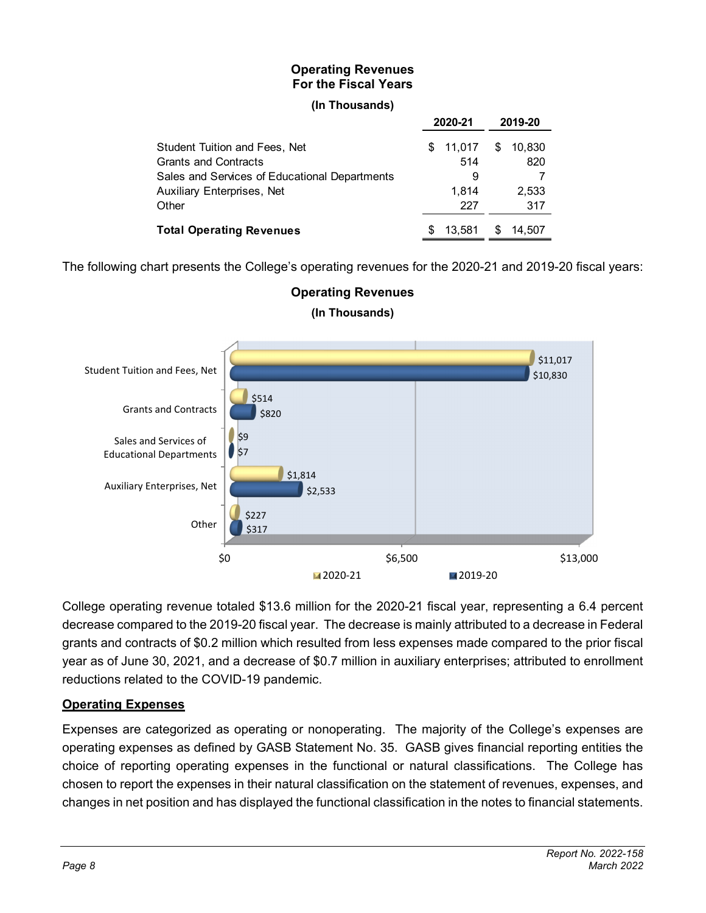**Operating Revenues**
**For the Fiscal Years**

**(In Thousands)**

| | 2020-21 | 2019-20 |
|---|---|---|
| Student Tuition and Fees, Net | $ 11,017 | $ 10,830 |
| Grants and Contracts | 514 | 820 |
| Sales and Services of Educational Departments | 9 | 7 |
| Auxiliary Enterprises, Net | 1,814 | 2,533 |
| Other | 227 | 317 |
| **Total Operating Revenues** | $ 13,581 | $ 14,507 |

The following chart presents the College's operating revenues for the 2020-21 and 2019-20 fiscal years:

**Operating Revenues**

**(In Thousands)**

| | 2020-21 | 2019-20 |
|---|---|---|
| Student Tuition and Fees, Net | $11,017 | $10,830 |
| Grants and Contracts | $514 | $820 |
| Sales and Services of Educational Departments | $9 | $7 |
| Auxiliary Enterprises, Net | $1,814 | $2,533 |
| Other | $227 | $317 |

College operating revenue totaled $13.6 million for the 2020-21 fiscal year, representing a 6.4 percent decrease compared to the 2019-20 fiscal year. The decrease is mainly attributed to a decrease in Federal grants and contracts of $0.2 million which resulted from less expenses made compared to the prior fiscal year as of June 30, 2021, and a decrease of $0.7 million in auxiliary enterprises; attributed to enrollment reductions related to the COVID-19 pandemic.

## Operating Expenses

Expenses are categorized as operating or nonoperating. The majority of the College's expenses are operating expenses as defined by GASB Statement No. 35. GASB gives financial reporting entities the choice of reporting operating expenses in the functional or natural classifications. The College has chosen to report the expenses in their natural classification on the statement of revenues, expenses, and changes in net position and has displayed the functional classification in the notes to financial statements.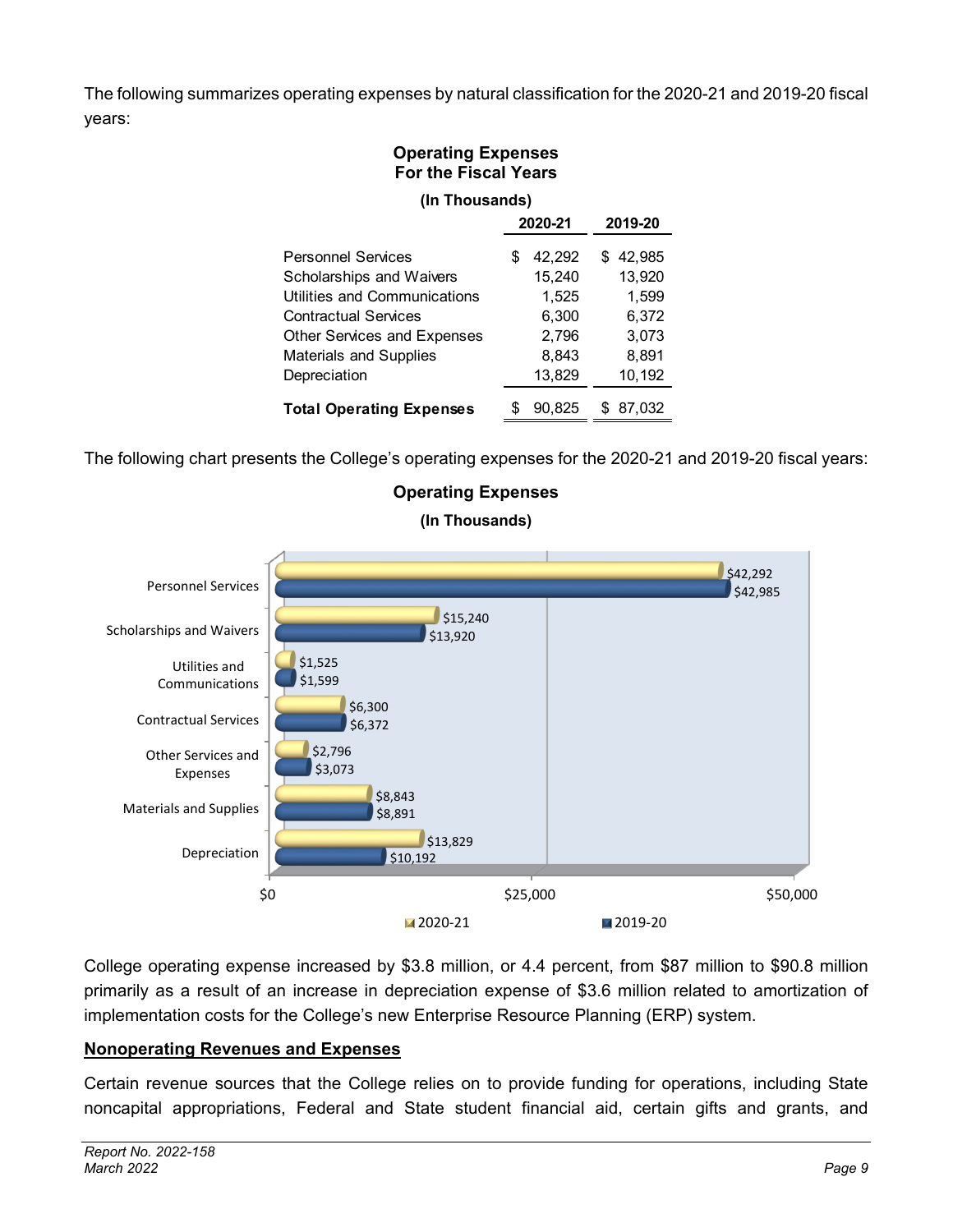The following summarizes operating expenses by natural classification for the 2020-21 and 2019-20 fiscal years:

**Operating Expenses**
**For the Fiscal Years**

**(In Thousands)**

| | 2020-21 | 2019-20 |
|---|---|---|
| Personnel Services | $ 42,292 | $ 42,985 |
| Scholarships and Waivers | 15,240 | 13,920 |
| Utilities and Communications | 1,525 | 1,599 |
| Contractual Services | 6,300 | 6,372 |
| Other Services and Expenses | 2,796 | 3,073 |
| Materials and Supplies | 8,843 | 8,891 |
| Depreciation | 13,829 | 10,192 |
| **Total Operating Expenses** | $ 90,825 | $ 87,032 |

The following chart presents the College's operating expenses for the 2020-21 and 2019-20 fiscal years:

**Operating Expenses**

**(In Thousands)**

| | 2020-21 | 2019-20 |
|---|---|---|
| Personnel Services | $42,292 | $42,985 |
| Scholarships and Waivers | $15,240 | $13,920 |
| Utilities and Communications | $1,525 | $1,599 |
| Contractual Services | $6,300 | $6,372 |
| Other Services and Expenses | $2,796 | $3,073 |
| Materials and Supplies | $8,843 | $8,891 |
| Depreciation | $13,829 | $10,192 |

College operating expense increased by $3.8 million, or 4.4 percent, from $87 million to $90.8 million primarily as a result of an increase in depreciation expense of $3.6 million related to amortization of implementation costs for the College's new Enterprise Resource Planning (ERP) system.

**Nonoperating Revenues and Expenses**

Certain revenue sources that the College relies on to provide funding for operations, including State noncapital appropriations, Federal and State student financial aid, certain gifts and grants, and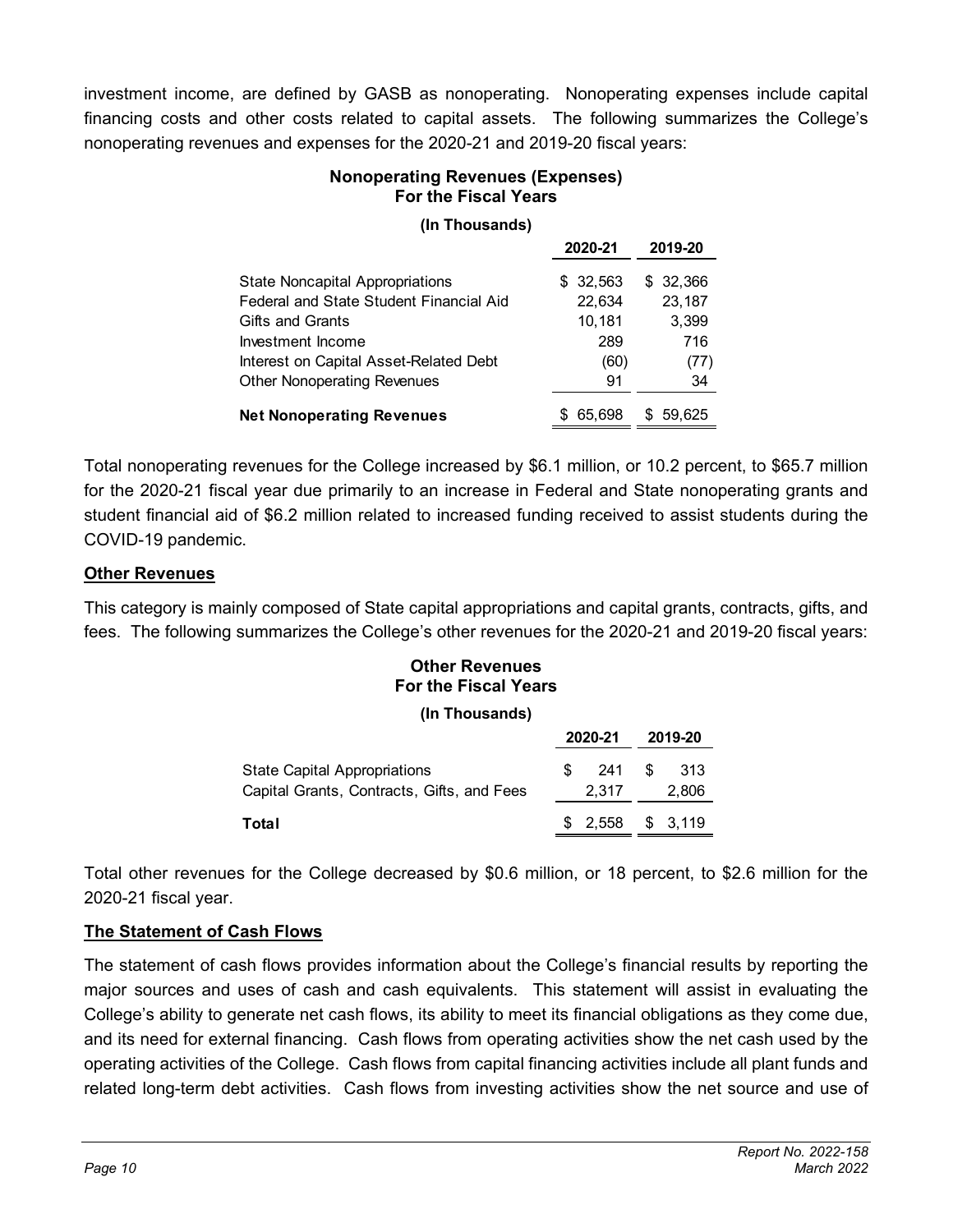investment income, are defined by GASB as nonoperating. Nonoperating expenses include capital financing costs and other costs related to capital assets. The following summarizes the College's nonoperating revenues and expenses for the 2020-21 and 2019-20 fiscal years:

**Nonoperating Revenues (Expenses)**
**For the Fiscal Years**

**(In Thousands)**

| | 2020-21 | 2019-20 |
|---|---|---|
| State Noncapital Appropriations | $ 32,563 | $ 32,366 |
| Federal and State Student Financial Aid | 22,634 | 23,187 |
| Gifts and Grants | 10,181 | 3,399 |
| Investment Income | 289 | 716 |
| Interest on Capital Asset-Related Debt | (60) | (77) |
| Other Nonoperating Revenues | 91 | 34 |
| **Net Nonoperating Revenues** | $ 65,698 | $ 59,625 |

Total nonoperating revenues for the College increased by $6.1 million, or 10.2 percent, to $65.7 million for the 2020-21 fiscal year due primarily to an increase in Federal and State nonoperating grants and student financial aid of $6.2 million related to increased funding received to assist students during the COVID-19 pandemic.

**Other Revenues**

This category is mainly composed of State capital appropriations and capital grants, contracts, gifts, and fees. The following summarizes the College's other revenues for the 2020-21 and 2019-20 fiscal years:

**Other Revenues**
**For the Fiscal Years**

**(In Thousands)**

| | 2020-21 | 2019-20 |
|---|---|---|
| State Capital Appropriations | $ 241 | $ 313 |
| Capital Grants, Contracts, Gifts, and Fees | 2,317 | 2,806 |
| **Total** | $ 2,558 | $ 3,119 |

Total other revenues for the College decreased by $0.6 million, or 18 percent, to $2.6 million for the 2020-21 fiscal year.

**The Statement of Cash Flows**

The statement of cash flows provides information about the College's financial results by reporting the major sources and uses of cash and cash equivalents. This statement will assist in evaluating the College's ability to generate net cash flows, its ability to meet its financial obligations as they come due, and its need for external financing. Cash flows from operating activities show the net cash used by the operating activities of the College. Cash flows from capital financing activities include all plant funds and related long-term debt activities. Cash flows from investing activities show the net source and use of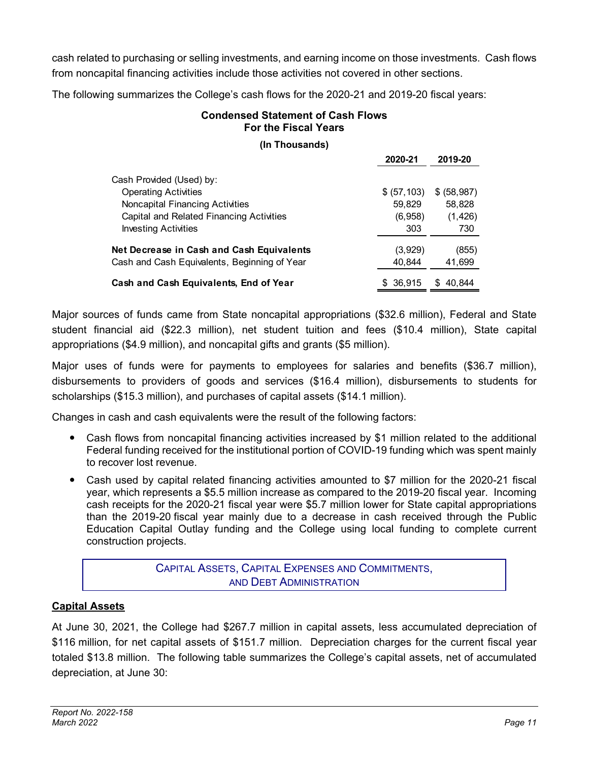cash related to purchasing or selling investments, and earning income on those investments. Cash flows from noncapital financing activities include those activities not covered in other sections.

The following summarizes the College's cash flows for the 2020-21 and 2019-20 fiscal years:

**Condensed Statement of Cash Flows**
**For the Fiscal Years**

**(In Thousands)**

| | 2020-21 | 2019-20 |
|---|---|---|
| Cash Provided (Used) by: | | |
| Operating Activities | $ (57,103) | $ (58,987) |
| Noncapital Financing Activities | 59,829 | 58,828 |
| Capital and Related Financing Activities | (6,958) | (1,426) |
| Investing Activities | 303 | 730 |
| **Net Decrease in Cash and Cash Equivalents** | (3,929) | (855) |
| Cash and Cash Equivalents, Beginning of Year | 40,844 | 41,699 |
| **Cash and Cash Equivalents, End of Year** | $ 36,915 | $ 40,844 |

Major sources of funds came from State noncapital appropriations ($32.6 million), Federal and State student financial aid ($22.3 million), net student tuition and fees ($10.4 million), State capital appropriations ($4.9 million), and noncapital gifts and grants ($5 million).

Major uses of funds were for payments to employees for salaries and benefits ($36.7 million), disbursements to providers of goods and services ($16.4 million), disbursements to students for scholarships ($15.3 million), and purchases of capital assets ($14.1 million).

Changes in cash and cash equivalents were the result of the following factors:

- Cash flows from noncapital financing activities increased by $1 million related to the additional Federal funding received for the institutional portion of COVID-19 funding which was spent mainly to recover lost revenue.
- Cash used by capital related financing activities amounted to $7 million for the 2020-21 fiscal year, which represents a $5.5 million increase as compared to the 2019-20 fiscal year. Incoming cash receipts for the 2020-21 fiscal year were $5.7 million lower for State capital appropriations than the 2019-20 fiscal year mainly due to a decrease in cash received through the Public Education Capital Outlay funding and the College using local funding to complete current construction projects.

## Capital Assets, Capital Expenses and Commitments, and Debt Administration

### Capital Assets

At June 30, 2021, the College had $267.7 million in capital assets, less accumulated depreciation of $116 million, for net capital assets of $151.7 million. Depreciation charges for the current fiscal year totaled $13.8 million. The following table summarizes the College's capital assets, net of accumulated depreciation, at June 30: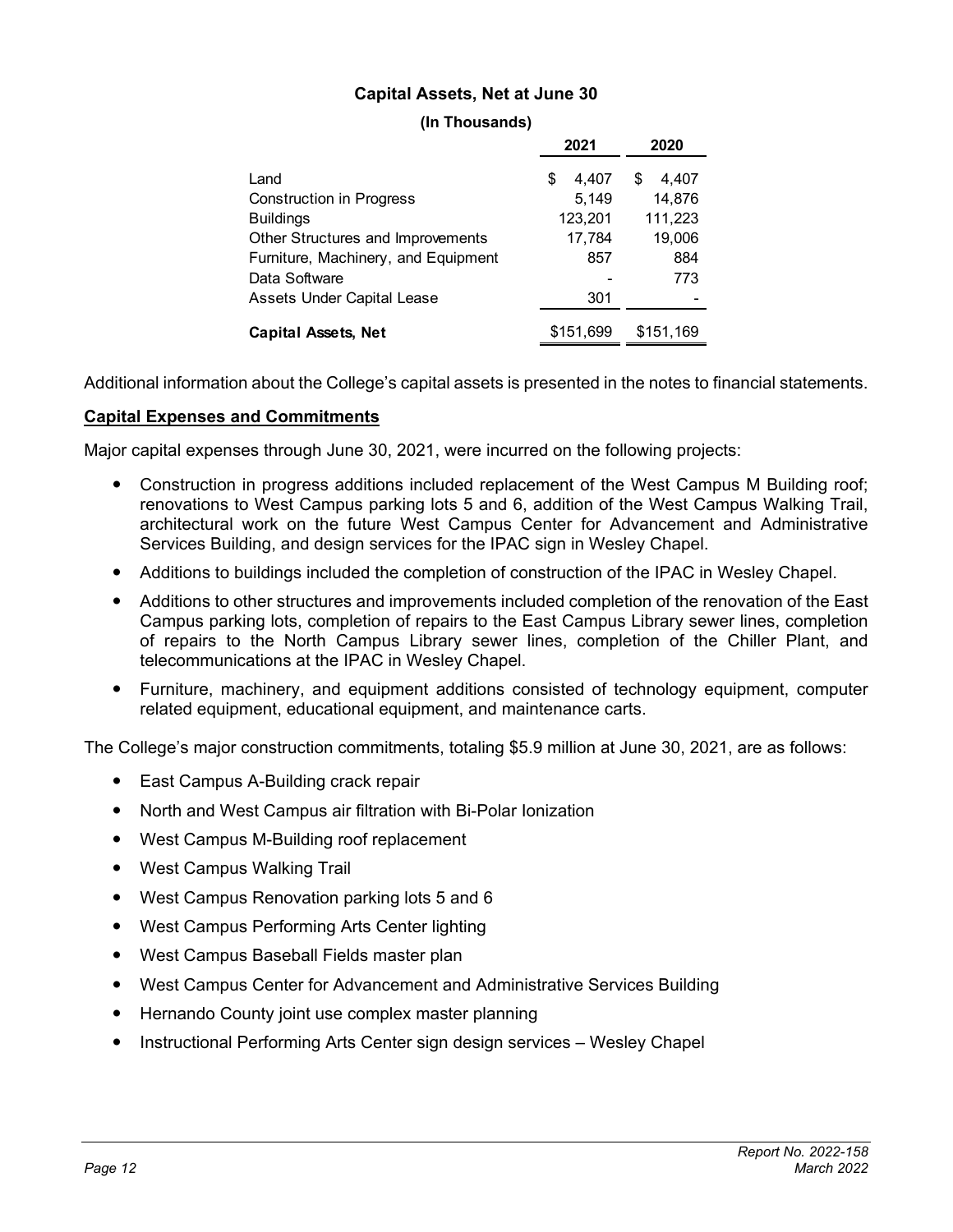**Capital Assets, Net at June 30**

**(In Thousands)**

| | 2021 | 2020 |
|---|---|---|
| Land | $ 4,407 | $ 4,407 |
| Construction in Progress | 5,149 | 14,876 |
| Buildings | 123,201 | 111,223 |
| Other Structures and Improvements | 17,784 | 19,006 |
| Furniture, Machinery, and Equipment | 857 | 884 |
| Data Software | - | 773 |
| Assets Under Capital Lease | 301 | - |
| **Capital Assets, Net** | $151,699 | $151,169 |

Additional information about the College's capital assets is presented in the notes to financial statements.

**Capital Expenses and Commitments**

Major capital expenses through June 30, 2021, were incurred on the following projects:

- Construction in progress additions included replacement of the West Campus M Building roof; renovations to West Campus parking lots 5 and 6, addition of the West Campus Walking Trail, architectural work on the future West Campus Center for Advancement and Administrative Services Building, and design services for the IPAC sign in Wesley Chapel.
- Additions to buildings included the completion of construction of the IPAC in Wesley Chapel.
- Additions to other structures and improvements included completion of the renovation of the East Campus parking lots, completion of repairs to the East Campus Library sewer lines, completion of repairs to the North Campus Library sewer lines, completion of the Chiller Plant, and telecommunications at the IPAC in Wesley Chapel.
- Furniture, machinery, and equipment additions consisted of technology equipment, computer related equipment, educational equipment, and maintenance carts.

The College's major construction commitments, totaling $5.9 million at June 30, 2021, are as follows:

- East Campus A-Building crack repair
- North and West Campus air filtration with Bi-Polar Ionization
- West Campus M-Building roof replacement
- West Campus Walking Trail
- West Campus Renovation parking lots 5 and 6
- West Campus Performing Arts Center lighting
- West Campus Baseball Fields master plan
- West Campus Center for Advancement and Administrative Services Building
- Hernando County joint use complex master planning
- Instructional Performing Arts Center sign design services – Wesley Chapel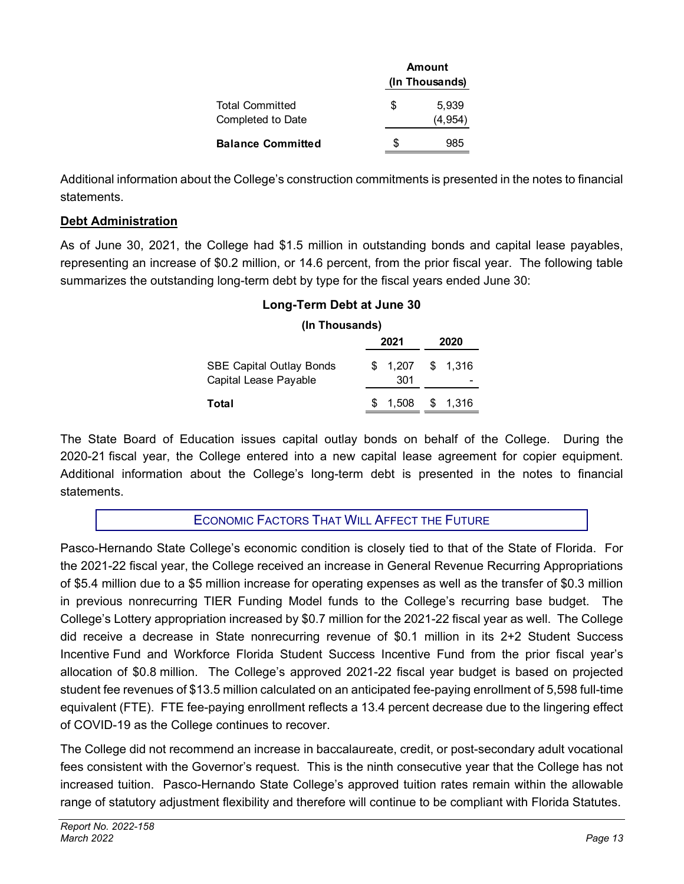| | Amount (In Thousands) |
|---|---|
| Total Committed | $ 5,939 |
| Completed to Date | (4,954) |
| **Balance Committed** | $ 985 |

Additional information about the College's construction commitments is presented in the notes to financial statements.

**Debt Administration**

As of June 30, 2021, the College had $1.5 million in outstanding bonds and capital lease payables, representing an increase of $0.2 million, or 14.6 percent, from the prior fiscal year. The following table summarizes the outstanding long-term debt by type for the fiscal years ended June 30:

**Long-Term Debt at June 30**

**(In Thousands)**

| | 2021 | 2020 |
|---|---|---|
| SBE Capital Outlay Bonds | $ 1,207 | $ 1,316 |
| Capital Lease Payable | 301 | - |
| **Total** | $ 1,508 | $ 1,316 |

The State Board of Education issues capital outlay bonds on behalf of the College. During the 2020-21 fiscal year, the College entered into a new capital lease agreement for copier equipment. Additional information about the College's long-term debt is presented in the notes to financial statements.

## ECONOMIC FACTORS THAT WILL AFFECT THE FUTURE

Pasco-Hernando State College's economic condition is closely tied to that of the State of Florida. For the 2021-22 fiscal year, the College received an increase in General Revenue Recurring Appropriations of $5.4 million due to a $5 million increase for operating expenses as well as the transfer of $0.3 million in previous nonrecurring TIER Funding Model funds to the College's recurring base budget. The College's Lottery appropriation increased by $0.7 million for the 2021-22 fiscal year as well. The College did receive a decrease in State nonrecurring revenue of $0.1 million in its 2+2 Student Success Incentive Fund and Workforce Florida Student Success Incentive Fund from the prior fiscal year's allocation of $0.8 million. The College's approved 2021-22 fiscal year budget is based on projected student fee revenues of $13.5 million calculated on an anticipated fee-paying enrollment of 5,598 full-time equivalent (FTE). FTE fee-paying enrollment reflects a 13.4 percent decrease due to the lingering effect of COVID-19 as the College continues to recover.

The College did not recommend an increase in baccalaureate, credit, or post-secondary adult vocational fees consistent with the Governor's request. This is the ninth consecutive year that the College has not increased tuition. Pasco-Hernando State College's approved tuition rates remain within the allowable range of statutory adjustment flexibility and therefore will continue to be compliant with Florida Statutes.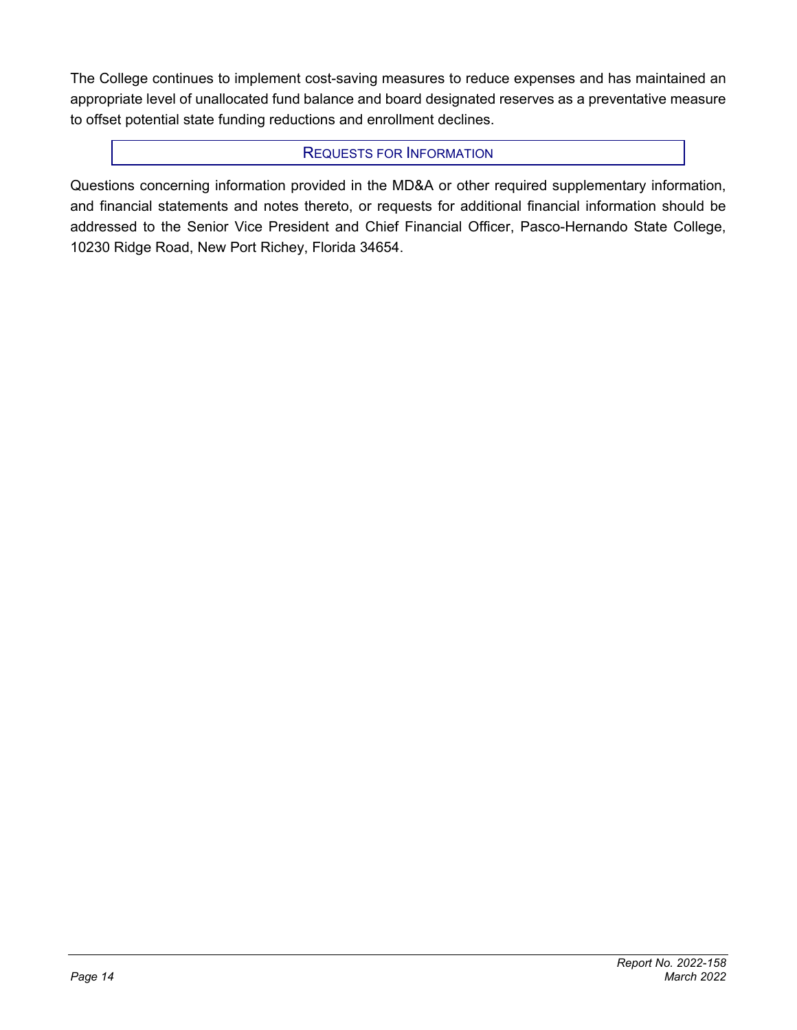The College continues to implement cost-saving measures to reduce expenses and has maintained an appropriate level of unallocated fund balance and board designated reserves as a preventative measure to offset potential state funding reductions and enrollment declines.

## REQUESTS FOR INFORMATION

Questions concerning information provided in the MD&A or other required supplementary information, and financial statements and notes thereto, or requests for additional financial information should be addressed to the Senior Vice President and Chief Financial Officer, Pasco-Hernando State College, 10230 Ridge Road, New Port Richey, Florida 34654.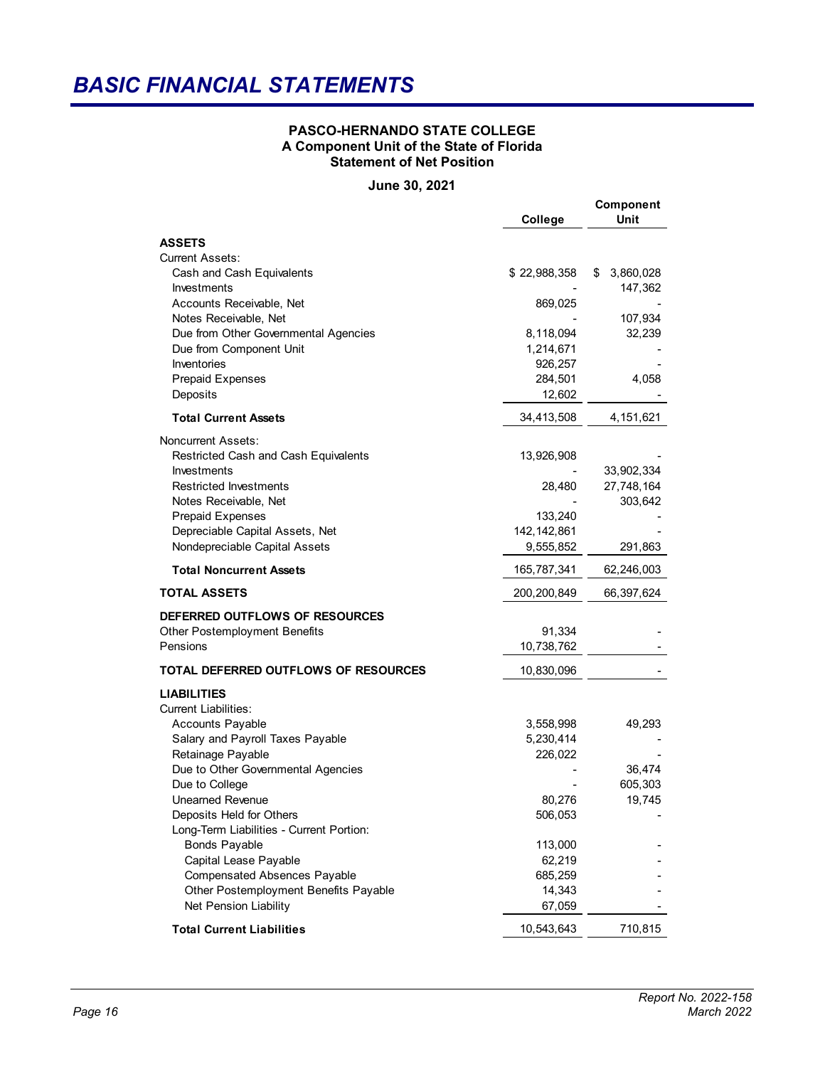# BASIC FINANCIAL STATEMENTS

**PASCO-HERNANDO STATE COLLEGE**
**A Component Unit of the State of Florida**
**Statement of Net Position**

**June 30, 2021**

| | College | Component Unit |
|---|---|---|
| **ASSETS** | | |
| Current Assets: | | |
| Cash and Cash Equivalents | $ 22,988,358 | $ 3,860,028 |
| Investments | - | 147,362 |
| Accounts Receivable, Net | 869,025 | - |
| Notes Receivable, Net | - | 107,934 |
| Due from Other Governmental Agencies | 8,118,094 | 32,239 |
| Due from Component Unit | 1,214,671 | - |
| Inventories | 926,257 | - |
| Prepaid Expenses | 284,501 | 4,058 |
| Deposits | 12,602 | - |
| **Total Current Assets** | 34,413,508 | 4,151,621 |
| Noncurrent Assets: | | |
| Restricted Cash and Cash Equivalents | 13,926,908 | - |
| Investments | - | 33,902,334 |
| Restricted Investments | 28,480 | 27,748,164 |
| Notes Receivable, Net | - | 303,642 |
| Prepaid Expenses | 133,240 | - |
| Depreciable Capital Assets, Net | 142,142,861 | - |
| Nondepreciable Capital Assets | 9,555,852 | 291,863 |
| **Total Noncurrent Assets** | 165,787,341 | 62,246,003 |
| **TOTAL ASSETS** | 200,200,849 | 66,397,624 |
| **DEFERRED OUTFLOWS OF RESOURCES** | | |
| Other Postemployment Benefits | 91,334 | - |
| Pensions | 10,738,762 | - |
| **TOTAL DEFERRED OUTFLOWS OF RESOURCES** | 10,830,096 | - |
| **LIABILITIES** | | |
| Current Liabilities: | | |
| Accounts Payable | 3,558,998 | 49,293 |
| Salary and Payroll Taxes Payable | 5,230,414 | - |
| Retainage Payable | 226,022 | - |
| Due to Other Governmental Agencies | - | 36,474 |
| Due to College | - | 605,303 |
| Unearned Revenue | 80,276 | 19,745 |
| Deposits Held for Others | 506,053 | - |
| Long-Term Liabilities - Current Portion: | | |
| Bonds Payable | 113,000 | - |
| Capital Lease Payable | 62,219 | - |
| Compensated Absences Payable | 685,259 | - |
| Other Postemployment Benefits Payable | 14,343 | - |
| Net Pension Liability | 67,059 | - |
| **Total Current Liabilities** | 10,543,643 | 710,815 |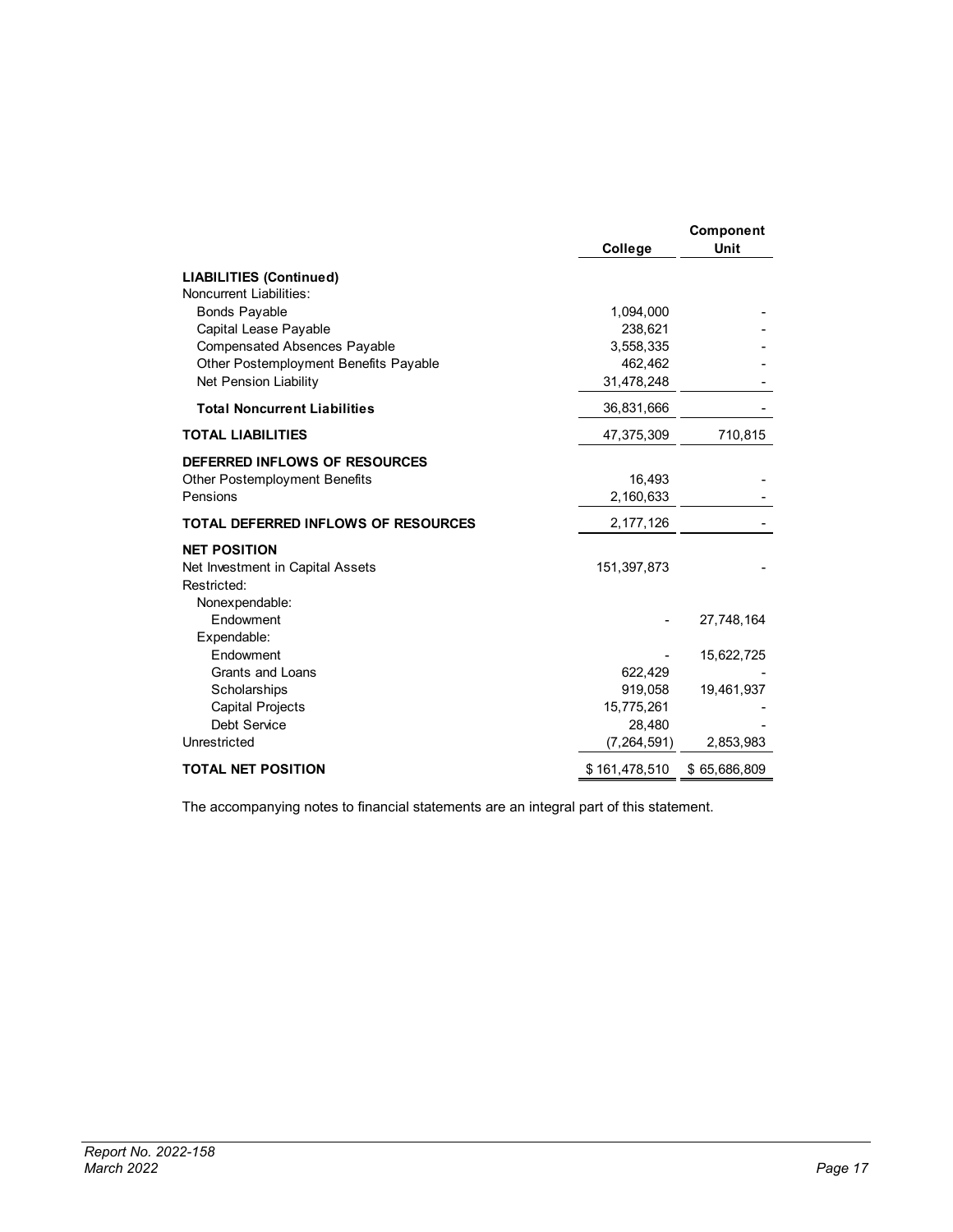| | College | Component Unit |
|---|---|---|
| **LIABILITIES (Continued)** | | |
| Noncurrent Liabilities: | | |
| Bonds Payable | 1,094,000 | - |
| Capital Lease Payable | 238,621 | - |
| Compensated Absences Payable | 3,558,335 | - |
| Other Postemployment Benefits Payable | 462,462 | - |
| Net Pension Liability | 31,478,248 | - |
| **Total Noncurrent Liabilities** | 36,831,666 | - |
| **TOTAL LIABILITIES** | 47,375,309 | 710,815 |
| **DEFERRED INFLOWS OF RESOURCES** | | |
| Other Postemployment Benefits | 16,493 | - |
| Pensions | 2,160,633 | - |
| **TOTAL DEFERRED INFLOWS OF RESOURCES** | 2,177,126 | - |
| **NET POSITION** | | |
| Net Investment in Capital Assets | 151,397,873 | - |
| Restricted: | | |
| Nonexpendable: | | |
| Endowment | - | 27,748,164 |
| Expendable: | | |
| Endowment | - | 15,622,725 |
| Grants and Loans | 622,429 | - |
| Scholarships | 919,058 | 19,461,937 |
| Capital Projects | 15,775,261 | - |
| Debt Service | 28,480 | - |
| Unrestricted | (7,264,591) | 2,853,983 |
| **TOTAL NET POSITION** | $ 161,478,510 | $ 65,686,809 |

The accompanying notes to financial statements are an integral part of this statement.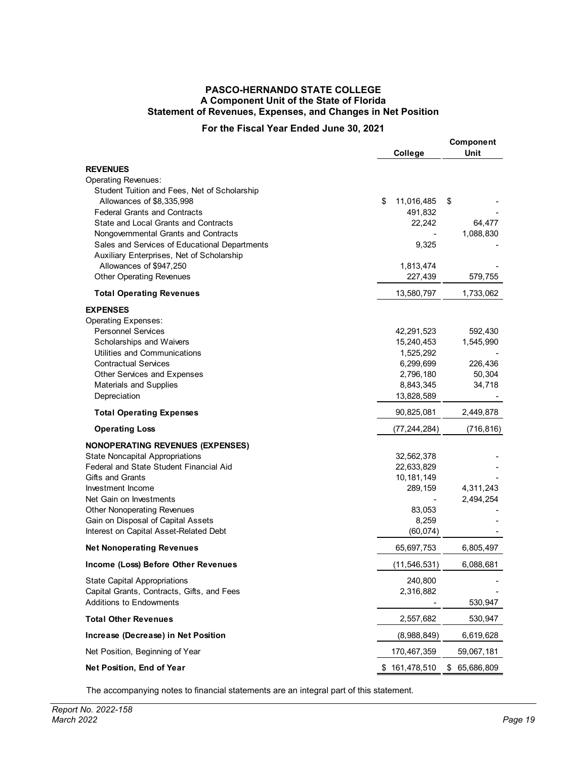# PASCO-HERNANDO STATE COLLEGE
## A Component Unit of the State of Florida
## Statement of Revenues, Expenses, and Changes in Net Position

### For the Fiscal Year Ended June 30, 2021

| | College | Component Unit |
|---|---|---|
| **REVENUES** | | |
| Operating Revenues: | | |
| Student Tuition and Fees, Net of Scholarship Allowances of $8,335,998 | $ 11,016,485 | $ - |
| Federal Grants and Contracts | 491,832 | - |
| State and Local Grants and Contracts | 22,242 | 64,477 |
| Nongovernmental Grants and Contracts | - | 1,088,830 |
| Sales and Services of Educational Departments | 9,325 | - |
| Auxiliary Enterprises, Net of Scholarship Allowances of $947,250 | 1,813,474 | - |
| Other Operating Revenues | 227,439 | 579,755 |
| **Total Operating Revenues** | 13,580,797 | 1,733,062 |
| **EXPENSES** | | |
| Operating Expenses: | | |
| Personnel Services | 42,291,523 | 592,430 |
| Scholarships and Waivers | 15,240,453 | 1,545,990 |
| Utilities and Communications | 1,525,292 | - |
| Contractual Services | 6,299,699 | 226,436 |
| Other Services and Expenses | 2,796,180 | 50,304 |
| Materials and Supplies | 8,843,345 | 34,718 |
| Depreciation | 13,828,589 | - |
| **Total Operating Expenses** | 90,825,081 | 2,449,878 |
| **Operating Loss** | (77,244,284) | (716,816) |
| **NONOPERATING REVENUES (EXPENSES)** | | |
| State Noncapital Appropriations | 32,562,378 | - |
| Federal and State Student Financial Aid | 22,633,829 | - |
| Gifts and Grants | 10,181,149 | - |
| Investment Income | 289,159 | 4,311,243 |
| Net Gain on Investments | - | 2,494,254 |
| Other Nonoperating Revenues | 83,053 | - |
| Gain on Disposal of Capital Assets | 8,259 | - |
| Interest on Capital Asset-Related Debt | (60,074) | - |
| **Net Nonoperating Revenues** | 65,697,753 | 6,805,497 |
| **Income (Loss) Before Other Revenues** | (11,546,531) | 6,088,681 |
| State Capital Appropriations | 240,800 | - |
| Capital Grants, Contracts, Gifts, and Fees | 2,316,882 | - |
| Additions to Endowments | - | 530,947 |
| **Total Other Revenues** | 2,557,682 | 530,947 |
| **Increase (Decrease) in Net Position** | (8,988,849) | 6,619,628 |
| Net Position, Beginning of Year | 170,467,359 | 59,067,181 |
| **Net Position, End of Year** | $ 161,478,510 | $ 65,686,809 |

The accompanying notes to financial statements are an integral part of this statement.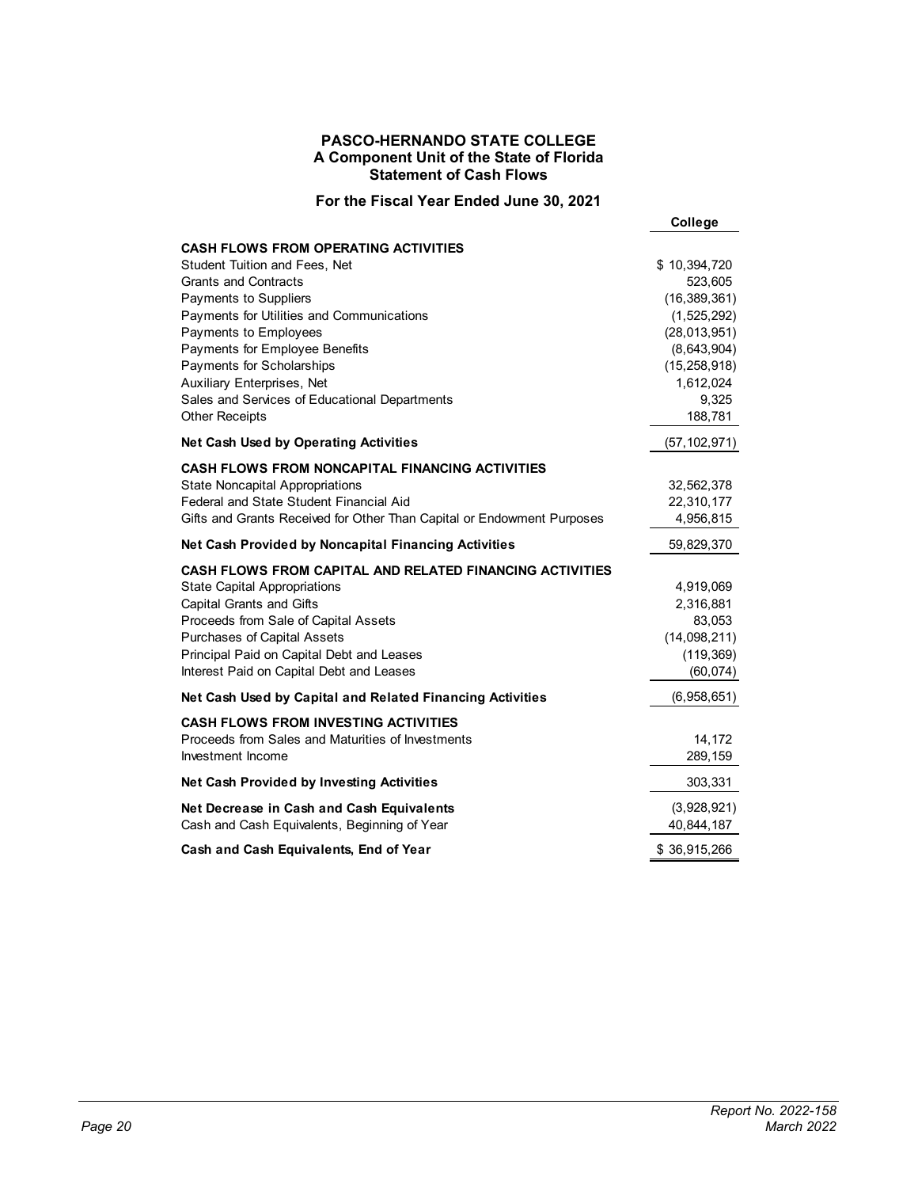**PASCO-HERNANDO STATE COLLEGE**
**A Component Unit of the State of Florida**
**Statement of Cash Flows**

**For the Fiscal Year Ended June 30, 2021**

| | College |
|---|---|
| **CASH FLOWS FROM OPERATING ACTIVITIES** | |
| Student Tuition and Fees, Net | $ 10,394,720 |
| Grants and Contracts | 523,605 |
| Payments to Suppliers | (16,389,361) |
| Payments for Utilities and Communications | (1,525,292) |
| Payments to Employees | (28,013,951) |
| Payments for Employee Benefits | (8,643,904) |
| Payments for Scholarships | (15,258,918) |
| Auxiliary Enterprises, Net | 1,612,024 |
| Sales and Services of Educational Departments | 9,325 |
| Other Receipts | 188,781 |
| **Net Cash Used by Operating Activities** | (57,102,971) |
| **CASH FLOWS FROM NONCAPITAL FINANCING ACTIVITIES** | |
| State Noncapital Appropriations | 32,562,378 |
| Federal and State Student Financial Aid | 22,310,177 |
| Gifts and Grants Received for Other Than Capital or Endowment Purposes | 4,956,815 |
| **Net Cash Provided by Noncapital Financing Activities** | 59,829,370 |
| **CASH FLOWS FROM CAPITAL AND RELATED FINANCING ACTIVITIES** | |
| State Capital Appropriations | 4,919,069 |
| Capital Grants and Gifts | 2,316,881 |
| Proceeds from Sale of Capital Assets | 83,053 |
| Purchases of Capital Assets | (14,098,211) |
| Principal Paid on Capital Debt and Leases | (119,369) |
| Interest Paid on Capital Debt and Leases | (60,074) |
| **Net Cash Used by Capital and Related Financing Activities** | (6,958,651) |
| **CASH FLOWS FROM INVESTING ACTIVITIES** | |
| Proceeds from Sales and Maturities of Investments | 14,172 |
| Investment Income | 289,159 |
| **Net Cash Provided by Investing Activities** | 303,331 |
| **Net Decrease in Cash and Cash Equivalents** | (3,928,921) |
| Cash and Cash Equivalents, Beginning of Year | 40,844,187 |
| **Cash and Cash Equivalents, End of Year** | $ 36,915,266 |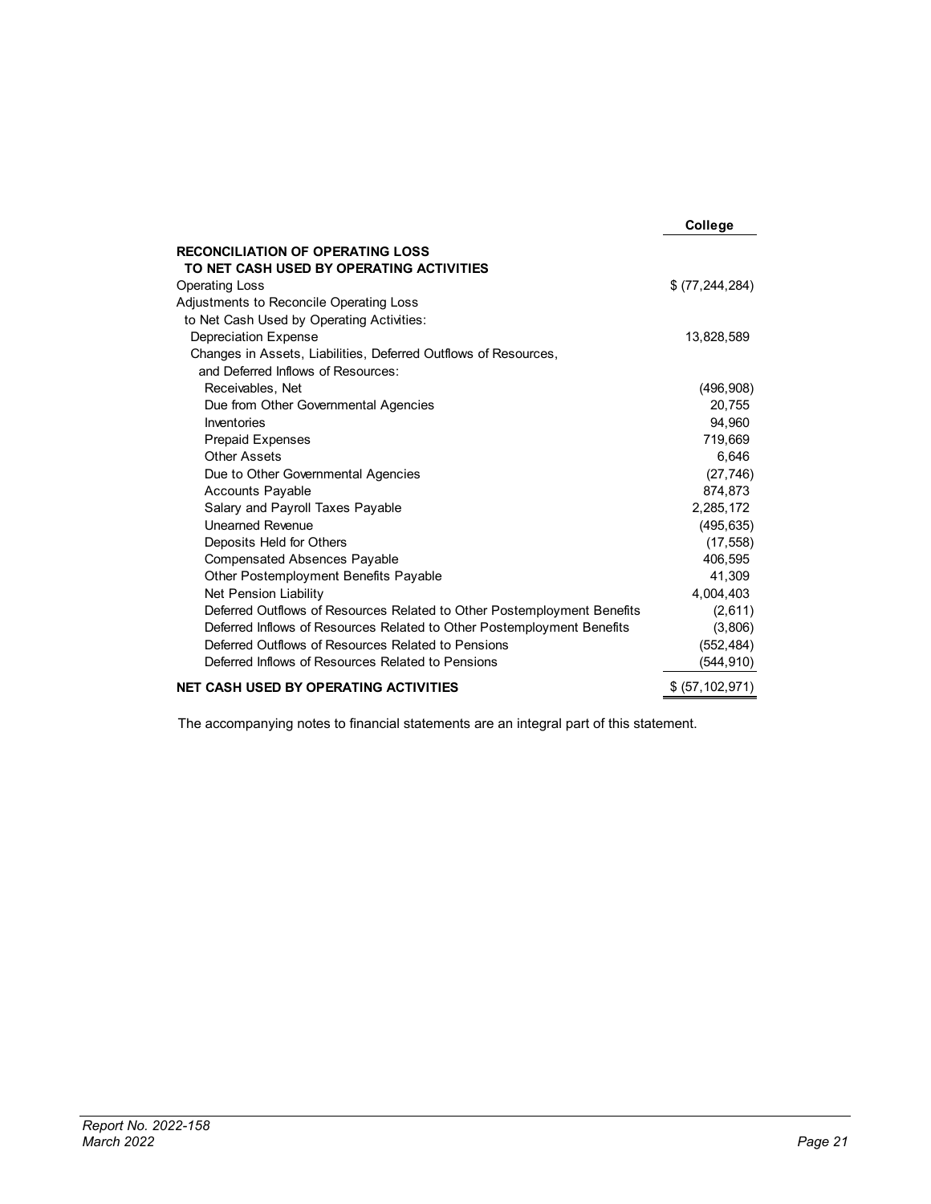| | College |
|---|---|
| **RECONCILIATION OF OPERATING LOSS TO NET CASH USED BY OPERATING ACTIVITIES** | |
| Operating Loss | $ (77,244,284) |
| Adjustments to Reconcile Operating Loss to Net Cash Used by Operating Activities: | |
| Depreciation Expense | 13,828,589 |
| Changes in Assets, Liabilities, Deferred Outflows of Resources, and Deferred Inflows of Resources: | |
| Receivables, Net | (496,908) |
| Due from Other Governmental Agencies | 20,755 |
| Inventories | 94,960 |
| Prepaid Expenses | 719,669 |
| Other Assets | 6,646 |
| Due to Other Governmental Agencies | (27,746) |
| Accounts Payable | 874,873 |
| Salary and Payroll Taxes Payable | 2,285,172 |
| Unearned Revenue | (495,635) |
| Deposits Held for Others | (17,558) |
| Compensated Absences Payable | 406,595 |
| Other Postemployment Benefits Payable | 41,309 |
| Net Pension Liability | 4,004,403 |
| Deferred Outflows of Resources Related to Other Postemployment Benefits | (2,611) |
| Deferred Inflows of Resources Related to Other Postemployment Benefits | (3,806) |
| Deferred Outflows of Resources Related to Pensions | (552,484) |
| Deferred Inflows of Resources Related to Pensions | (544,910) |
| **NET CASH USED BY OPERATING ACTIVITIES** | $ (57,102,971) |

The accompanying notes to financial statements are an integral part of this statement.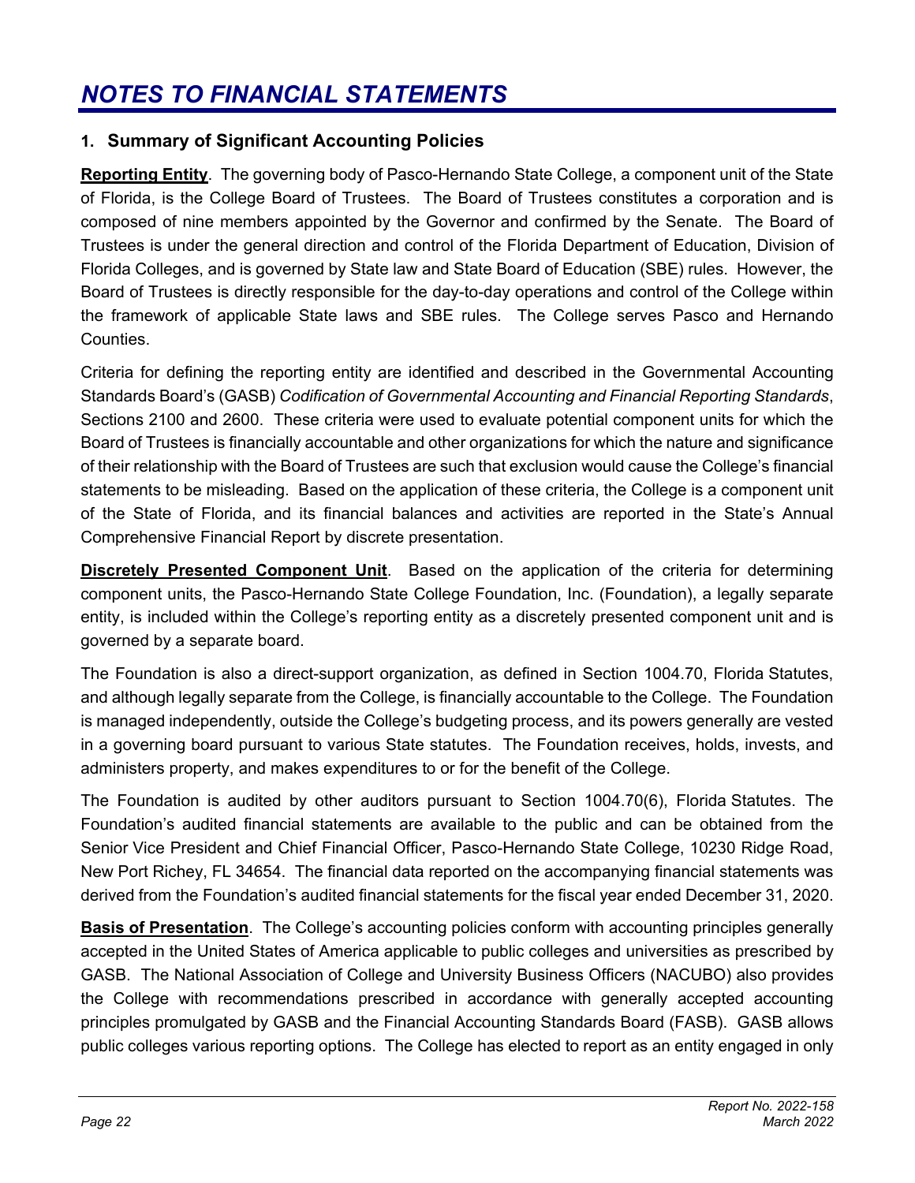# *NOTES TO FINANCIAL STATEMENTS*

## 1. Summary of Significant Accounting Policies

**Reporting Entity**. The governing body of Pasco-Hernando State College, a component unit of the State of Florida, is the College Board of Trustees. The Board of Trustees constitutes a corporation and is composed of nine members appointed by the Governor and confirmed by the Senate. The Board of Trustees is under the general direction and control of the Florida Department of Education, Division of Florida Colleges, and is governed by State law and State Board of Education (SBE) rules. However, the Board of Trustees is directly responsible for the day-to-day operations and control of the College within the framework of applicable State laws and SBE rules. The College serves Pasco and Hernando Counties.

Criteria for defining the reporting entity are identified and described in the Governmental Accounting Standards Board's (GASB) *Codification of Governmental Accounting and Financial Reporting Standards*, Sections 2100 and 2600. These criteria were used to evaluate potential component units for which the Board of Trustees is financially accountable and other organizations for which the nature and significance of their relationship with the Board of Trustees are such that exclusion would cause the College's financial statements to be misleading. Based on the application of these criteria, the College is a component unit of the State of Florida, and its financial balances and activities are reported in the State's Annual Comprehensive Financial Report by discrete presentation.

**Discretely Presented Component Unit**. Based on the application of the criteria for determining component units, the Pasco-Hernando State College Foundation, Inc. (Foundation), a legally separate entity, is included within the College's reporting entity as a discretely presented component unit and is governed by a separate board.

The Foundation is also a direct-support organization, as defined in Section 1004.70, Florida Statutes, and although legally separate from the College, is financially accountable to the College. The Foundation is managed independently, outside the College's budgeting process, and its powers generally are vested in a governing board pursuant to various State statutes. The Foundation receives, holds, invests, and administers property, and makes expenditures to or for the benefit of the College.

The Foundation is audited by other auditors pursuant to Section 1004.70(6), Florida Statutes. The Foundation's audited financial statements are available to the public and can be obtained from the Senior Vice President and Chief Financial Officer, Pasco-Hernando State College, 10230 Ridge Road, New Port Richey, FL 34654. The financial data reported on the accompanying financial statements was derived from the Foundation's audited financial statements for the fiscal year ended December 31, 2020.

**Basis of Presentation**. The College's accounting policies conform with accounting principles generally accepted in the United States of America applicable to public colleges and universities as prescribed by GASB. The National Association of College and University Business Officers (NACUBO) also provides the College with recommendations prescribed in accordance with generally accepted accounting principles promulgated by GASB and the Financial Accounting Standards Board (FASB). GASB allows public colleges various reporting options. The College has elected to report as an entity engaged in only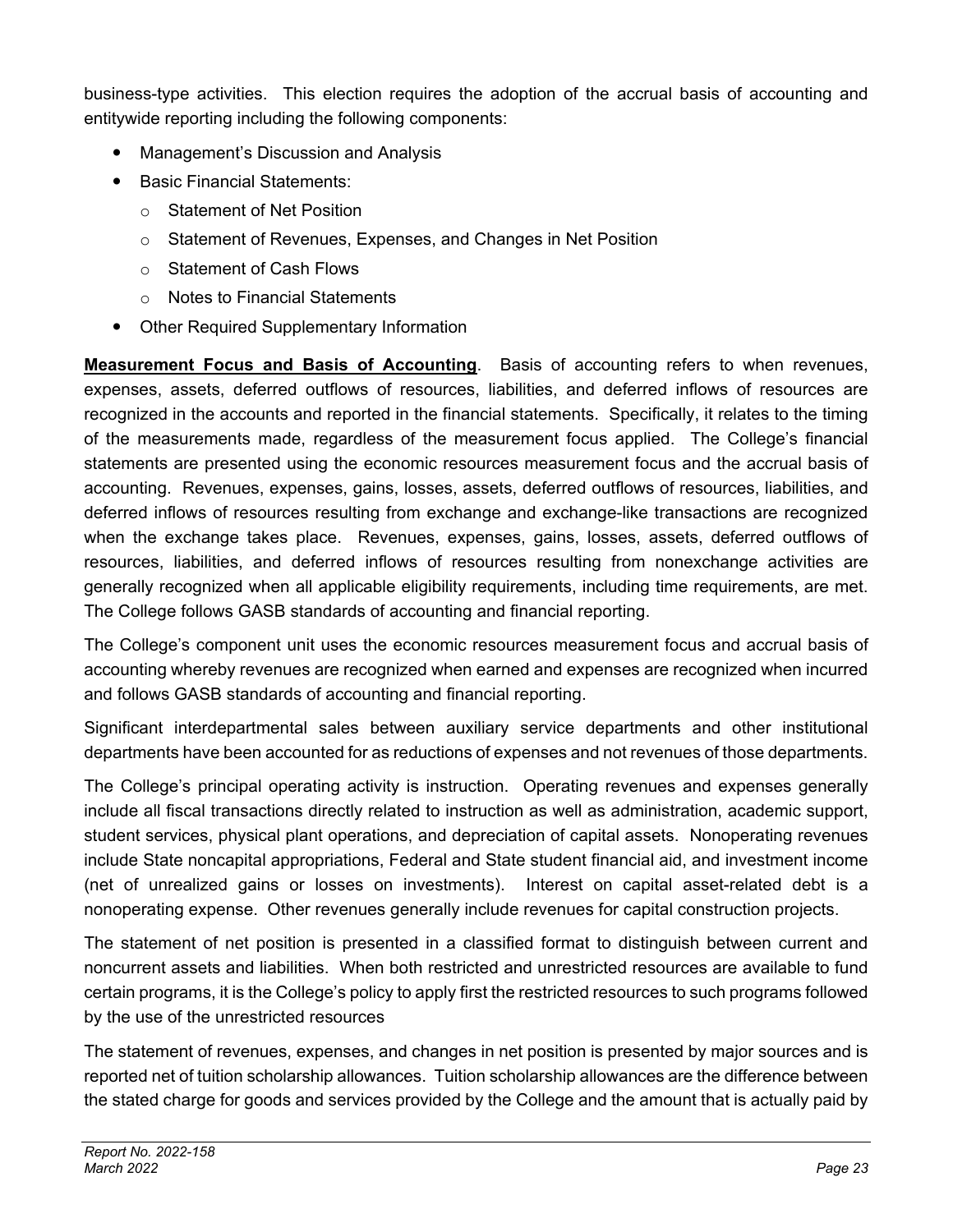business-type activities. This election requires the adoption of the accrual basis of accounting and entitywide reporting including the following components:

- Management's Discussion and Analysis
- Basic Financial Statements:
  - Statement of Net Position
  - Statement of Revenues, Expenses, and Changes in Net Position
  - Statement of Cash Flows
  - Notes to Financial Statements
- Other Required Supplementary Information

**Measurement Focus and Basis of Accounting**. Basis of accounting refers to when revenues, expenses, assets, deferred outflows of resources, liabilities, and deferred inflows of resources are recognized in the accounts and reported in the financial statements. Specifically, it relates to the timing of the measurements made, regardless of the measurement focus applied. The College's financial statements are presented using the economic resources measurement focus and the accrual basis of accounting. Revenues, expenses, gains, losses, assets, deferred outflows of resources, liabilities, and deferred inflows of resources resulting from exchange and exchange-like transactions are recognized when the exchange takes place. Revenues, expenses, gains, losses, assets, deferred outflows of resources, liabilities, and deferred inflows of resources resulting from nonexchange activities are generally recognized when all applicable eligibility requirements, including time requirements, are met. The College follows GASB standards of accounting and financial reporting.

The College's component unit uses the economic resources measurement focus and accrual basis of accounting whereby revenues are recognized when earned and expenses are recognized when incurred and follows GASB standards of accounting and financial reporting.

Significant interdepartmental sales between auxiliary service departments and other institutional departments have been accounted for as reductions of expenses and not revenues of those departments.

The College's principal operating activity is instruction. Operating revenues and expenses generally include all fiscal transactions directly related to instruction as well as administration, academic support, student services, physical plant operations, and depreciation of capital assets. Nonoperating revenues include State noncapital appropriations, Federal and State student financial aid, and investment income (net of unrealized gains or losses on investments). Interest on capital asset-related debt is a nonoperating expense. Other revenues generally include revenues for capital construction projects.

The statement of net position is presented in a classified format to distinguish between current and noncurrent assets and liabilities. When both restricted and unrestricted resources are available to fund certain programs, it is the College's policy to apply first the restricted resources to such programs followed by the use of the unrestricted resources

The statement of revenues, expenses, and changes in net position is presented by major sources and is reported net of tuition scholarship allowances. Tuition scholarship allowances are the difference between the stated charge for goods and services provided by the College and the amount that is actually paid by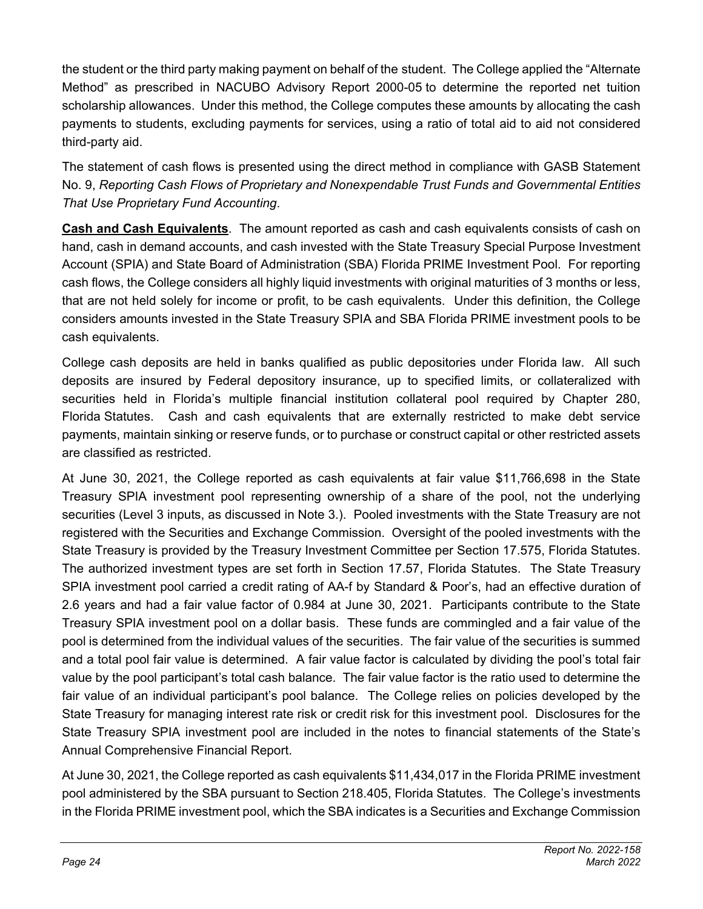the student or the third party making payment on behalf of the student. The College applied the "Alternate Method" as prescribed in NACUBO Advisory Report 2000-05 to determine the reported net tuition scholarship allowances. Under this method, the College computes these amounts by allocating the cash payments to students, excluding payments for services, using a ratio of total aid to aid not considered third-party aid.

The statement of cash flows is presented using the direct method in compliance with GASB Statement No. 9, *Reporting Cash Flows of Proprietary and Nonexpendable Trust Funds and Governmental Entities That Use Proprietary Fund Accounting*.

**Cash and Cash Equivalents**. The amount reported as cash and cash equivalents consists of cash on hand, cash in demand accounts, and cash invested with the State Treasury Special Purpose Investment Account (SPIA) and State Board of Administration (SBA) Florida PRIME Investment Pool. For reporting cash flows, the College considers all highly liquid investments with original maturities of 3 months or less, that are not held solely for income or profit, to be cash equivalents. Under this definition, the College considers amounts invested in the State Treasury SPIA and SBA Florida PRIME investment pools to be cash equivalents.

College cash deposits are held in banks qualified as public depositories under Florida law. All such deposits are insured by Federal depository insurance, up to specified limits, or collateralized with securities held in Florida's multiple financial institution collateral pool required by Chapter 280, Florida Statutes. Cash and cash equivalents that are externally restricted to make debt service payments, maintain sinking or reserve funds, or to purchase or construct capital or other restricted assets are classified as restricted.

At June 30, 2021, the College reported as cash equivalents at fair value $11,766,698 in the State Treasury SPIA investment pool representing ownership of a share of the pool, not the underlying securities (Level 3 inputs, as discussed in Note 3.). Pooled investments with the State Treasury are not registered with the Securities and Exchange Commission. Oversight of the pooled investments with the State Treasury is provided by the Treasury Investment Committee per Section 17.575, Florida Statutes. The authorized investment types are set forth in Section 17.57, Florida Statutes. The State Treasury SPIA investment pool carried a credit rating of AA-f by Standard & Poor's, had an effective duration of 2.6 years and had a fair value factor of 0.984 at June 30, 2021. Participants contribute to the State Treasury SPIA investment pool on a dollar basis. These funds are commingled and a fair value of the pool is determined from the individual values of the securities. The fair value of the securities is summed and a total pool fair value is determined. A fair value factor is calculated by dividing the pool's total fair value by the pool participant's total cash balance. The fair value factor is the ratio used to determine the fair value of an individual participant's pool balance. The College relies on policies developed by the State Treasury for managing interest rate risk or credit risk for this investment pool. Disclosures for the State Treasury SPIA investment pool are included in the notes to financial statements of the State's Annual Comprehensive Financial Report.

At June 30, 2021, the College reported as cash equivalents $11,434,017 in the Florida PRIME investment pool administered by the SBA pursuant to Section 218.405, Florida Statutes. The College's investments in the Florida PRIME investment pool, which the SBA indicates is a Securities and Exchange Commission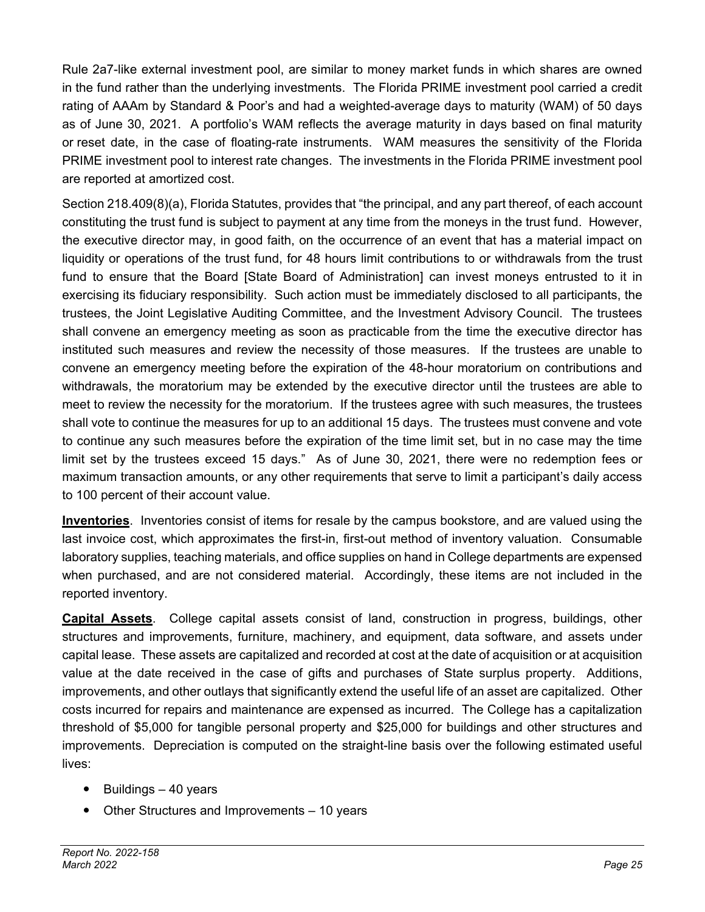Rule 2a7-like external investment pool, are similar to money market funds in which shares are owned in the fund rather than the underlying investments. The Florida PRIME investment pool carried a credit rating of AAAm by Standard & Poor's and had a weighted-average days to maturity (WAM) of 50 days as of June 30, 2021. A portfolio's WAM reflects the average maturity in days based on final maturity or reset date, in the case of floating-rate instruments. WAM measures the sensitivity of the Florida PRIME investment pool to interest rate changes. The investments in the Florida PRIME investment pool are reported at amortized cost.

Section 218.409(8)(a), Florida Statutes, provides that "the principal, and any part thereof, of each account constituting the trust fund is subject to payment at any time from the moneys in the trust fund. However, the executive director may, in good faith, on the occurrence of an event that has a material impact on liquidity or operations of the trust fund, for 48 hours limit contributions to or withdrawals from the trust fund to ensure that the Board [State Board of Administration] can invest moneys entrusted to it in exercising its fiduciary responsibility. Such action must be immediately disclosed to all participants, the trustees, the Joint Legislative Auditing Committee, and the Investment Advisory Council. The trustees shall convene an emergency meeting as soon as practicable from the time the executive director has instituted such measures and review the necessity of those measures. If the trustees are unable to convene an emergency meeting before the expiration of the 48-hour moratorium on contributions and withdrawals, the moratorium may be extended by the executive director until the trustees are able to meet to review the necessity for the moratorium. If the trustees agree with such measures, the trustees shall vote to continue the measures for up to an additional 15 days. The trustees must convene and vote to continue any such measures before the expiration of the time limit set, but in no case may the time limit set by the trustees exceed 15 days." As of June 30, 2021, there were no redemption fees or maximum transaction amounts, or any other requirements that serve to limit a participant's daily access to 100 percent of their account value.

**Inventories**. Inventories consist of items for resale by the campus bookstore, and are valued using the last invoice cost, which approximates the first-in, first-out method of inventory valuation. Consumable laboratory supplies, teaching materials, and office supplies on hand in College departments are expensed when purchased, and are not considered material. Accordingly, these items are not included in the reported inventory.

**Capital Assets**. College capital assets consist of land, construction in progress, buildings, other structures and improvements, furniture, machinery, and equipment, data software, and assets under capital lease. These assets are capitalized and recorded at cost at the date of acquisition or at acquisition value at the date received in the case of gifts and purchases of State surplus property. Additions, improvements, and other outlays that significantly extend the useful life of an asset are capitalized. Other costs incurred for repairs and maintenance are expensed as incurred. The College has a capitalization threshold of $5,000 for tangible personal property and $25,000 for buildings and other structures and improvements. Depreciation is computed on the straight-line basis over the following estimated useful lives:

- Buildings – 40 years
- Other Structures and Improvements – 10 years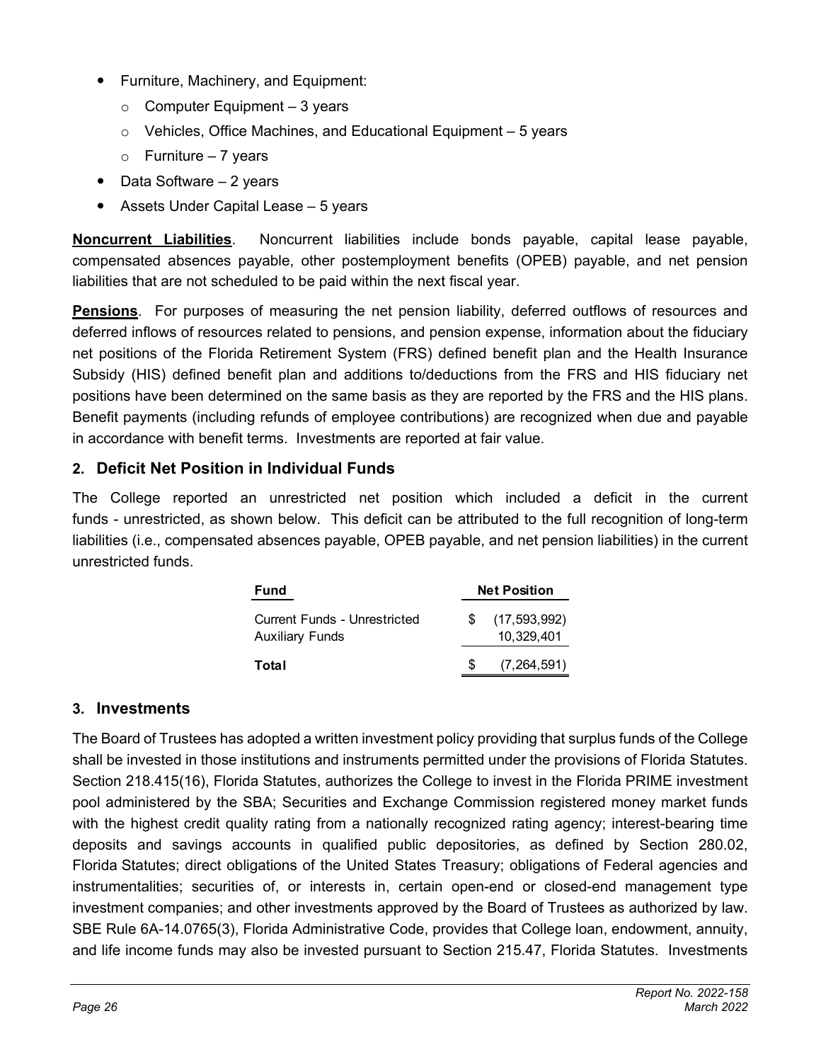- Furniture, Machinery, and Equipment:
  - Computer Equipment – 3 years
  - Vehicles, Office Machines, and Educational Equipment – 5 years
  - Furniture – 7 years
- Data Software – 2 years
- Assets Under Capital Lease – 5 years

**Noncurrent Liabilities**. Noncurrent liabilities include bonds payable, capital lease payable, compensated absences payable, other postemployment benefits (OPEB) payable, and net pension liabilities that are not scheduled to be paid within the next fiscal year.

**Pensions**. For purposes of measuring the net pension liability, deferred outflows of resources and deferred inflows of resources related to pensions, and pension expense, information about the fiduciary net positions of the Florida Retirement System (FRS) defined benefit plan and the Health Insurance Subsidy (HIS) defined benefit plan and additions to/deductions from the FRS and HIS fiduciary net positions have been determined on the same basis as they are reported by the FRS and the HIS plans. Benefit payments (including refunds of employee contributions) are recognized when due and payable in accordance with benefit terms. Investments are reported at fair value.

## 2. Deficit Net Position in Individual Funds

The College reported an unrestricted net position which included a deficit in the current funds - unrestricted, as shown below. This deficit can be attributed to the full recognition of long-term liabilities (i.e., compensated absences payable, OPEB payable, and net pension liabilities) in the current unrestricted funds.

| Fund | Net Position |
|---|---|
| Current Funds - Unrestricted | $ (17,593,992) |
| Auxiliary Funds | 10,329,401 |
| **Total** | $ (7,264,591) |

## 3. Investments

The Board of Trustees has adopted a written investment policy providing that surplus funds of the College shall be invested in those institutions and instruments permitted under the provisions of Florida Statutes. Section 218.415(16), Florida Statutes, authorizes the College to invest in the Florida PRIME investment pool administered by the SBA; Securities and Exchange Commission registered money market funds with the highest credit quality rating from a nationally recognized rating agency; interest-bearing time deposits and savings accounts in qualified public depositories, as defined by Section 280.02, Florida Statutes; direct obligations of the United States Treasury; obligations of Federal agencies and instrumentalities; securities of, or interests in, certain open-end or closed-end management type investment companies; and other investments approved by the Board of Trustees as authorized by law. SBE Rule 6A-14.0765(3), Florida Administrative Code, provides that College loan, endowment, annuity, and life income funds may also be invested pursuant to Section 215.47, Florida Statutes. Investments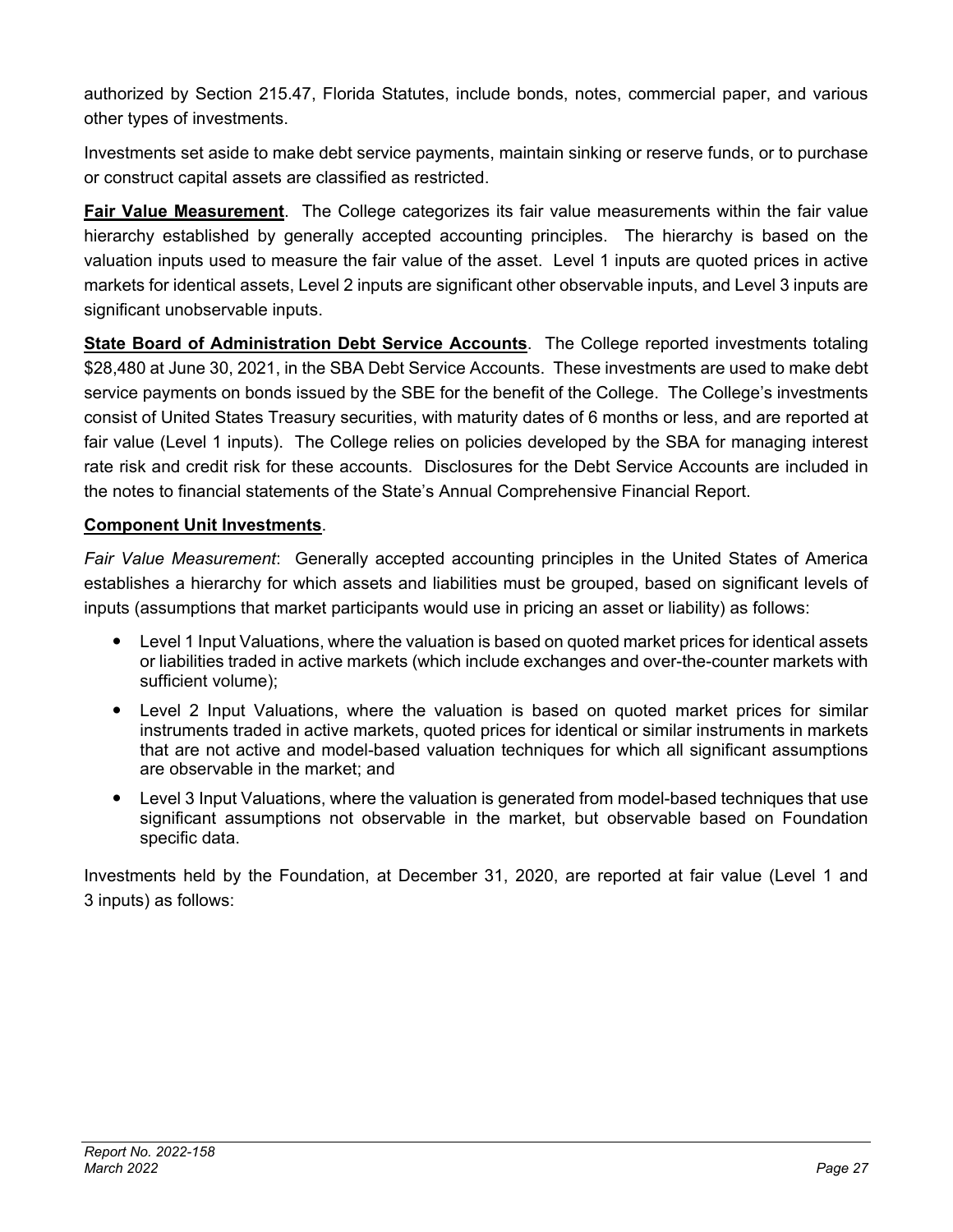authorized by Section 215.47, Florida Statutes, include bonds, notes, commercial paper, and various other types of investments.

Investments set aside to make debt service payments, maintain sinking or reserve funds, or to purchase or construct capital assets are classified as restricted.

**Fair Value Measurement**. The College categorizes its fair value measurements within the fair value hierarchy established by generally accepted accounting principles. The hierarchy is based on the valuation inputs used to measure the fair value of the asset. Level 1 inputs are quoted prices in active markets for identical assets, Level 2 inputs are significant other observable inputs, and Level 3 inputs are significant unobservable inputs.

**State Board of Administration Debt Service Accounts**. The College reported investments totaling $28,480 at June 30, 2021, in the SBA Debt Service Accounts. These investments are used to make debt service payments on bonds issued by the SBE for the benefit of the College. The College's investments consist of United States Treasury securities, with maturity dates of 6 months or less, and are reported at fair value (Level 1 inputs). The College relies on policies developed by the SBA for managing interest rate risk and credit risk for these accounts. Disclosures for the Debt Service Accounts are included in the notes to financial statements of the State's Annual Comprehensive Financial Report.

**Component Unit Investments**.

*Fair Value Measurement*: Generally accepted accounting principles in the United States of America establishes a hierarchy for which assets and liabilities must be grouped, based on significant levels of inputs (assumptions that market participants would use in pricing an asset or liability) as follows:

- Level 1 Input Valuations, where the valuation is based on quoted market prices for identical assets or liabilities traded in active markets (which include exchanges and over-the-counter markets with sufficient volume);
- Level 2 Input Valuations, where the valuation is based on quoted market prices for similar instruments traded in active markets, quoted prices for identical or similar instruments in markets that are not active and model-based valuation techniques for which all significant assumptions are observable in the market; and
- Level 3 Input Valuations, where the valuation is generated from model-based techniques that use significant assumptions not observable in the market, but observable based on Foundation specific data.

Investments held by the Foundation, at December 31, 2020, are reported at fair value (Level 1 and 3 inputs) as follows: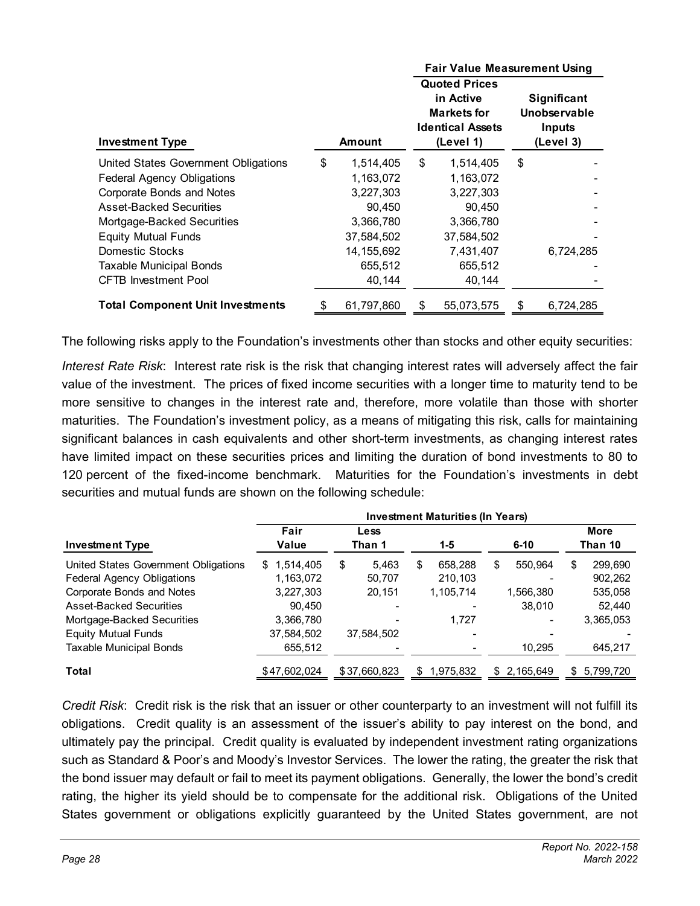| Investment Type | Amount | Fair Value Measurement Using | |
|---|---|---|---|
| | | Quoted Prices in Active Markets for Identical Assets (Level 1) | Significant Unobservable Inputs (Level 3) |
| United States Government Obligations | $ 1,514,405 | $ 1,514,405 | $ - |
| Federal Agency Obligations | 1,163,072 | 1,163,072 | - |
| Corporate Bonds and Notes | 3,227,303 | 3,227,303 | - |
| Asset-Backed Securities | 90,450 | 90,450 | - |
| Mortgage-Backed Securities | 3,366,780 | 3,366,780 | - |
| Equity Mutual Funds | 37,584,502 | 37,584,502 | - |
| Domestic Stocks | 14,155,692 | 7,431,407 | 6,724,285 |
| Taxable Municipal Bonds | 655,512 | 655,512 | - |
| CFTB Investment Pool | 40,144 | 40,144 | - |
| **Total Component Unit Investments** | $ 61,797,860 | $ 55,073,575 | $ 6,724,285 |

The following risks apply to the Foundation's investments other than stocks and other equity securities:

*Interest Rate Risk*: Interest rate risk is the risk that changing interest rates will adversely affect the fair value of the investment. The prices of fixed income securities with a longer time to maturity tend to be more sensitive to changes in the interest rate and, therefore, more volatile than those with shorter maturities. The Foundation's investment policy, as a means of mitigating this risk, calls for maintaining significant balances in cash equivalents and other short-term investments, as changing interest rates have limited impact on these securities prices and limiting the duration of bond investments to 80 to 120 percent of the fixed-income benchmark. Maturities for the Foundation's investments in debt securities and mutual funds are shown on the following schedule:

| Investment Type | Fair Value | Investment Maturities (In Years) | | | |
|---|---|---|---|---|---|
| | | Less Than 1 | 1-5 | 6-10 | More Than 10 |
| United States Government Obligations | $ 1,514,405 | $ 5,463 | $ 658,288 | $ 550,964 | $ 299,690 |
| Federal Agency Obligations | 1,163,072 | 50,707 | 210,103 | - | 902,262 |
| Corporate Bonds and Notes | 3,227,303 | 20,151 | 1,105,714 | 1,566,380 | 535,058 |
| Asset-Backed Securities | 90,450 | - | - | 38,010 | 52,440 |
| Mortgage-Backed Securities | 3,366,780 | - | 1,727 | - | 3,365,053 |
| Equity Mutual Funds | 37,584,502 | 37,584,502 | - | - | - |
| Taxable Municipal Bonds | 655,512 | - | - | 10,295 | 645,217 |
| **Total** | $47,602,024 | $37,660,823 | $ 1,975,832 | $ 2,165,649 | $ 5,799,720 |

*Credit Risk*: Credit risk is the risk that an issuer or other counterparty to an investment will not fulfill its obligations. Credit quality is an assessment of the issuer's ability to pay interest on the bond, and ultimately pay the principal. Credit quality is evaluated by independent investment rating organizations such as Standard & Poor's and Moody's Investor Services. The lower the rating, the greater the risk that the bond issuer may default or fail to meet its payment obligations. Generally, the lower the bond's credit rating, the higher its yield should be to compensate for the additional risk. Obligations of the United States government or obligations explicitly guaranteed by the United States government, are not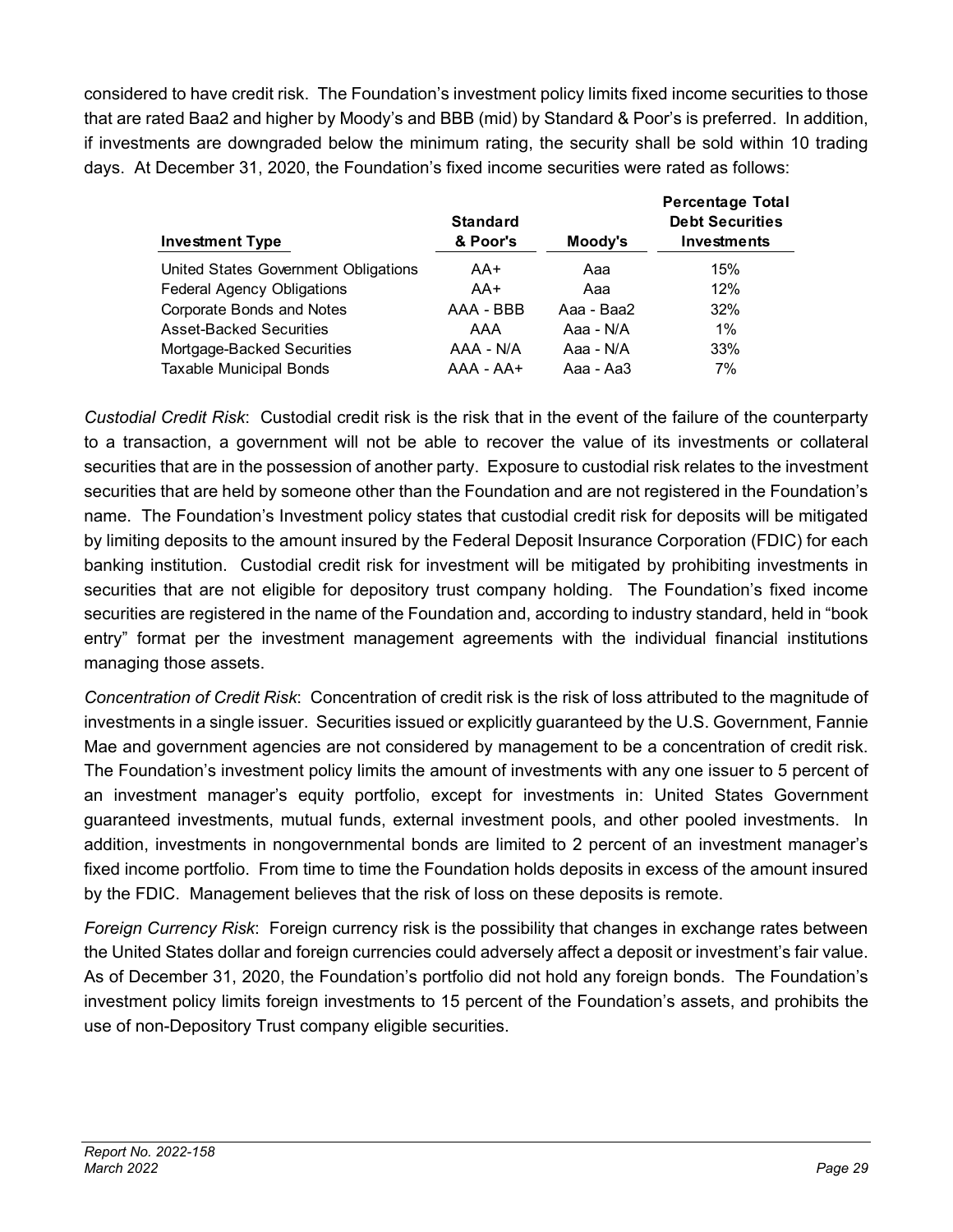considered to have credit risk. The Foundation's investment policy limits fixed income securities to those that are rated Baa2 and higher by Moody's and BBB (mid) by Standard & Poor's is preferred. In addition, if investments are downgraded below the minimum rating, the security shall be sold within 10 trading days. At December 31, 2020, the Foundation's fixed income securities were rated as follows:

| Investment Type | Standard & Poor's | Moody's | Percentage Total Debt Securities Investments |
|---|---|---|---|
| United States Government Obligations | AA+ | Aaa | 15% |
| Federal Agency Obligations | AA+ | Aaa | 12% |
| Corporate Bonds and Notes | AAA - BBB | Aaa - Baa2 | 32% |
| Asset-Backed Securities | AAA | Aaa - N/A | 1% |
| Mortgage-Backed Securities | AAA - N/A | Aaa - N/A | 33% |
| Taxable Municipal Bonds | AAA - AA+ | Aaa - Aa3 | 7% |

*Custodial Credit Risk*: Custodial credit risk is the risk that in the event of the failure of the counterparty to a transaction, a government will not be able to recover the value of its investments or collateral securities that are in the possession of another party. Exposure to custodial risk relates to the investment securities that are held by someone other than the Foundation and are not registered in the Foundation's name. The Foundation's Investment policy states that custodial credit risk for deposits will be mitigated by limiting deposits to the amount insured by the Federal Deposit Insurance Corporation (FDIC) for each banking institution. Custodial credit risk for investment will be mitigated by prohibiting investments in securities that are not eligible for depository trust company holding. The Foundation's fixed income securities are registered in the name of the Foundation and, according to industry standard, held in "book entry" format per the investment management agreements with the individual financial institutions managing those assets.

*Concentration of Credit Risk*: Concentration of credit risk is the risk of loss attributed to the magnitude of investments in a single issuer. Securities issued or explicitly guaranteed by the U.S. Government, Fannie Mae and government agencies are not considered by management to be a concentration of credit risk. The Foundation's investment policy limits the amount of investments with any one issuer to 5 percent of an investment manager's equity portfolio, except for investments in: United States Government guaranteed investments, mutual funds, external investment pools, and other pooled investments. In addition, investments in nongovernmental bonds are limited to 2 percent of an investment manager's fixed income portfolio. From time to time the Foundation holds deposits in excess of the amount insured by the FDIC. Management believes that the risk of loss on these deposits is remote.

*Foreign Currency Risk*: Foreign currency risk is the possibility that changes in exchange rates between the United States dollar and foreign currencies could adversely affect a deposit or investment's fair value. As of December 31, 2020, the Foundation's portfolio did not hold any foreign bonds. The Foundation's investment policy limits foreign investments to 15 percent of the Foundation's assets, and prohibits the use of non-Depository Trust company eligible securities.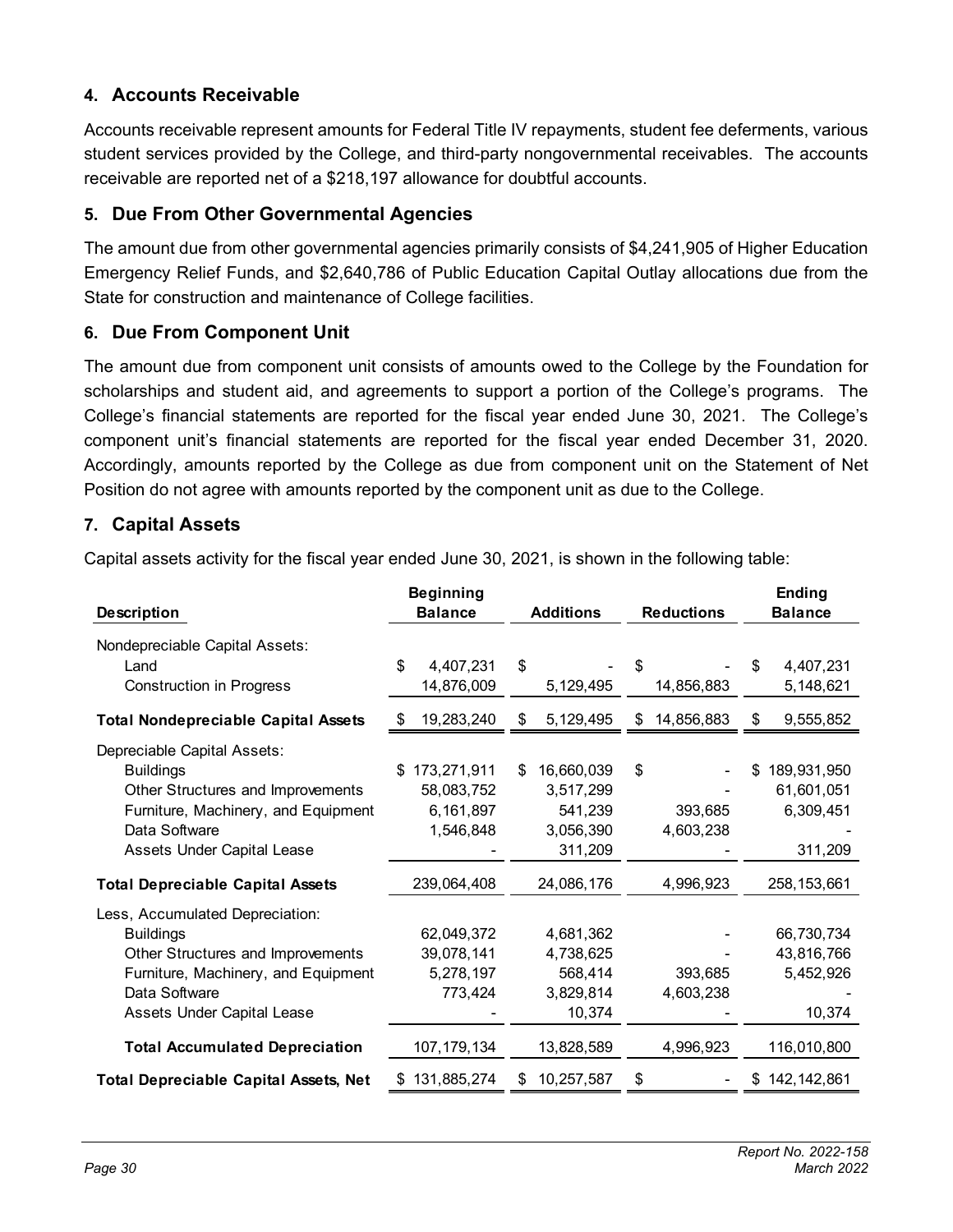## 4. Accounts Receivable

Accounts receivable represent amounts for Federal Title IV repayments, student fee deferments, various student services provided by the College, and third-party nongovernmental receivables. The accounts receivable are reported net of a $218,197 allowance for doubtful accounts.

## 5. Due From Other Governmental Agencies

The amount due from other governmental agencies primarily consists of $4,241,905 of Higher Education Emergency Relief Funds, and $2,640,786 of Public Education Capital Outlay allocations due from the State for construction and maintenance of College facilities.

## 6. Due From Component Unit

The amount due from component unit consists of amounts owed to the College by the Foundation for scholarships and student aid, and agreements to support a portion of the College's programs. The College's financial statements are reported for the fiscal year ended June 30, 2021. The College's component unit's financial statements are reported for the fiscal year ended December 31, 2020. Accordingly, amounts reported by the College as due from component unit on the Statement of Net Position do not agree with amounts reported by the component unit as due to the College.

## 7. Capital Assets

Capital assets activity for the fiscal year ended June 30, 2021, is shown in the following table:

| Description | Beginning Balance | Additions | Reductions | Ending Balance |
|---|---|---|---|---|
| Nondepreciable Capital Assets: | | | | |
| Land | $ 4,407,231 | $ - | $ - | $ 4,407,231 |
| Construction in Progress | 14,876,009 | 5,129,495 | 14,856,883 | 5,148,621 |
| **Total Nondepreciable Capital Assets** | $ 19,283,240 | $ 5,129,495 | $ 14,856,883 | $ 9,555,852 |
| Depreciable Capital Assets: | | | | |
| Buildings | $ 173,271,911 | $ 16,660,039 | $ - | $ 189,931,950 |
| Other Structures and Improvements | 58,083,752 | 3,517,299 | - | 61,601,051 |
| Furniture, Machinery, and Equipment | 6,161,897 | 541,239 | 393,685 | 6,309,451 |
| Data Software | 1,546,848 | 3,056,390 | 4,603,238 | - |
| Assets Under Capital Lease | - | 311,209 | - | 311,209 |
| **Total Depreciable Capital Assets** | 239,064,408 | 24,086,176 | 4,996,923 | 258,153,661 |
| Less, Accumulated Depreciation: | | | | |
| Buildings | 62,049,372 | 4,681,362 | - | 66,730,734 |
| Other Structures and Improvements | 39,078,141 | 4,738,625 | - | 43,816,766 |
| Furniture, Machinery, and Equipment | 5,278,197 | 568,414 | 393,685 | 5,452,926 |
| Data Software | 773,424 | 3,829,814 | 4,603,238 | - |
| Assets Under Capital Lease | - | 10,374 | - | 10,374 |
| **Total Accumulated Depreciation** | 107,179,134 | 13,828,589 | 4,996,923 | 116,010,800 |
| **Total Depreciable Capital Assets, Net** | $ 131,885,274 | $ 10,257,587 | $ - | $ 142,142,861 |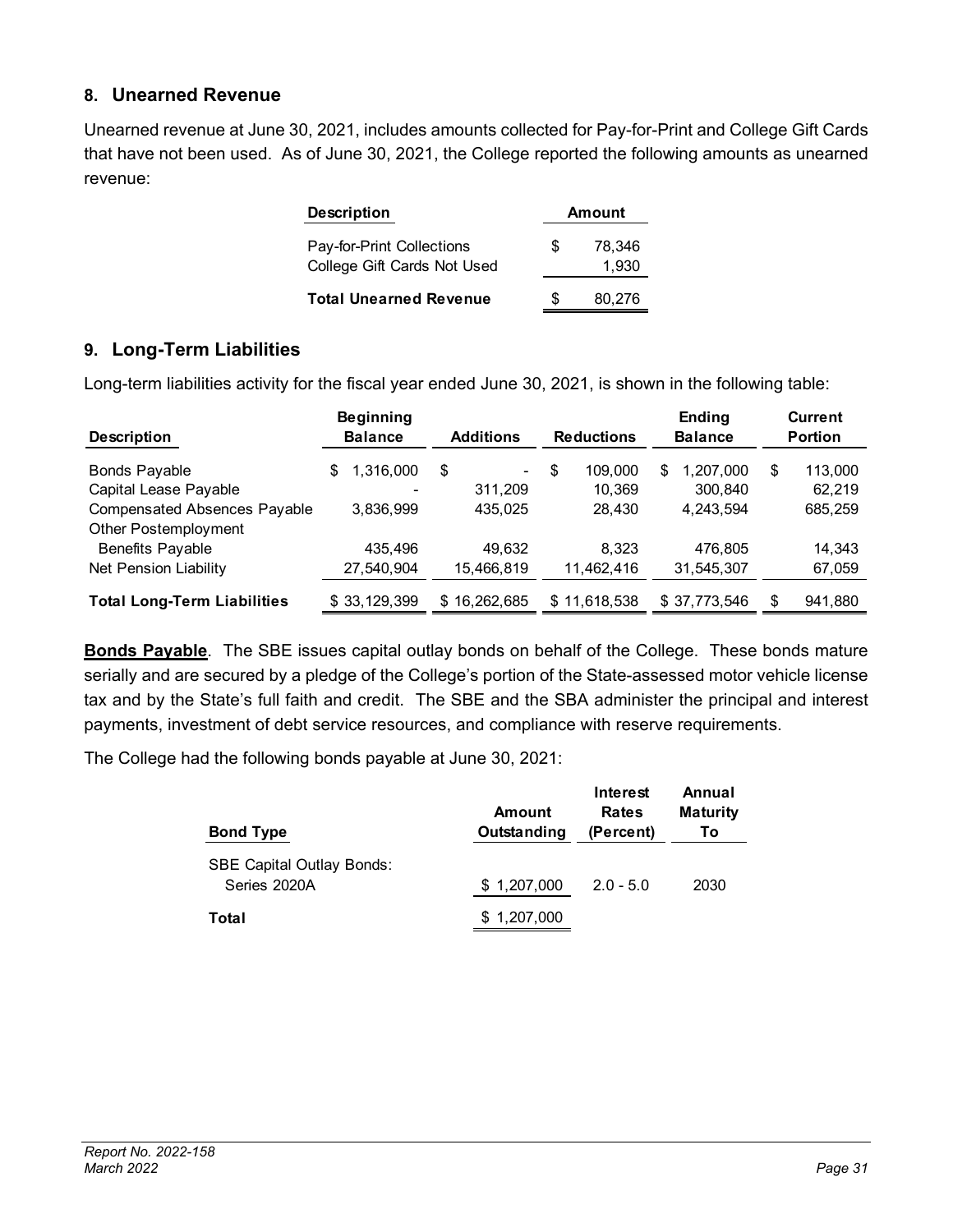## 8. Unearned Revenue

Unearned revenue at June 30, 2021, includes amounts collected for Pay-for-Print and College Gift Cards that have not been used. As of June 30, 2021, the College reported the following amounts as unearned revenue:

| Description | Amount |
|---|---|
| Pay-for-Print Collections | $ 78,346 |
| College Gift Cards Not Used | 1,930 |
| **Total Unearned Revenue** | $ 80,276 |

## 9. Long-Term Liabilities

Long-term liabilities activity for the fiscal year ended June 30, 2021, is shown in the following table:

| Description | Beginning Balance | Additions | Reductions | Ending Balance | Current Portion |
|---|---|---|---|---|---|
| Bonds Payable | $ 1,316,000 | $ - | $ 109,000 | $ 1,207,000 | $ 113,000 |
| Capital Lease Payable | - | 311,209 | 10,369 | 300,840 | 62,219 |
| Compensated Absences Payable | 3,836,999 | 435,025 | 28,430 | 4,243,594 | 685,259 |
| Other Postemployment Benefits Payable | 435,496 | 49,632 | 8,323 | 476,805 | 14,343 |
| Net Pension Liability | 27,540,904 | 15,466,819 | 11,462,416 | 31,545,307 | 67,059 |
| **Total Long-Term Liabilities** | $ 33,129,399 | $ 16,262,685 | $ 11,618,538 | $ 37,773,546 | $ 941,880 |

**Bonds Payable**. The SBE issues capital outlay bonds on behalf of the College. These bonds mature serially and are secured by a pledge of the College's portion of the State-assessed motor vehicle license tax and by the State's full faith and credit. The SBE and the SBA administer the principal and interest payments, investment of debt service resources, and compliance with reserve requirements.

The College had the following bonds payable at June 30, 2021:

| Bond Type | Amount Outstanding | Interest Rates (Percent) | Annual Maturity To |
|---|---|---|---|
| SBE Capital Outlay Bonds: Series 2020A | $ 1,207,000 | 2.0 - 5.0 | 2030 |
| **Total** | $ 1,207,000 | | |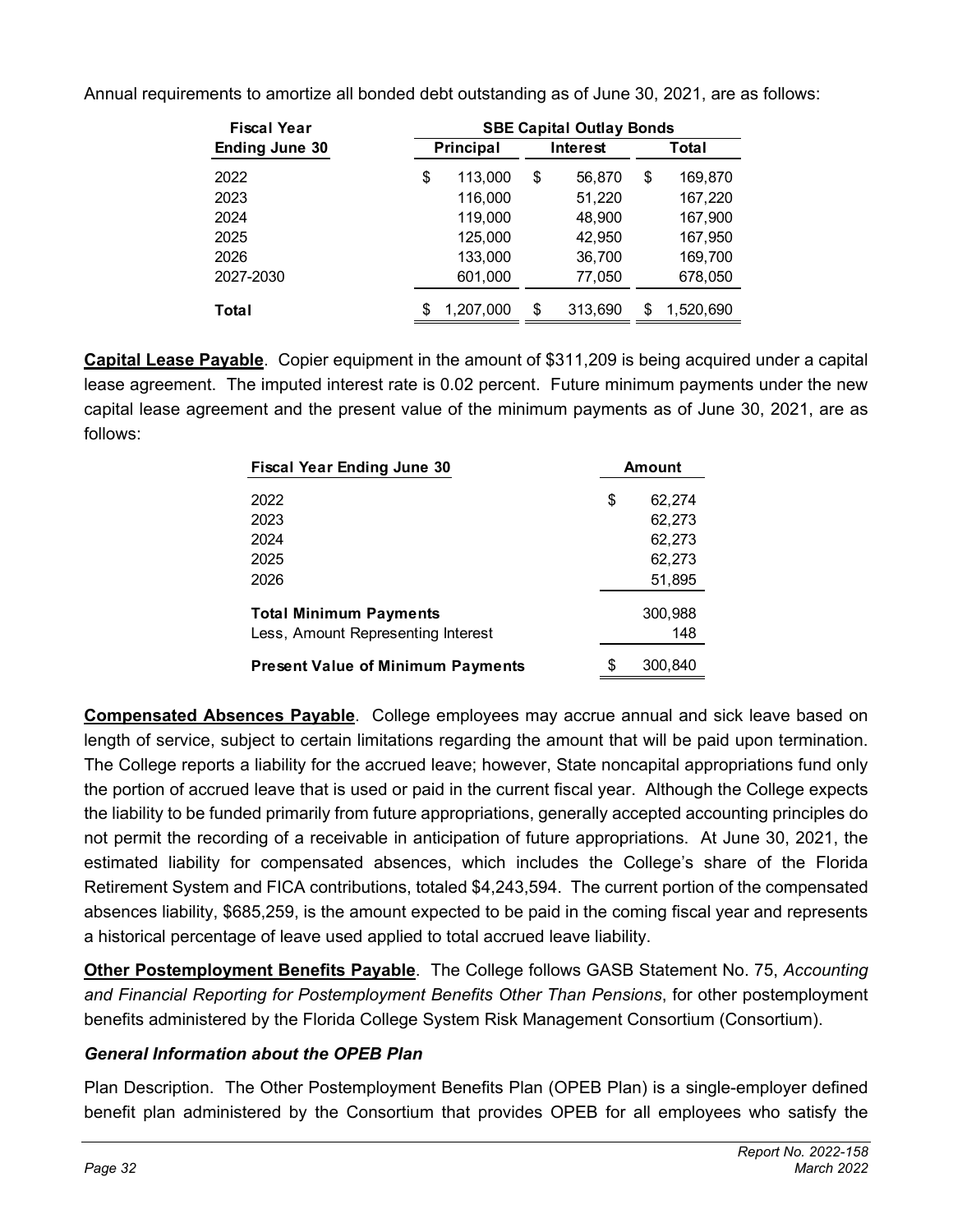Annual requirements to amortize all bonded debt outstanding as of June 30, 2021, are as follows:

| Fiscal Year Ending June 30 | SBE Capital Outlay Bonds | | |
|---|---|---|---|
| | Principal | Interest | Total |
| 2022 | $ 113,000 | $ 56,870 | $ 169,870 |
| 2023 | 116,000 | 51,220 | 167,220 |
| 2024 | 119,000 | 48,900 | 167,900 |
| 2025 | 125,000 | 42,950 | 167,950 |
| 2026 | 133,000 | 36,700 | 169,700 |
| 2027-2030 | 601,000 | 77,050 | 678,050 |
| **Total** | $ 1,207,000 | $ 313,690 | $ 1,520,690 |

**Capital Lease Payable**. Copier equipment in the amount of $311,209 is being acquired under a capital lease agreement. The imputed interest rate is 0.02 percent. Future minimum payments under the new capital lease agreement and the present value of the minimum payments as of June 30, 2021, are as follows:

| Fiscal Year Ending June 30 | Amount |
|---|---|
| 2022 | $ 62,274 |
| 2023 | 62,273 |
| 2024 | 62,273 |
| 2025 | 62,273 |
| 2026 | 51,895 |
| **Total Minimum Payments** | 300,988 |
| Less, Amount Representing Interest | 148 |
| **Present Value of Minimum Payments** | $ 300,840 |

**Compensated Absences Payable**. College employees may accrue annual and sick leave based on length of service, subject to certain limitations regarding the amount that will be paid upon termination. The College reports a liability for the accrued leave; however, State noncapital appropriations fund only the portion of accrued leave that is used or paid in the current fiscal year. Although the College expects the liability to be funded primarily from future appropriations, generally accepted accounting principles do not permit the recording of a receivable in anticipation of future appropriations. At June 30, 2021, the estimated liability for compensated absences, which includes the College's share of the Florida Retirement System and FICA contributions, totaled $4,243,594. The current portion of the compensated absences liability, $685,259, is the amount expected to be paid in the coming fiscal year and represents a historical percentage of leave used applied to total accrued leave liability.

**Other Postemployment Benefits Payable**. The College follows GASB Statement No. 75, *Accounting and Financial Reporting for Postemployment Benefits Other Than Pensions*, for other postemployment benefits administered by the Florida College System Risk Management Consortium (Consortium).

***General Information about the OPEB Plan***

Plan Description. The Other Postemployment Benefits Plan (OPEB Plan) is a single-employer defined benefit plan administered by the Consortium that provides OPEB for all employees who satisfy the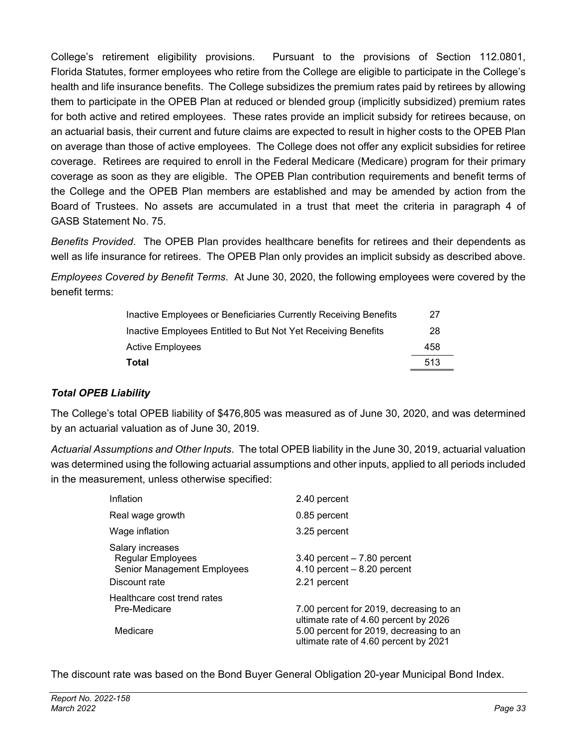College's retirement eligibility provisions. Pursuant to the provisions of Section 112.0801, Florida Statutes, former employees who retire from the College are eligible to participate in the College's health and life insurance benefits. The College subsidizes the premium rates paid by retirees by allowing them to participate in the OPEB Plan at reduced or blended group (implicitly subsidized) premium rates for both active and retired employees. These rates provide an implicit subsidy for retirees because, on an actuarial basis, their current and future claims are expected to result in higher costs to the OPEB Plan on average than those of active employees. The College does not offer any explicit subsidies for retiree coverage. Retirees are required to enroll in the Federal Medicare (Medicare) program for their primary coverage as soon as they are eligible. The OPEB Plan contribution requirements and benefit terms of the College and the OPEB Plan members are established and may be amended by action from the Board of Trustees. No assets are accumulated in a trust that meet the criteria in paragraph 4 of GASB Statement No. 75.

*Benefits Provided*. The OPEB Plan provides healthcare benefits for retirees and their dependents as well as life insurance for retirees. The OPEB Plan only provides an implicit subsidy as described above.

*Employees Covered by Benefit Terms*. At June 30, 2020, the following employees were covered by the benefit terms:

| | |
|---|---|
| Inactive Employees or Beneficiaries Currently Receiving Benefits | 27 |
| Inactive Employees Entitled to But Not Yet Receiving Benefits | 28 |
| Active Employees | 458 |
| **Total** | 513 |

***Total OPEB Liability***

The College's total OPEB liability of $476,805 was measured as of June 30, 2020, and was determined by an actuarial valuation as of June 30, 2019.

*Actuarial Assumptions and Other Inputs*. The total OPEB liability in the June 30, 2019, actuarial valuation was determined using the following actuarial assumptions and other inputs, applied to all periods included in the measurement, unless otherwise specified:

| | |
|---|---|
| Inflation | 2.40 percent |
| Real wage growth | 0.85 percent |
| Wage inflation | 3.25 percent |
| Salary increases | |
| Regular Employees | 3.40 percent – 7.80 percent |
| Senior Management Employees | 4.10 percent – 8.20 percent |
| Discount rate | 2.21 percent |
| Healthcare cost trend rates | |
| Pre-Medicare | 7.00 percent for 2019, decreasing to an ultimate rate of 4.60 percent by 2026 |
| Medicare | 5.00 percent for 2019, decreasing to an ultimate rate of 4.60 percent by 2021 |

The discount rate was based on the Bond Buyer General Obligation 20-year Municipal Bond Index.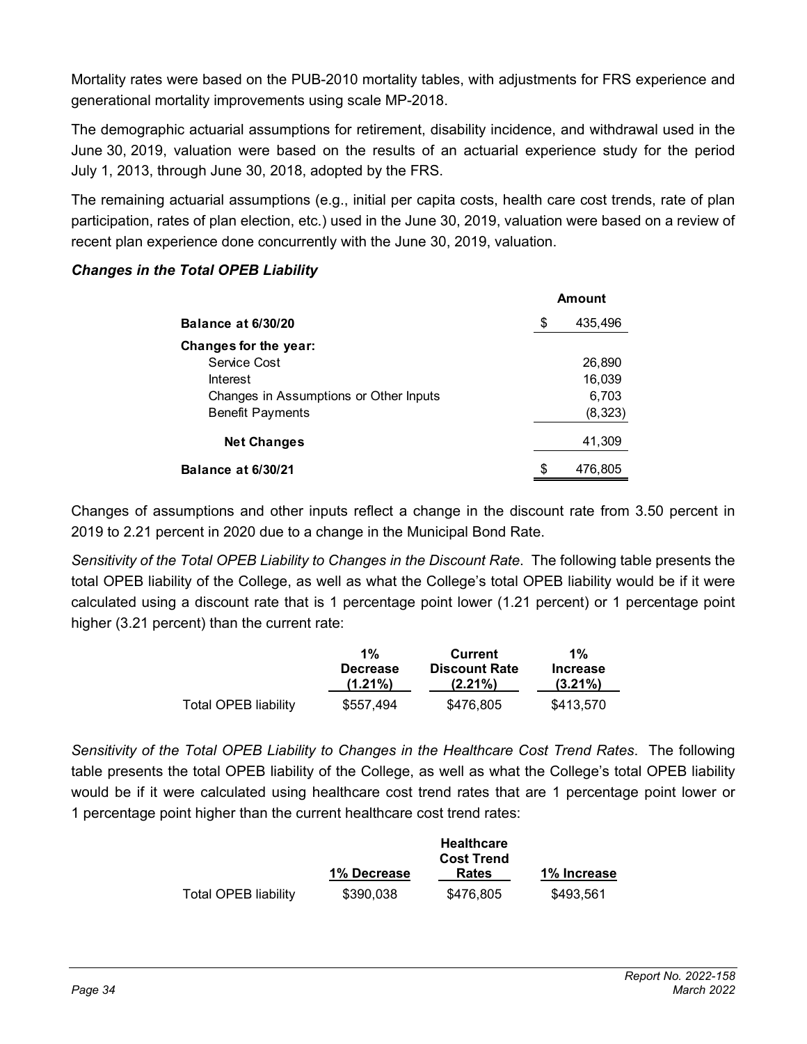Mortality rates were based on the PUB-2010 mortality tables, with adjustments for FRS experience and generational mortality improvements using scale MP-2018.

The demographic actuarial assumptions for retirement, disability incidence, and withdrawal used in the June 30, 2019, valuation were based on the results of an actuarial experience study for the period July 1, 2013, through June 30, 2018, adopted by the FRS.

The remaining actuarial assumptions (e.g., initial per capita costs, health care cost trends, rate of plan participation, rates of plan election, etc.) used in the June 30, 2019, valuation were based on a review of recent plan experience done concurrently with the June 30, 2019, valuation.

***Changes in the Total OPEB Liability***

| | Amount |
|---|---|
| **Balance at 6/30/20** | $ 435,496 |
| **Changes for the year:** | |
| Service Cost | 26,890 |
| Interest | 16,039 |
| Changes in Assumptions or Other Inputs | 6,703 |
| Benefit Payments | (8,323) |
| **Net Changes** | 41,309 |
| **Balance at 6/30/21** | $ 476,805 |

Changes of assumptions and other inputs reflect a change in the discount rate from 3.50 percent in 2019 to 2.21 percent in 2020 due to a change in the Municipal Bond Rate.

*Sensitivity of the Total OPEB Liability to Changes in the Discount Rate*. The following table presents the total OPEB liability of the College, as well as what the College's total OPEB liability would be if it were calculated using a discount rate that is 1 percentage point lower (1.21 percent) or 1 percentage point higher (3.21 percent) than the current rate:

| | 1% Decrease (1.21%) | Current Discount Rate (2.21%) | 1% Increase (3.21%) |
|---|---|---|---|
| Total OPEB liability | $557,494 | $476,805 | $413,570 |

*Sensitivity of the Total OPEB Liability to Changes in the Healthcare Cost Trend Rates*. The following table presents the total OPEB liability of the College, as well as what the College's total OPEB liability would be if it were calculated using healthcare cost trend rates that are 1 percentage point lower or 1 percentage point higher than the current healthcare cost trend rates:

| | 1% Decrease | Healthcare Cost Trend Rates | 1% Increase |
|---|---|---|---|
| Total OPEB liability | $390,038 | $476,805 | $493,561 |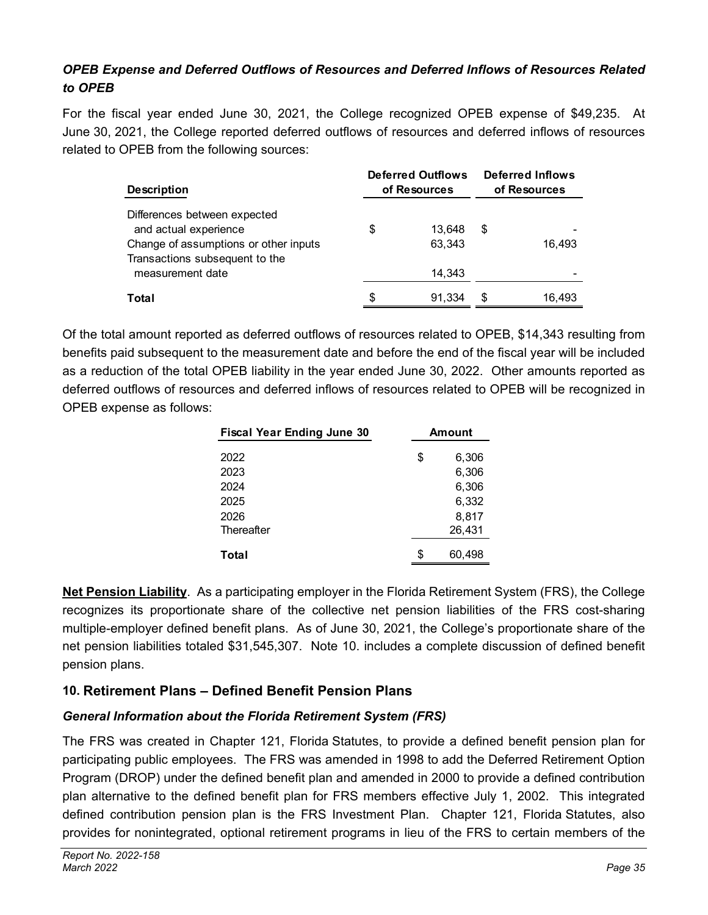### *OPEB Expense and Deferred Outflows of Resources and Deferred Inflows of Resources Related to OPEB*

For the fiscal year ended June 30, 2021, the College recognized OPEB expense of $49,235. At June 30, 2021, the College reported deferred outflows of resources and deferred inflows of resources related to OPEB from the following sources:

| Description | Deferred Outflows of Resources | Deferred Inflows of Resources |
|---|---|---|
| Differences between expected and actual experience | $ 13,648 | $ - |
| Change of assumptions or other inputs | 63,343 | 16,493 |
| Transactions subsequent to the measurement date | 14,343 | - |
| **Total** | $ 91,334 | $ 16,493 |

Of the total amount reported as deferred outflows of resources related to OPEB, $14,343 resulting from benefits paid subsequent to the measurement date and before the end of the fiscal year will be included as a reduction of the total OPEB liability in the year ended June 30, 2022. Other amounts reported as deferred outflows of resources and deferred inflows of resources related to OPEB will be recognized in OPEB expense as follows:

| Fiscal Year Ending June 30 | Amount |
|---|---|
| 2022 | $ 6,306 |
| 2023 | 6,306 |
| 2024 | 6,306 |
| 2025 | 6,332 |
| 2026 | 8,817 |
| Thereafter | 26,431 |
| **Total** | $ 60,498 |

**Net Pension Liability**. As a participating employer in the Florida Retirement System (FRS), the College recognizes its proportionate share of the collective net pension liabilities of the FRS cost-sharing multiple-employer defined benefit plans. As of June 30, 2021, the College's proportionate share of the net pension liabilities totaled $31,545,307. Note 10. includes a complete discussion of defined benefit pension plans.

## 10. Retirement Plans – Defined Benefit Pension Plans

### *General Information about the Florida Retirement System (FRS)*

The FRS was created in Chapter 121, Florida Statutes, to provide a defined benefit pension plan for participating public employees. The FRS was amended in 1998 to add the Deferred Retirement Option Program (DROP) under the defined benefit plan and amended in 2000 to provide a defined contribution plan alternative to the defined benefit plan for FRS members effective July 1, 2002. This integrated defined contribution pension plan is the FRS Investment Plan. Chapter 121, Florida Statutes, also provides for nonintegrated, optional retirement programs in lieu of the FRS to certain members of the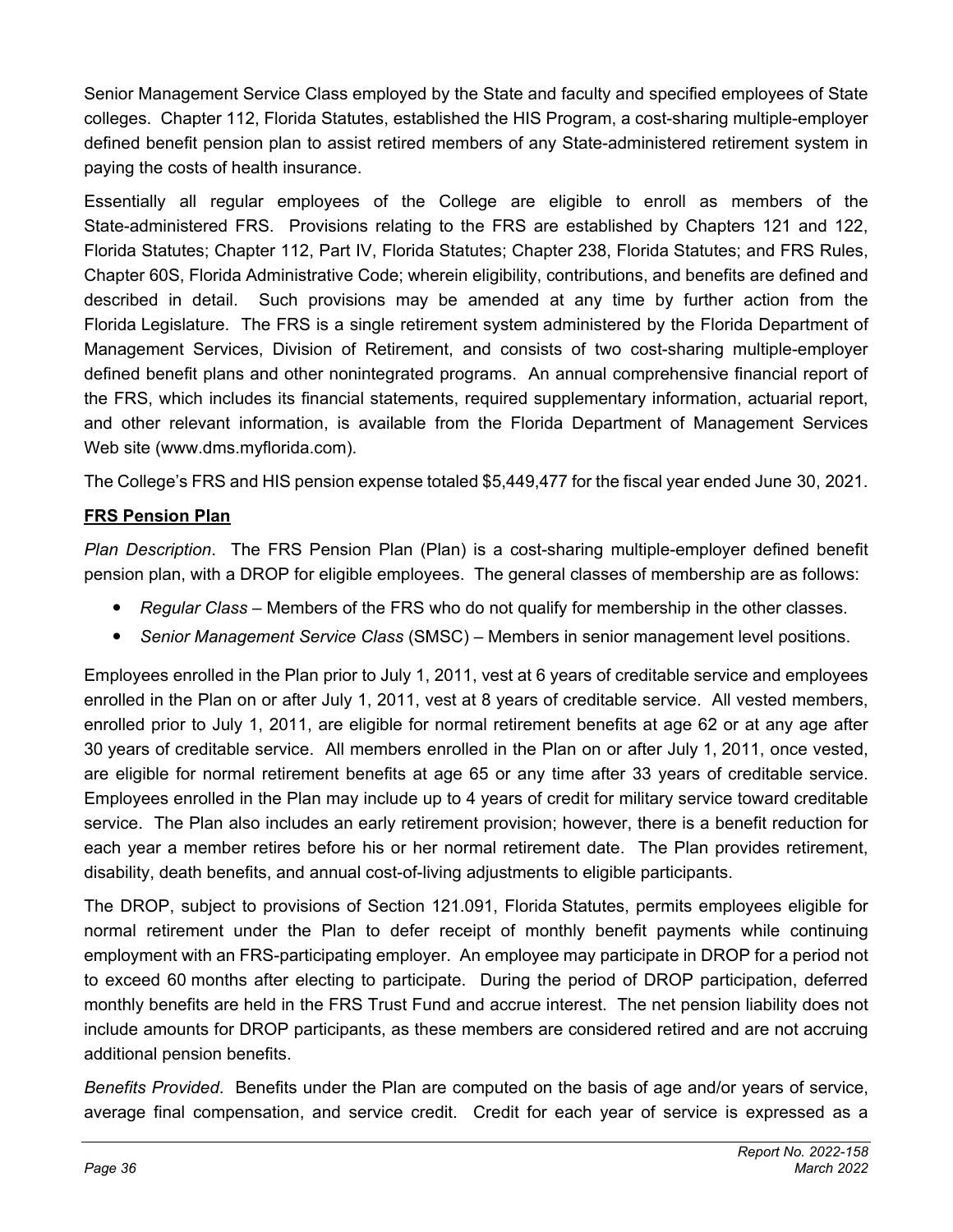Senior Management Service Class employed by the State and faculty and specified employees of State colleges. Chapter 112, Florida Statutes, established the HIS Program, a cost-sharing multiple-employer defined benefit pension plan to assist retired members of any State-administered retirement system in paying the costs of health insurance.

Essentially all regular employees of the College are eligible to enroll as members of the State-administered FRS. Provisions relating to the FRS are established by Chapters 121 and 122, Florida Statutes; Chapter 112, Part IV, Florida Statutes; Chapter 238, Florida Statutes; and FRS Rules, Chapter 60S, Florida Administrative Code; wherein eligibility, contributions, and benefits are defined and described in detail. Such provisions may be amended at any time by further action from the Florida Legislature. The FRS is a single retirement system administered by the Florida Department of Management Services, Division of Retirement, and consists of two cost-sharing multiple-employer defined benefit plans and other nonintegrated programs. An annual comprehensive financial report of the FRS, which includes its financial statements, required supplementary information, actuarial report, and other relevant information, is available from the Florida Department of Management Services Web site (www.dms.myflorida.com).

The College's FRS and HIS pension expense totaled $5,449,477 for the fiscal year ended June 30, 2021.

**FRS Pension Plan**

*Plan Description*. The FRS Pension Plan (Plan) is a cost-sharing multiple-employer defined benefit pension plan, with a DROP for eligible employees. The general classes of membership are as follows:

- *Regular Class* – Members of the FRS who do not qualify for membership in the other classes.
- *Senior Management Service Class* (SMSC) – Members in senior management level positions.

Employees enrolled in the Plan prior to July 1, 2011, vest at 6 years of creditable service and employees enrolled in the Plan on or after July 1, 2011, vest at 8 years of creditable service. All vested members, enrolled prior to July 1, 2011, are eligible for normal retirement benefits at age 62 or at any age after 30 years of creditable service. All members enrolled in the Plan on or after July 1, 2011, once vested, are eligible for normal retirement benefits at age 65 or any time after 33 years of creditable service. Employees enrolled in the Plan may include up to 4 years of credit for military service toward creditable service. The Plan also includes an early retirement provision; however, there is a benefit reduction for each year a member retires before his or her normal retirement date. The Plan provides retirement, disability, death benefits, and annual cost-of-living adjustments to eligible participants.

The DROP, subject to provisions of Section 121.091, Florida Statutes, permits employees eligible for normal retirement under the Plan to defer receipt of monthly benefit payments while continuing employment with an FRS-participating employer. An employee may participate in DROP for a period not to exceed 60 months after electing to participate. During the period of DROP participation, deferred monthly benefits are held in the FRS Trust Fund and accrue interest. The net pension liability does not include amounts for DROP participants, as these members are considered retired and are not accruing additional pension benefits.

*Benefits Provided*. Benefits under the Plan are computed on the basis of age and/or years of service, average final compensation, and service credit. Credit for each year of service is expressed as a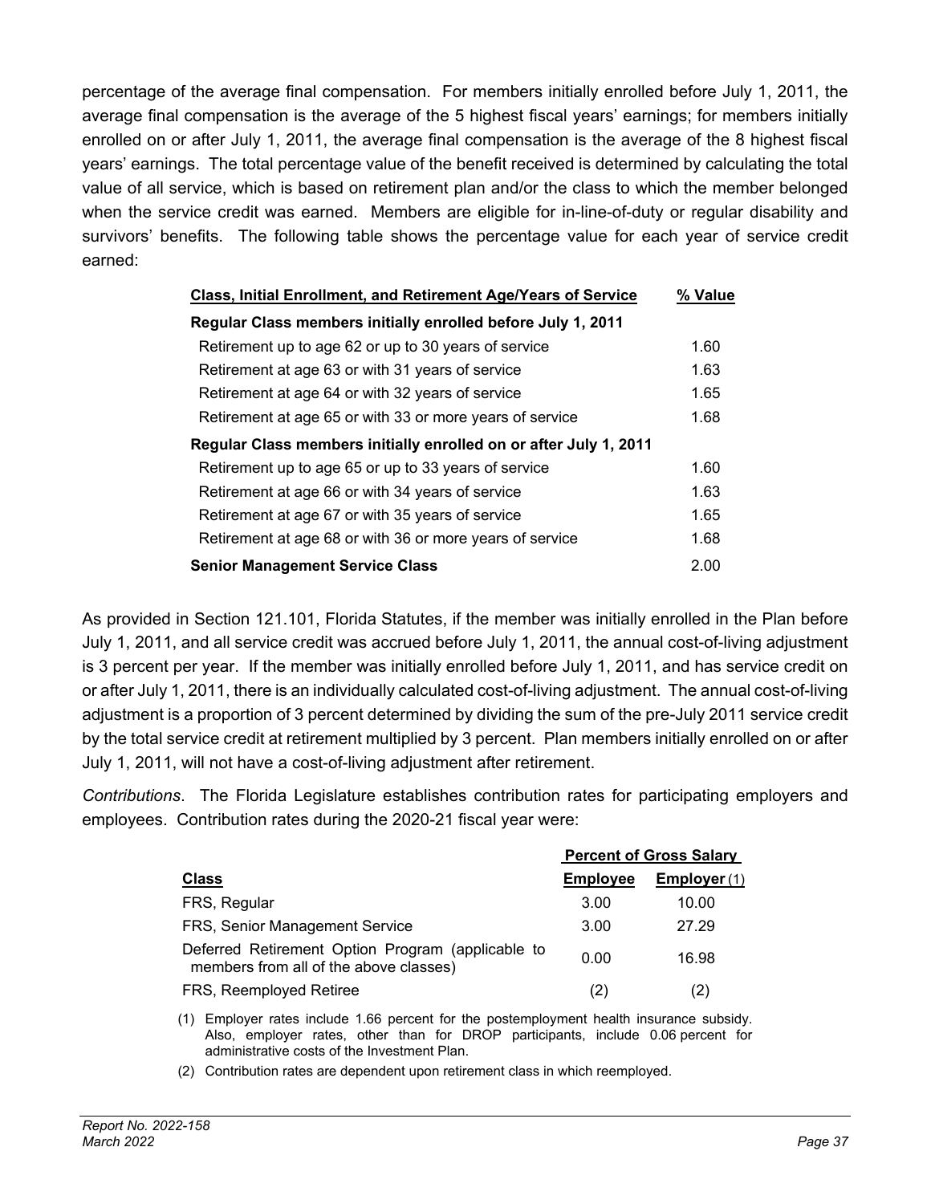percentage of the average final compensation. For members initially enrolled before July 1, 2011, the average final compensation is the average of the 5 highest fiscal years' earnings; for members initially enrolled on or after July 1, 2011, the average final compensation is the average of the 8 highest fiscal years' earnings. The total percentage value of the benefit received is determined by calculating the total value of all service, which is based on retirement plan and/or the class to which the member belonged when the service credit was earned. Members are eligible for in-line-of-duty or regular disability and survivors' benefits. The following table shows the percentage value for each year of service credit earned:

| Class, Initial Enrollment, and Retirement Age/Years of Service | % Value |
|---|---|
| **Regular Class members initially enrolled before July 1, 2011** | |
| Retirement up to age 62 or up to 30 years of service | 1.60 |
| Retirement at age 63 or with 31 years of service | 1.63 |
| Retirement at age 64 or with 32 years of service | 1.65 |
| Retirement at age 65 or with 33 or more years of service | 1.68 |
| **Regular Class members initially enrolled on or after July 1, 2011** | |
| Retirement up to age 65 or up to 33 years of service | 1.60 |
| Retirement at age 66 or with 34 years of service | 1.63 |
| Retirement at age 67 or with 35 years of service | 1.65 |
| Retirement at age 68 or with 36 or more years of service | 1.68 |
| **Senior Management Service Class** | 2.00 |

As provided in Section 121.101, Florida Statutes, if the member was initially enrolled in the Plan before July 1, 2011, and all service credit was accrued before July 1, 2011, the annual cost-of-living adjustment is 3 percent per year. If the member was initially enrolled before July 1, 2011, and has service credit on or after July 1, 2011, there is an individually calculated cost-of-living adjustment. The annual cost-of-living adjustment is a proportion of 3 percent determined by dividing the sum of the pre-July 2011 service credit by the total service credit at retirement multiplied by 3 percent. Plan members initially enrolled on or after July 1, 2011, will not have a cost-of-living adjustment after retirement.

*Contributions*. The Florida Legislature establishes contribution rates for participating employers and employees. Contribution rates during the 2020-21 fiscal year were:

| | Percent of Gross Salary | |
|---|---|---|
| **Class** | **Employee** | **Employer** (1) |
| FRS, Regular | 3.00 | 10.00 |
| FRS, Senior Management Service | 3.00 | 27.29 |
| Deferred Retirement Option Program (applicable to members from all of the above classes) | 0.00 | 16.98 |
| FRS, Reemployed Retiree | (2) | (2) |

(1) Employer rates include 1.66 percent for the postemployment health insurance subsidy. Also, employer rates, other than for DROP participants, include 0.06 percent for administrative costs of the Investment Plan.

(2) Contribution rates are dependent upon retirement class in which reemployed.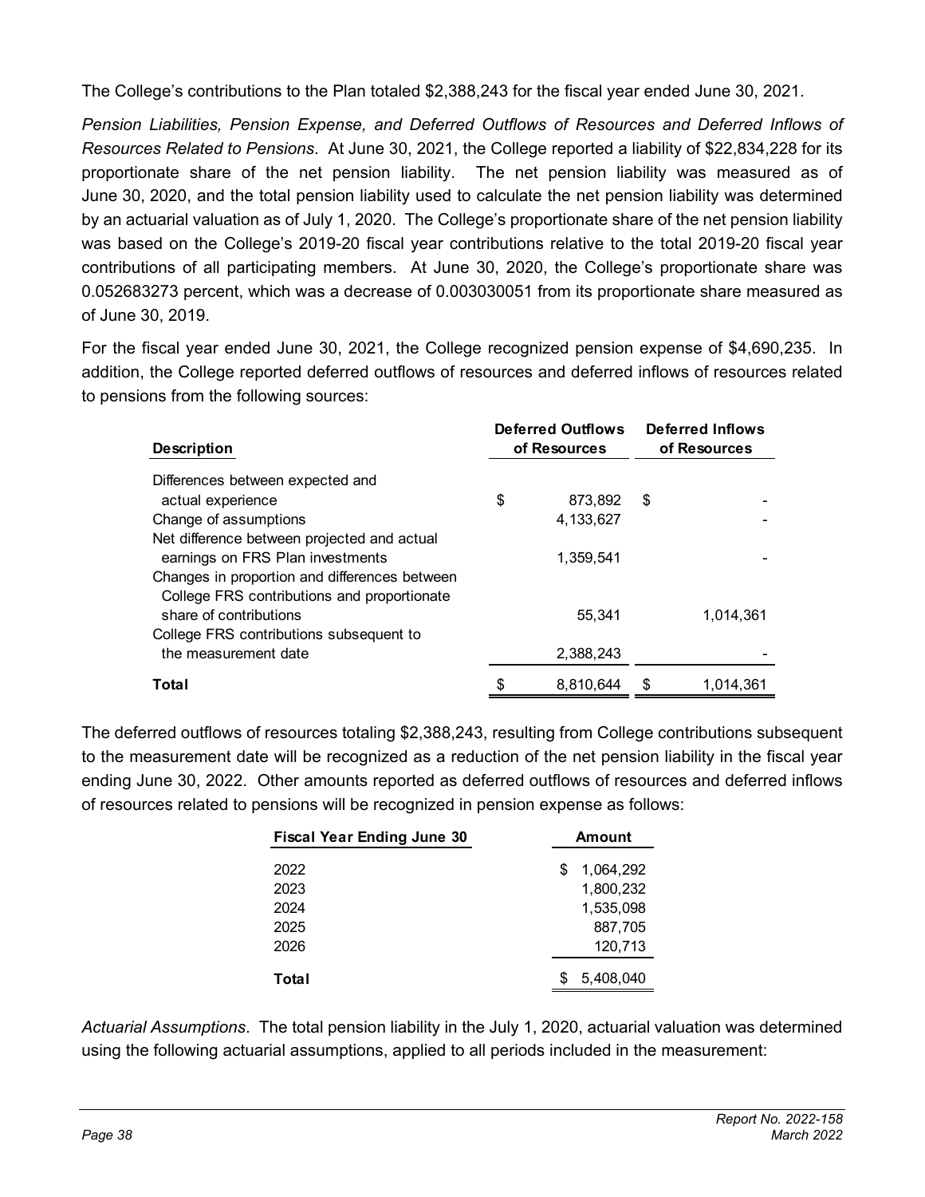The College's contributions to the Plan totaled $2,388,243 for the fiscal year ended June 30, 2021.

*Pension Liabilities, Pension Expense, and Deferred Outflows of Resources and Deferred Inflows of Resources Related to Pensions*. At June 30, 2021, the College reported a liability of $22,834,228 for its proportionate share of the net pension liability. The net pension liability was measured as of June 30, 2020, and the total pension liability used to calculate the net pension liability was determined by an actuarial valuation as of July 1, 2020. The College's proportionate share of the net pension liability was based on the College's 2019-20 fiscal year contributions relative to the total 2019-20 fiscal year contributions of all participating members. At June 30, 2020, the College's proportionate share was 0.052683273 percent, which was a decrease of 0.003030051 from its proportionate share measured as of June 30, 2019.

For the fiscal year ended June 30, 2021, the College recognized pension expense of $4,690,235. In addition, the College reported deferred outflows of resources and deferred inflows of resources related to pensions from the following sources:

| Description | Deferred Outflows of Resources | Deferred Inflows of Resources |
|---|---|---|
| Differences between expected and actual experience | $ 873,892 | $ - |
| Change of assumptions | 4,133,627 | - |
| Net difference between projected and actual earnings on FRS Plan investments | 1,359,541 | - |
| Changes in proportion and differences between College FRS contributions and proportionate share of contributions | 55,341 | 1,014,361 |
| College FRS contributions subsequent to the measurement date | 2,388,243 | - |
| **Total** | $ 8,810,644 | $ 1,014,361 |

The deferred outflows of resources totaling $2,388,243, resulting from College contributions subsequent to the measurement date will be recognized as a reduction of the net pension liability in the fiscal year ending June 30, 2022. Other amounts reported as deferred outflows of resources and deferred inflows of resources related to pensions will be recognized in pension expense as follows:

| Fiscal Year Ending June 30 | Amount |
|---|---|
| 2022 | $ 1,064,292 |
| 2023 | 1,800,232 |
| 2024 | 1,535,098 |
| 2025 | 887,705 |
| 2026 | 120,713 |
| **Total** | $ 5,408,040 |

*Actuarial Assumptions*. The total pension liability in the July 1, 2020, actuarial valuation was determined using the following actuarial assumptions, applied to all periods included in the measurement: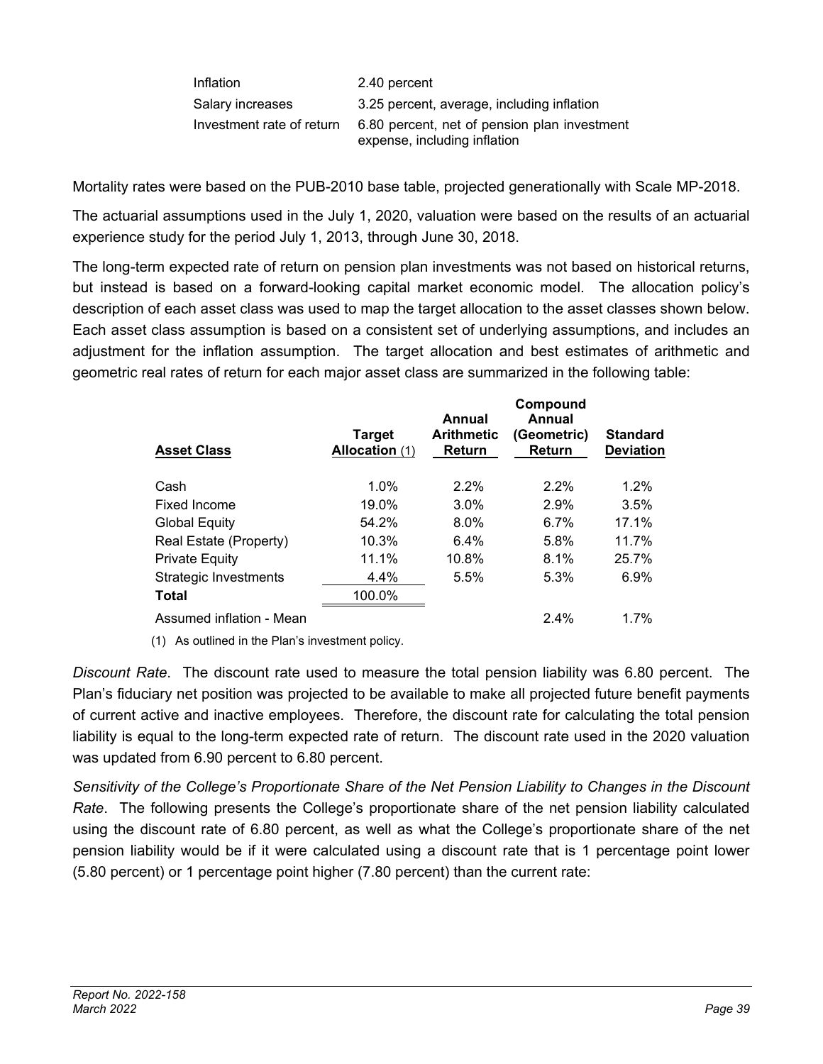| | |
|---|---|
| Inflation | 2.40 percent |
| Salary increases | 3.25 percent, average, including inflation |
| Investment rate of return | 6.80 percent, net of pension plan investment expense, including inflation |

Mortality rates were based on the PUB-2010 base table, projected generationally with Scale MP-2018.

The actuarial assumptions used in the July 1, 2020, valuation were based on the results of an actuarial experience study for the period July 1, 2013, through June 30, 2018.

The long-term expected rate of return on pension plan investments was not based on historical returns, but instead is based on a forward-looking capital market economic model. The allocation policy's description of each asset class was used to map the target allocation to the asset classes shown below. Each asset class assumption is based on a consistent set of underlying assumptions, and includes an adjustment for the inflation assumption. The target allocation and best estimates of arithmetic and geometric real rates of return for each major asset class are summarized in the following table:

| Asset Class | Target Allocation (1) | Annual Arithmetic Return | Compound Annual (Geometric) Return | Standard Deviation |
|---|---|---|---|---|
| Cash | 1.0% | 2.2% | 2.2% | 1.2% |
| Fixed Income | 19.0% | 3.0% | 2.9% | 3.5% |
| Global Equity | 54.2% | 8.0% | 6.7% | 17.1% |
| Real Estate (Property) | 10.3% | 6.4% | 5.8% | 11.7% |
| Private Equity | 11.1% | 10.8% | 8.1% | 25.7% |
| Strategic Investments | 4.4% | 5.5% | 5.3% | 6.9% |
| **Total** | 100.0% | | | |
| Assumed inflation - Mean | | | 2.4% | 1.7% |

(1) As outlined in the Plan's investment policy.

*Discount Rate*. The discount rate used to measure the total pension liability was 6.80 percent. The Plan's fiduciary net position was projected to be available to make all projected future benefit payments of current active and inactive employees. Therefore, the discount rate for calculating the total pension liability is equal to the long-term expected rate of return. The discount rate used in the 2020 valuation was updated from 6.90 percent to 6.80 percent.

*Sensitivity of the College's Proportionate Share of the Net Pension Liability to Changes in the Discount Rate*. The following presents the College's proportionate share of the net pension liability calculated using the discount rate of 6.80 percent, as well as what the College's proportionate share of the net pension liability would be if it were calculated using a discount rate that is 1 percentage point lower (5.80 percent) or 1 percentage point higher (7.80 percent) than the current rate: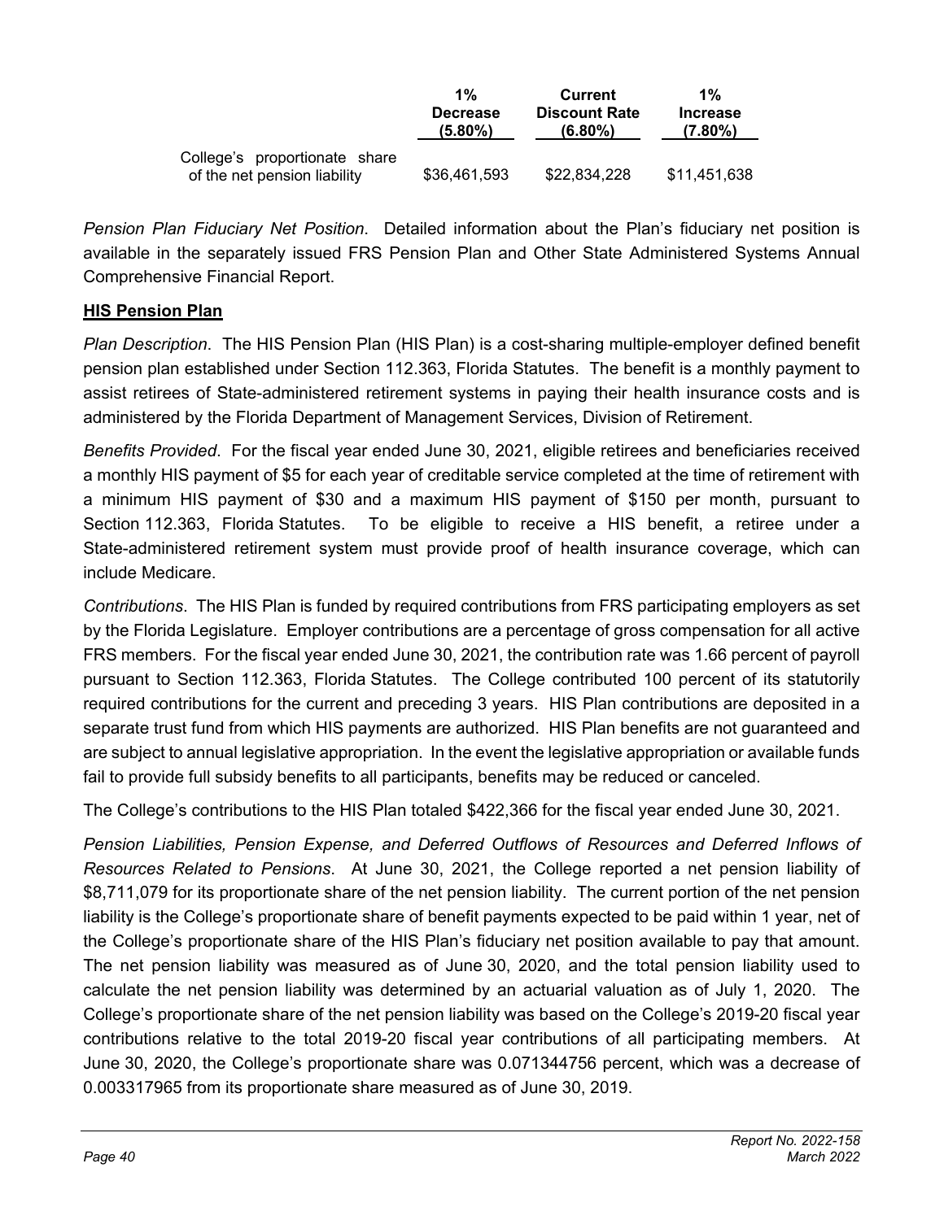|  | 1% Decrease (5.80%) | Current Discount Rate (6.80%) | 1% Increase (7.80%) |
|---|---|---|---|
| College's proportionate share of the net pension liability | $36,461,593 | $22,834,228 | $11,451,638 |

*Pension Plan Fiduciary Net Position*. Detailed information about the Plan's fiduciary net position is available in the separately issued FRS Pension Plan and Other State Administered Systems Annual Comprehensive Financial Report.

**HIS Pension Plan**

*Plan Description*. The HIS Pension Plan (HIS Plan) is a cost-sharing multiple-employer defined benefit pension plan established under Section 112.363, Florida Statutes. The benefit is a monthly payment to assist retirees of State-administered retirement systems in paying their health insurance costs and is administered by the Florida Department of Management Services, Division of Retirement.

*Benefits Provided*. For the fiscal year ended June 30, 2021, eligible retirees and beneficiaries received a monthly HIS payment of $5 for each year of creditable service completed at the time of retirement with a minimum HIS payment of $30 and a maximum HIS payment of $150 per month, pursuant to Section 112.363, Florida Statutes. To be eligible to receive a HIS benefit, a retiree under a State-administered retirement system must provide proof of health insurance coverage, which can include Medicare.

*Contributions*. The HIS Plan is funded by required contributions from FRS participating employers as set by the Florida Legislature. Employer contributions are a percentage of gross compensation for all active FRS members. For the fiscal year ended June 30, 2021, the contribution rate was 1.66 percent of payroll pursuant to Section 112.363, Florida Statutes. The College contributed 100 percent of its statutorily required contributions for the current and preceding 3 years. HIS Plan contributions are deposited in a separate trust fund from which HIS payments are authorized. HIS Plan benefits are not guaranteed and are subject to annual legislative appropriation. In the event the legislative appropriation or available funds fail to provide full subsidy benefits to all participants, benefits may be reduced or canceled.

The College's contributions to the HIS Plan totaled $422,366 for the fiscal year ended June 30, 2021.

*Pension Liabilities, Pension Expense, and Deferred Outflows of Resources and Deferred Inflows of Resources Related to Pensions*. At June 30, 2021, the College reported a net pension liability of $8,711,079 for its proportionate share of the net pension liability. The current portion of the net pension liability is the College's proportionate share of benefit payments expected to be paid within 1 year, net of the College's proportionate share of the HIS Plan's fiduciary net position available to pay that amount. The net pension liability was measured as of June 30, 2020, and the total pension liability used to calculate the net pension liability was determined by an actuarial valuation as of July 1, 2020. The College's proportionate share of the net pension liability was based on the College's 2019-20 fiscal year contributions relative to the total 2019-20 fiscal year contributions of all participating members. At June 30, 2020, the College's proportionate share was 0.071344756 percent, which was a decrease of 0.003317965 from its proportionate share measured as of June 30, 2019.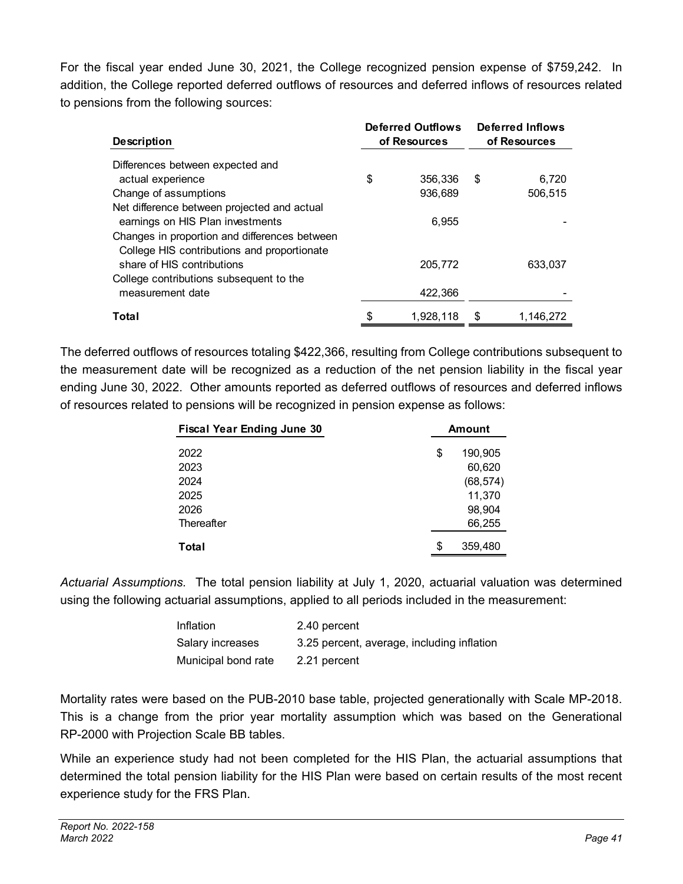For the fiscal year ended June 30, 2021, the College recognized pension expense of $759,242. In addition, the College reported deferred outflows of resources and deferred inflows of resources related to pensions from the following sources:

| Description | Deferred Outflows of Resources | Deferred Inflows of Resources |
|---|---|---|
| Differences between expected and actual experience | $ 356,336 | $ 6,720 |
| Change of assumptions | 936,689 | 506,515 |
| Net difference between projected and actual earnings on HIS Plan investments | 6,955 | - |
| Changes in proportion and differences between College HIS contributions and proportionate share of HIS contributions | 205,772 | 633,037 |
| College contributions subsequent to the measurement date | 422,366 | - |
| **Total** | $ 1,928,118 | $ 1,146,272 |

The deferred outflows of resources totaling $422,366, resulting from College contributions subsequent to the measurement date will be recognized as a reduction of the net pension liability in the fiscal year ending June 30, 2022. Other amounts reported as deferred outflows of resources and deferred inflows of resources related to pensions will be recognized in pension expense as follows:

| Fiscal Year Ending June 30 | Amount |
|---|---|
| 2022 | $ 190,905 |
| 2023 | 60,620 |
| 2024 | (68,574) |
| 2025 | 11,370 |
| 2026 | 98,904 |
| Thereafter | 66,255 |
| **Total** | $ 359,480 |

*Actuarial Assumptions.* The total pension liability at July 1, 2020, actuarial valuation was determined using the following actuarial assumptions, applied to all periods included in the measurement:

| | |
|---|---|
| Inflation | 2.40 percent |
| Salary increases | 3.25 percent, average, including inflation |
| Municipal bond rate | 2.21 percent |

Mortality rates were based on the PUB-2010 base table, projected generationally with Scale MP-2018. This is a change from the prior year mortality assumption which was based on the Generational RP-2000 with Projection Scale BB tables.

While an experience study had not been completed for the HIS Plan, the actuarial assumptions that determined the total pension liability for the HIS Plan were based on certain results of the most recent experience study for the FRS Plan.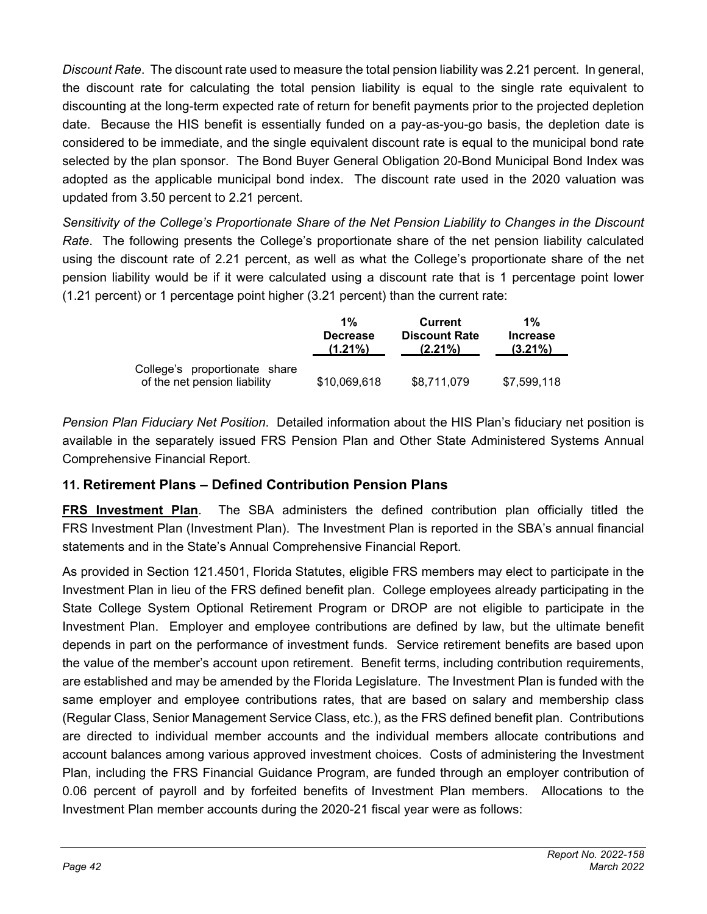*Discount Rate*. The discount rate used to measure the total pension liability was 2.21 percent. In general, the discount rate for calculating the total pension liability is equal to the single rate equivalent to discounting at the long-term expected rate of return for benefit payments prior to the projected depletion date. Because the HIS benefit is essentially funded on a pay-as-you-go basis, the depletion date is considered to be immediate, and the single equivalent discount rate is equal to the municipal bond rate selected by the plan sponsor. The Bond Buyer General Obligation 20-Bond Municipal Bond Index was adopted as the applicable municipal bond index. The discount rate used in the 2020 valuation was updated from 3.50 percent to 2.21 percent.

*Sensitivity of the College's Proportionate Share of the Net Pension Liability to Changes in the Discount Rate*. The following presents the College's proportionate share of the net pension liability calculated using the discount rate of 2.21 percent, as well as what the College's proportionate share of the net pension liability would be if it were calculated using a discount rate that is 1 percentage point lower (1.21 percent) or 1 percentage point higher (3.21 percent) than the current rate:

| | 1% Decrease (1.21%) | Current Discount Rate (2.21%) | 1% Increase (3.21%) |
|---|---|---|---|
| College's proportionate share of the net pension liability | $10,069,618 | $8,711,079 | $7,599,118 |

*Pension Plan Fiduciary Net Position*. Detailed information about the HIS Plan's fiduciary net position is available in the separately issued FRS Pension Plan and Other State Administered Systems Annual Comprehensive Financial Report.

## 11. Retirement Plans – Defined Contribution Pension Plans

**FRS Investment Plan**. The SBA administers the defined contribution plan officially titled the FRS Investment Plan (Investment Plan). The Investment Plan is reported in the SBA's annual financial statements and in the State's Annual Comprehensive Financial Report.

As provided in Section 121.4501, Florida Statutes, eligible FRS members may elect to participate in the Investment Plan in lieu of the FRS defined benefit plan. College employees already participating in the State College System Optional Retirement Program or DROP are not eligible to participate in the Investment Plan. Employer and employee contributions are defined by law, but the ultimate benefit depends in part on the performance of investment funds. Service retirement benefits are based upon the value of the member's account upon retirement. Benefit terms, including contribution requirements, are established and may be amended by the Florida Legislature. The Investment Plan is funded with the same employer and employee contributions rates, that are based on salary and membership class (Regular Class, Senior Management Service Class, etc.), as the FRS defined benefit plan. Contributions are directed to individual member accounts and the individual members allocate contributions and account balances among various approved investment choices. Costs of administering the Investment Plan, including the FRS Financial Guidance Program, are funded through an employer contribution of 0.06 percent of payroll and by forfeited benefits of Investment Plan members. Allocations to the Investment Plan member accounts during the 2020-21 fiscal year were as follows: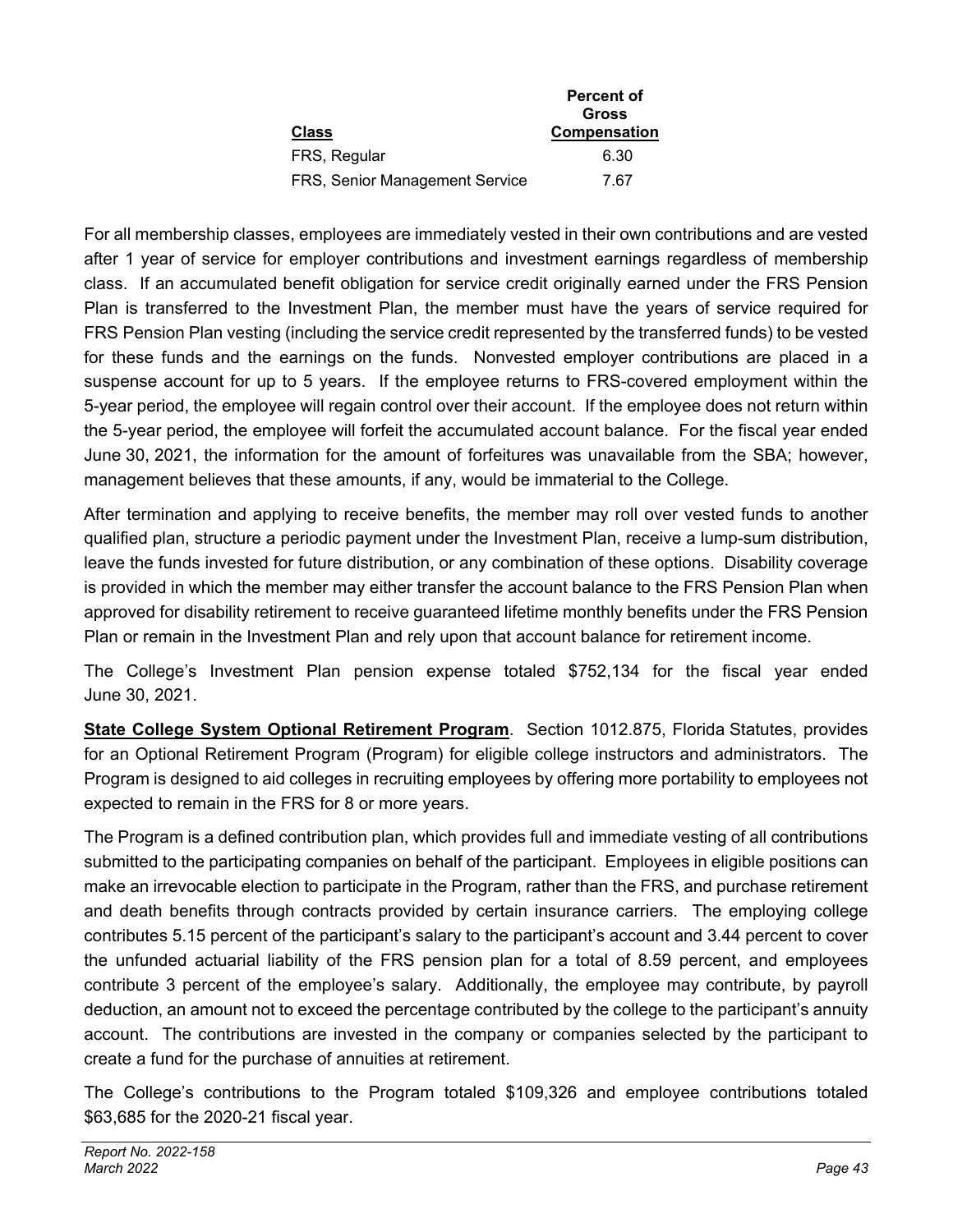| Class | Percent of Gross Compensation |
|---|---|
| FRS, Regular | 6.30 |
| FRS, Senior Management Service | 7.67 |

For all membership classes, employees are immediately vested in their own contributions and are vested after 1 year of service for employer contributions and investment earnings regardless of membership class. If an accumulated benefit obligation for service credit originally earned under the FRS Pension Plan is transferred to the Investment Plan, the member must have the years of service required for FRS Pension Plan vesting (including the service credit represented by the transferred funds) to be vested for these funds and the earnings on the funds. Nonvested employer contributions are placed in a suspense account for up to 5 years. If the employee returns to FRS-covered employment within the 5-year period, the employee will regain control over their account. If the employee does not return within the 5-year period, the employee will forfeit the accumulated account balance. For the fiscal year ended June 30, 2021, the information for the amount of forfeitures was unavailable from the SBA; however, management believes that these amounts, if any, would be immaterial to the College.

After termination and applying to receive benefits, the member may roll over vested funds to another qualified plan, structure a periodic payment under the Investment Plan, receive a lump-sum distribution, leave the funds invested for future distribution, or any combination of these options. Disability coverage is provided in which the member may either transfer the account balance to the FRS Pension Plan when approved for disability retirement to receive guaranteed lifetime monthly benefits under the FRS Pension Plan or remain in the Investment Plan and rely upon that account balance for retirement income.

The College's Investment Plan pension expense totaled $752,134 for the fiscal year ended June 30, 2021.

**State College System Optional Retirement Program**. Section 1012.875, Florida Statutes, provides for an Optional Retirement Program (Program) for eligible college instructors and administrators. The Program is designed to aid colleges in recruiting employees by offering more portability to employees not expected to remain in the FRS for 8 or more years.

The Program is a defined contribution plan, which provides full and immediate vesting of all contributions submitted to the participating companies on behalf of the participant. Employees in eligible positions can make an irrevocable election to participate in the Program, rather than the FRS, and purchase retirement and death benefits through contracts provided by certain insurance carriers. The employing college contributes 5.15 percent of the participant's salary to the participant's account and 3.44 percent to cover the unfunded actuarial liability of the FRS pension plan for a total of 8.59 percent, and employees contribute 3 percent of the employee's salary. Additionally, the employee may contribute, by payroll deduction, an amount not to exceed the percentage contributed by the college to the participant's annuity account. The contributions are invested in the company or companies selected by the participant to create a fund for the purchase of annuities at retirement.

The College's contributions to the Program totaled $109,326 and employee contributions totaled $63,685 for the 2020-21 fiscal year.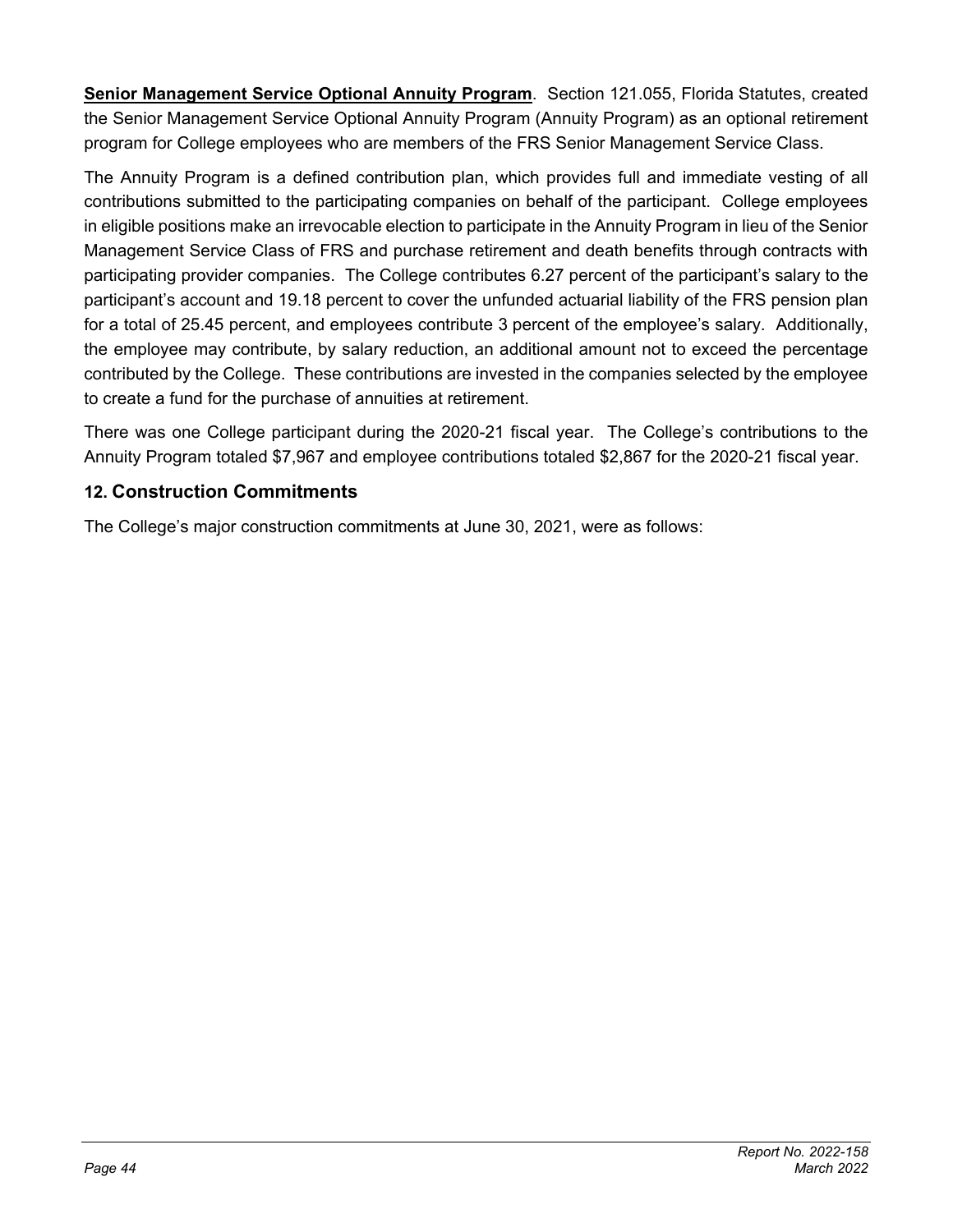**Senior Management Service Optional Annuity Program**. Section 121.055, Florida Statutes, created the Senior Management Service Optional Annuity Program (Annuity Program) as an optional retirement program for College employees who are members of the FRS Senior Management Service Class.

The Annuity Program is a defined contribution plan, which provides full and immediate vesting of all contributions submitted to the participating companies on behalf of the participant. College employees in eligible positions make an irrevocable election to participate in the Annuity Program in lieu of the Senior Management Service Class of FRS and purchase retirement and death benefits through contracts with participating provider companies. The College contributes 6.27 percent of the participant's salary to the participant's account and 19.18 percent to cover the unfunded actuarial liability of the FRS pension plan for a total of 25.45 percent, and employees contribute 3 percent of the employee's salary. Additionally, the employee may contribute, by salary reduction, an additional amount not to exceed the percentage contributed by the College. These contributions are invested in the companies selected by the employee to create a fund for the purchase of annuities at retirement.

There was one College participant during the 2020-21 fiscal year. The College's contributions to the Annuity Program totaled $7,967 and employee contributions totaled $2,867 for the 2020-21 fiscal year.

### 12. Construction Commitments

The College's major construction commitments at June 30, 2021, were as follows: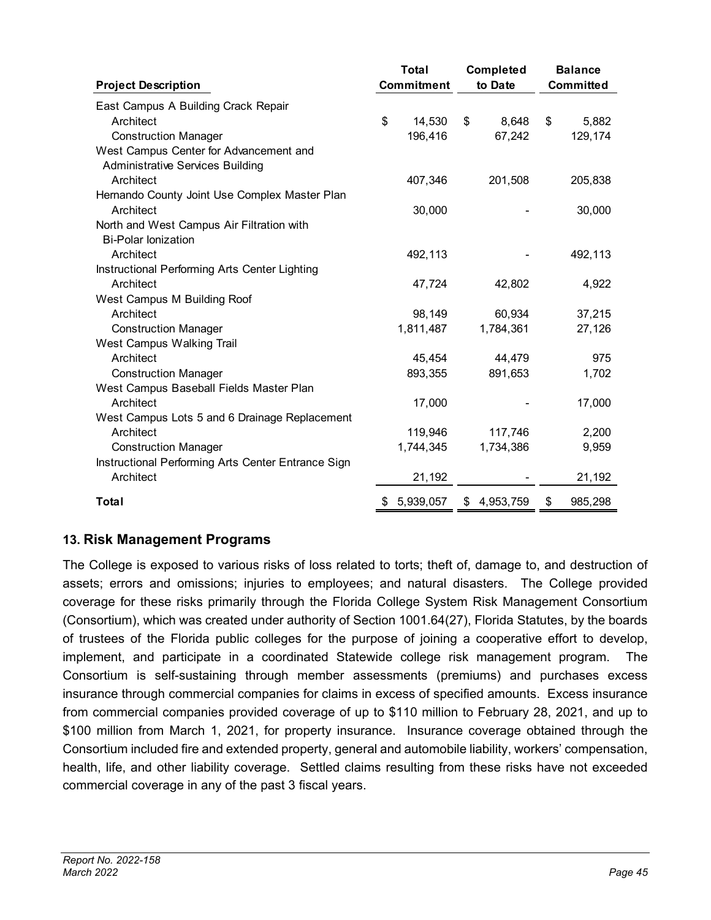| Project Description | Total Commitment | Completed to Date | Balance Committed |
|---|---|---|---|
| East Campus A Building Crack Repair | | | |
| Architect | $ 14,530 | $ 8,648 | $ 5,882 |
| Construction Manager | 196,416 | 67,242 | 129,174 |
| West Campus Center for Advancement and Administrative Services Building | | | |
| Architect | 407,346 | 201,508 | 205,838 |
| Hernando County Joint Use Complex Master Plan | | | |
| Architect | 30,000 | - | 30,000 |
| North and West Campus Air Filtration with Bi-Polar Ionization | | | |
| Architect | 492,113 | - | 492,113 |
| Instructional Performing Arts Center Lighting | | | |
| Architect | 47,724 | 42,802 | 4,922 |
| West Campus M Building Roof | | | |
| Architect | 98,149 | 60,934 | 37,215 |
| Construction Manager | 1,811,487 | 1,784,361 | 27,126 |
| West Campus Walking Trail | | | |
| Architect | 45,454 | 44,479 | 975 |
| Construction Manager | 893,355 | 891,653 | 1,702 |
| West Campus Baseball Fields Master Plan | | | |
| Architect | 17,000 | - | 17,000 |
| West Campus Lots 5 and 6 Drainage Replacement | | | |
| Architect | 119,946 | 117,746 | 2,200 |
| Construction Manager | 1,744,345 | 1,734,386 | 9,959 |
| Instructional Performing Arts Center Entrance Sign | | | |
| Architect | 21,192 | - | 21,192 |
| **Total** | $ 5,939,057 | $ 4,953,759 | $ 985,298 |

## 13. Risk Management Programs

The College is exposed to various risks of loss related to torts; theft of, damage to, and destruction of assets; errors and omissions; injuries to employees; and natural disasters. The College provided coverage for these risks primarily through the Florida College System Risk Management Consortium (Consortium), which was created under authority of Section 1001.64(27), Florida Statutes, by the boards of trustees of the Florida public colleges for the purpose of joining a cooperative effort to develop, implement, and participate in a coordinated Statewide college risk management program. The Consortium is self-sustaining through member assessments (premiums) and purchases excess insurance through commercial companies for claims in excess of specified amounts. Excess insurance from commercial companies provided coverage of up to $110 million to February 28, 2021, and up to $100 million from March 1, 2021, for property insurance. Insurance coverage obtained through the Consortium included fire and extended property, general and automobile liability, workers' compensation, health, life, and other liability coverage. Settled claims resulting from these risks have not exceeded commercial coverage in any of the past 3 fiscal years.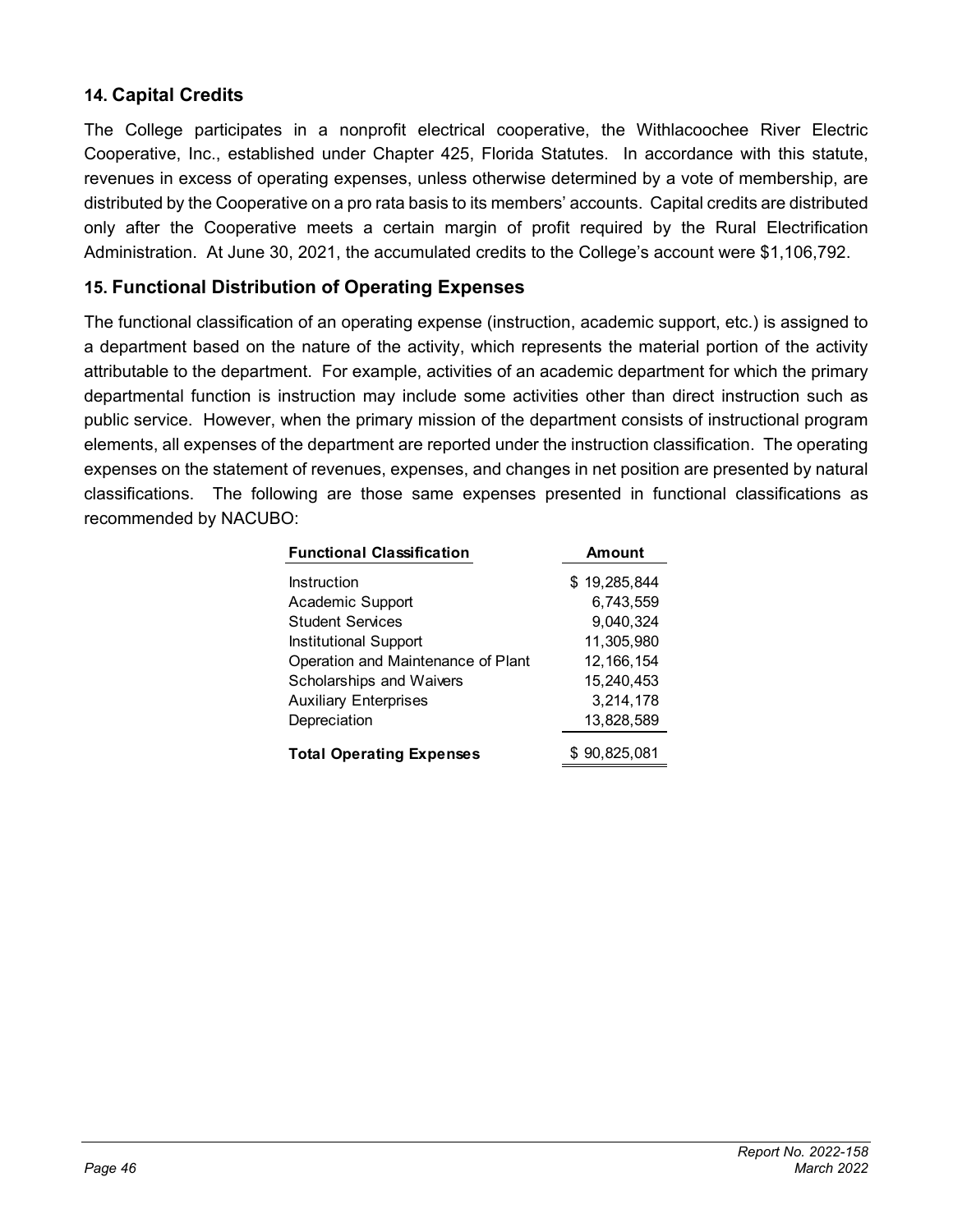## 14. Capital Credits

The College participates in a nonprofit electrical cooperative, the Withlacoochee River Electric Cooperative, Inc., established under Chapter 425, Florida Statutes. In accordance with this statute, revenues in excess of operating expenses, unless otherwise determined by a vote of membership, are distributed by the Cooperative on a pro rata basis to its members' accounts. Capital credits are distributed only after the Cooperative meets a certain margin of profit required by the Rural Electrification Administration. At June 30, 2021, the accumulated credits to the College's account were $1,106,792.

## 15. Functional Distribution of Operating Expenses

The functional classification of an operating expense (instruction, academic support, etc.) is assigned to a department based on the nature of the activity, which represents the material portion of the activity attributable to the department. For example, activities of an academic department for which the primary departmental function is instruction may include some activities other than direct instruction such as public service. However, when the primary mission of the department consists of instructional program elements, all expenses of the department are reported under the instruction classification. The operating expenses on the statement of revenues, expenses, and changes in net position are presented by natural classifications. The following are those same expenses presented in functional classifications as recommended by NACUBO:

| Functional Classification | Amount |
|---|---|
| Instruction | $ 19,285,844 |
| Academic Support | 6,743,559 |
| Student Services | 9,040,324 |
| Institutional Support | 11,305,980 |
| Operation and Maintenance of Plant | 12,166,154 |
| Scholarships and Waivers | 15,240,453 |
| Auxiliary Enterprises | 3,214,178 |
| Depreciation | 13,828,589 |
| **Total Operating Expenses** | $ 90,825,081 |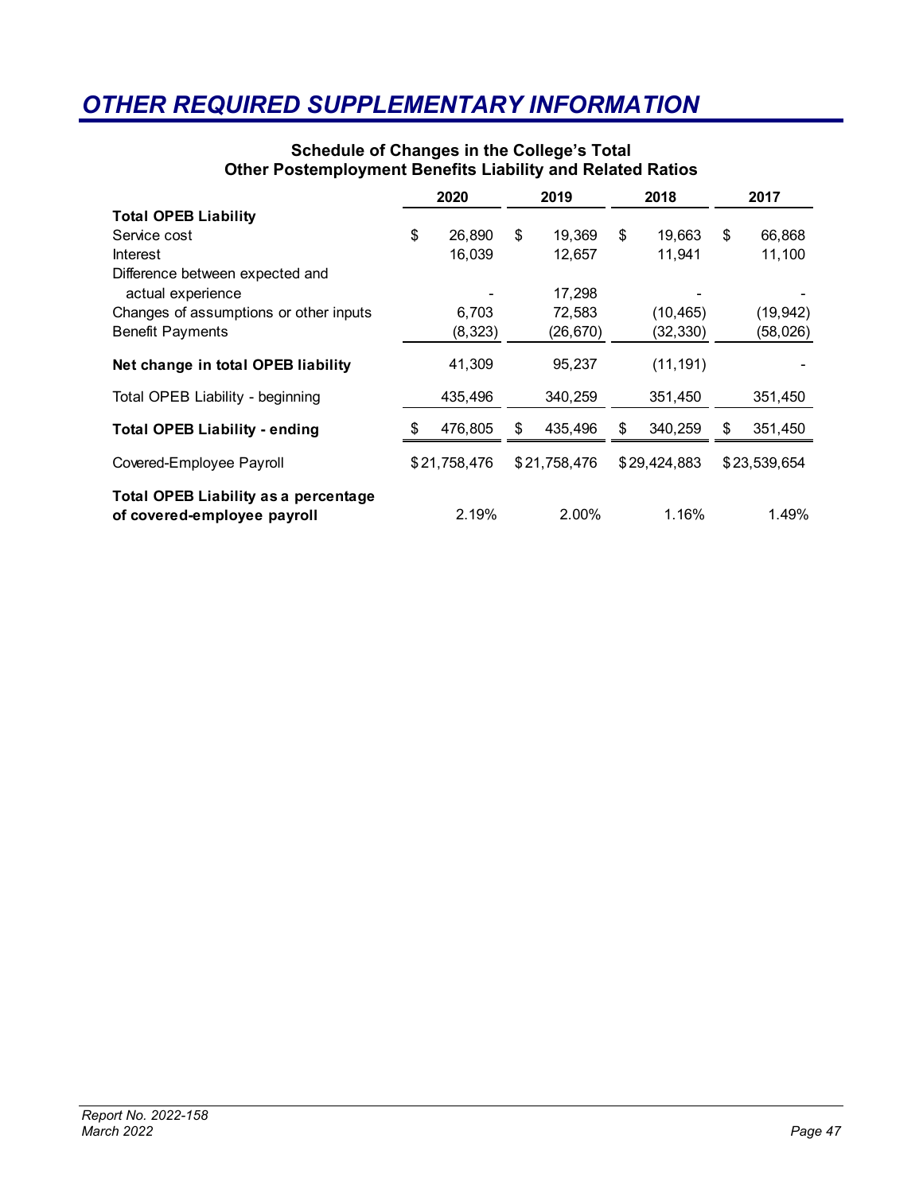# OTHER REQUIRED SUPPLEMENTARY INFORMATION

**Schedule of Changes in the College's Total Other Postemployment Benefits Liability and Related Ratios**

| | 2020 | 2019 | 2018 | 2017 |
|---|---|---|---|---|
| **Total OPEB Liability** | | | | |
| Service cost | $ 26,890 | $ 19,369 | $ 19,663 | $ 66,868 |
| Interest | 16,039 | 12,657 | 11,941 | 11,100 |
| Difference between expected and actual experience | - | 17,298 | - | - |
| Changes of assumptions or other inputs | 6,703 | 72,583 | (10,465) | (19,942) |
| Benefit Payments | (8,323) | (26,670) | (32,330) | (58,026) |
| **Net change in total OPEB liability** | 41,309 | 95,237 | (11,191) | - |
| Total OPEB Liability - beginning | 435,496 | 340,259 | 351,450 | 351,450 |
| **Total OPEB Liability - ending** | $ 476,805 | $ 435,496 | $ 340,259 | $ 351,450 |
| Covered-Employee Payroll | $21,758,476 | $21,758,476 | $29,424,883 | $23,539,654 |
| **Total OPEB Liability as a percentage of covered-employee payroll** | 2.19% | 2.00% | 1.16% | 1.49% |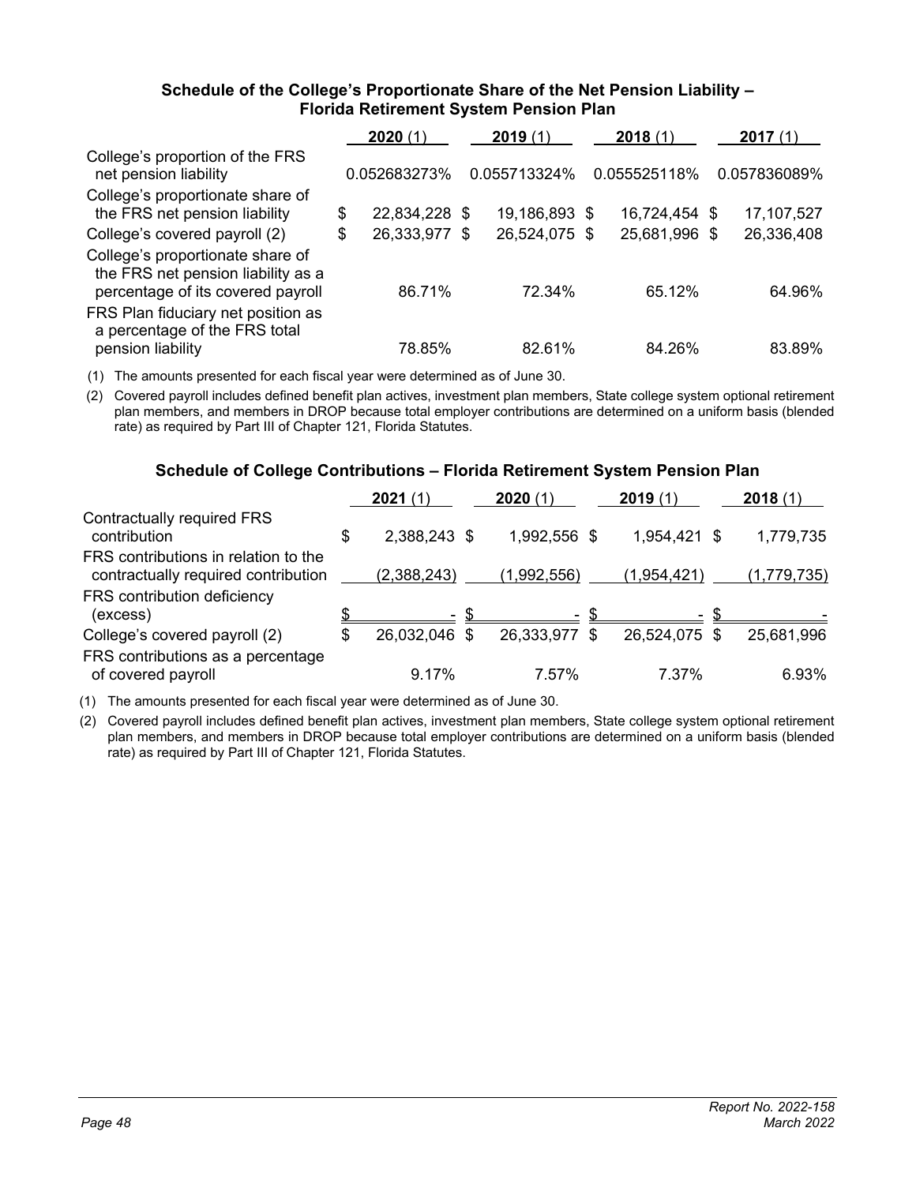### Schedule of the College's Proportionate Share of the Net Pension Liability – Florida Retirement System Pension Plan

| | 2020 (1) | 2019 (1) | 2018 (1) | 2017 (1) |
|---|---|---|---|---|
| College's proportion of the FRS net pension liability | 0.052683273% | 0.055713324% | 0.055525118% | 0.057836089% |
| College's proportionate share of the FRS net pension liability | $ 22,834,228 | $ 19,186,893 | $ 16,724,454 | $ 17,107,527 |
| College's covered payroll (2) | $ 26,333,977 | $ 26,524,075 | $ 25,681,996 | $ 26,336,408 |
| College's proportionate share of the FRS net pension liability as a percentage of its covered payroll | 86.71% | 72.34% | 65.12% | 64.96% |
| FRS Plan fiduciary net position as a percentage of the FRS total pension liability | 78.85% | 82.61% | 84.26% | 83.89% |

(1) The amounts presented for each fiscal year were determined as of June 30.

(2) Covered payroll includes defined benefit plan actives, investment plan members, State college system optional retirement plan members, and members in DROP because total employer contributions are determined on a uniform basis (blended rate) as required by Part III of Chapter 121, Florida Statutes.

### Schedule of College Contributions – Florida Retirement System Pension Plan

| | 2021 (1) | 2020 (1) | 2019 (1) | 2018 (1) |
|---|---|---|---|---|
| Contractually required FRS contribution | $ 2,388,243 | $ 1,992,556 | $ 1,954,421 | $ 1,779,735 |
| FRS contributions in relation to the contractually required contribution | (2,388,243) | (1,992,556) | (1,954,421) | (1,779,735) |
| FRS contribution deficiency (excess) | $ - | $ - | $ - | $ - |
| College's covered payroll (2) | $ 26,032,046 | $ 26,333,977 | $ 26,524,075 | $ 25,681,996 |
| FRS contributions as a percentage of covered payroll | 9.17% | 7.57% | 7.37% | 6.93% |

(1) The amounts presented for each fiscal year were determined as of June 30.

(2) Covered payroll includes defined benefit plan actives, investment plan members, State college system optional retirement plan members, and members in DROP because total employer contributions are determined on a uniform basis (blended rate) as required by Part III of Chapter 121, Florida Statutes.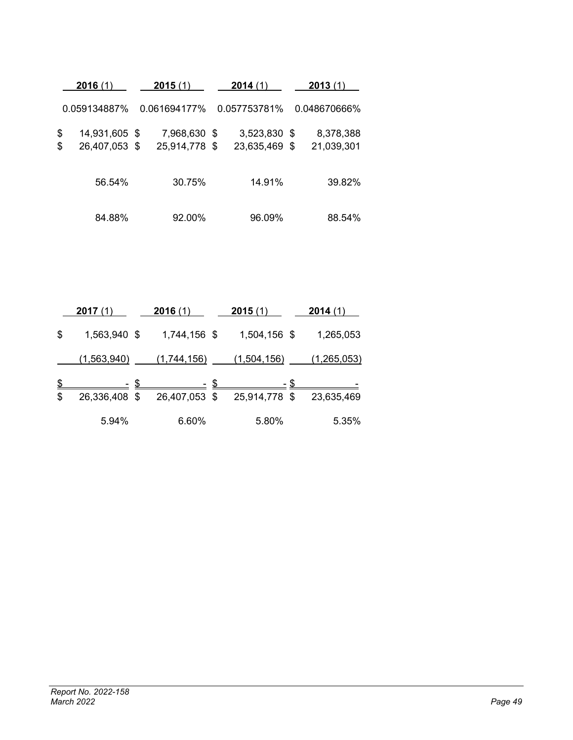| 2016 (1) | 2015 (1) | 2014 (1) | 2013 (1) |
|---|---|---|---|
| 0.059134887% | 0.061694177% | 0.057753781% | 0.048670666% |
| $ 14,931,605 | $ 7,968,630 | $ 3,523,830 | $ 8,378,388 |
| $ 26,407,053 | $ 25,914,778 | $ 23,635,469 | $ 21,039,301 |
| 56.54% | 30.75% | 14.91% | 39.82% |
| 84.88% | 92.00% | 96.09% | 88.54% |

| 2017 (1) | 2016 (1) | 2015 (1) | 2014 (1) |
|---|---|---|---|
| $ 1,563,940 | $ 1,744,156 | $ 1,504,156 | $ 1,265,053 |
| (1,563,940) | (1,744,156) | (1,504,156) | (1,265,053) |
| $ - | $ - | $ - | $ - |
| $ 26,336,408 | $ 26,407,053 | $ 25,914,778 | $ 23,635,469 |
| 5.94% | 6.60% | 5.80% | 5.35% |

*Report No. 2022-158*
*March 2022*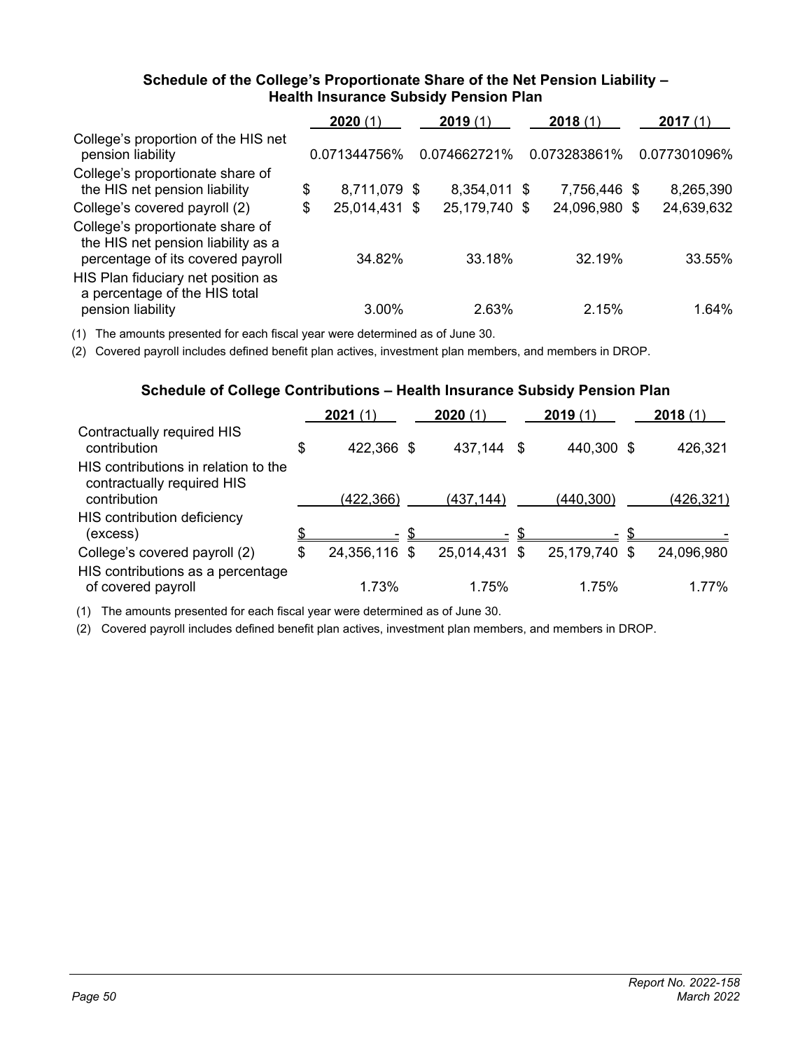### Schedule of the College's Proportionate Share of the Net Pension Liability – Health Insurance Subsidy Pension Plan

| | **2020** (1) | **2019** (1) | **2018** (1) | **2017** (1) |
|---|---|---|---|---|
| College's proportion of the HIS net pension liability | 0.071344756% | 0.074662721% | 0.073283861% | 0.077301096% |
| College's proportionate share of the HIS net pension liability | $ 8,711,079 | $ 8,354,011 | $ 7,756,446 | $ 8,265,390 |
| College's covered payroll (2) | $ 25,014,431 | $ 25,179,740 | $ 24,096,980 | $ 24,639,632 |
| College's proportionate share of the HIS net pension liability as a percentage of its covered payroll | 34.82% | 33.18% | 32.19% | 33.55% |
| HIS Plan fiduciary net position as a percentage of the HIS total pension liability | 3.00% | 2.63% | 2.15% | 1.64% |

(1) The amounts presented for each fiscal year were determined as of June 30.

(2) Covered payroll includes defined benefit plan actives, investment plan members, and members in DROP.

### Schedule of College Contributions – Health Insurance Subsidy Pension Plan

| | **2021** (1) | **2020** (1) | **2019** (1) | **2018** (1) |
|---|---|---|---|---|
| Contractually required HIS contribution | $ 422,366 | $ 437,144 | $ 440,300 | $ 426,321 |
| HIS contributions in relation to the contractually required HIS contribution | (422,366) | (437,144) | (440,300) | (426,321) |
| HIS contribution deficiency (excess) | $ - | $ - | $ - | $ - |
| College's covered payroll (2) | $ 24,356,116 | $ 25,014,431 | $ 25,179,740 | $ 24,096,980 |
| HIS contributions as a percentage of covered payroll | 1.73% | 1.75% | 1.75% | 1.77% |

(1) The amounts presented for each fiscal year were determined as of June 30.

(2) Covered payroll includes defined benefit plan actives, investment plan members, and members in DROP.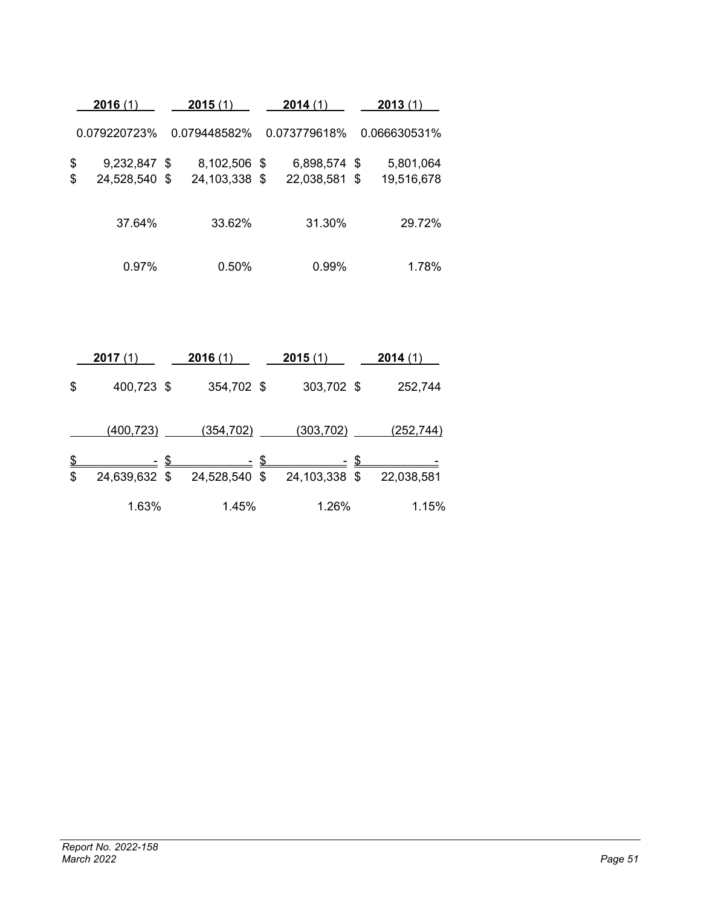| 2016 (1) | 2015 (1) | 2014 (1) | 2013 (1) |
|---|---|---|---|
| 0.079220723% | 0.079448582% | 0.073779618% | 0.066630531% |
| $ 9,232,847 | $ 8,102,506 | $ 6,898,574 | $ 5,801,064 |
| $ 24,528,540 | $ 24,103,338 | $ 22,038,581 | $ 19,516,678 |
| 37.64% | 33.62% | 31.30% | 29.72% |
| 0.97% | 0.50% | 0.99% | 1.78% |

| 2017 (1) | 2016 (1) | 2015 (1) | 2014 (1) |
|---|---|---|---|
| $ 400,723 | $ 354,702 | $ 303,702 | $ 252,744 |
| (400,723) | (354,702) | (303,702) | (252,744) |
| $ - | $ - | $ - | $ - |
| $ 24,639,632 | $ 24,528,540 | $ 24,103,338 | $ 22,038,581 |
| 1.63% | 1.45% | 1.26% | 1.15% |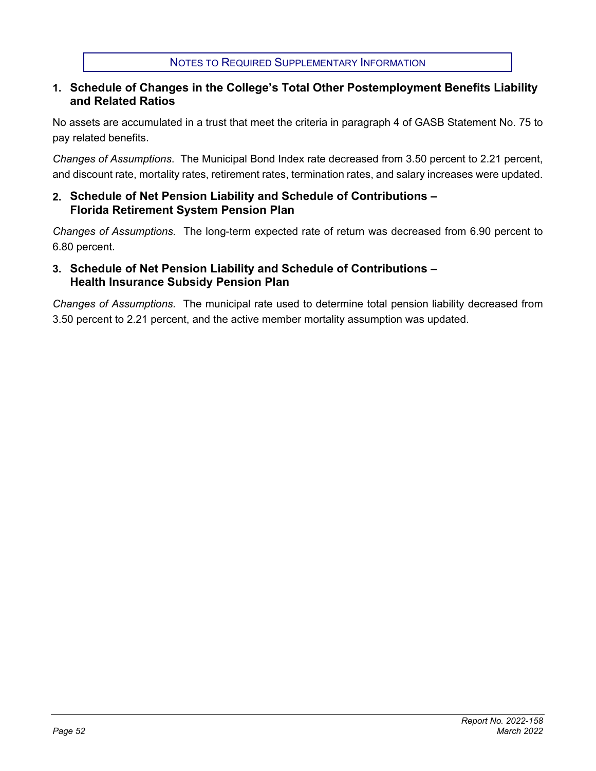## Notes to Required Supplementary Information

### 1. Schedule of Changes in the College's Total Other Postemployment Benefits Liability and Related Ratios

No assets are accumulated in a trust that meet the criteria in paragraph 4 of GASB Statement No. 75 to pay related benefits.

*Changes of Assumptions.* The Municipal Bond Index rate decreased from 3.50 percent to 2.21 percent, and discount rate, mortality rates, retirement rates, termination rates, and salary increases were updated.

### 2. Schedule of Net Pension Liability and Schedule of Contributions – Florida Retirement System Pension Plan

*Changes of Assumptions.* The long-term expected rate of return was decreased from 6.90 percent to 6.80 percent.

### 3. Schedule of Net Pension Liability and Schedule of Contributions – Health Insurance Subsidy Pension Plan

*Changes of Assumptions.* The municipal rate used to determine total pension liability decreased from 3.50 percent to 2.21 percent, and the active member mortality assumption was updated.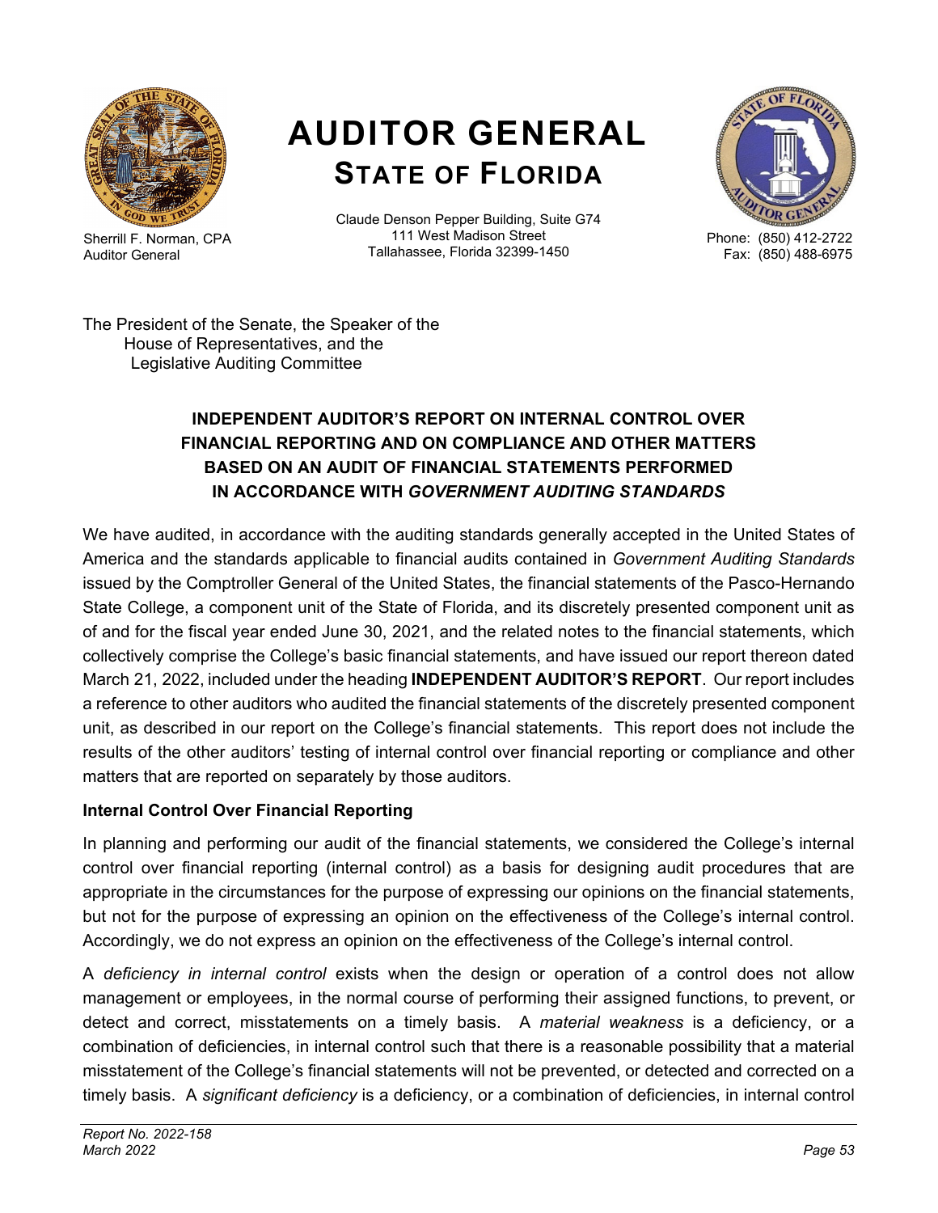# AUDITOR GENERAL
## STATE OF FLORIDA

Sherrill F. Norman, CPA
Auditor General

Claude Denson Pepper Building, Suite G74
111 West Madison Street
Tallahassee, Florida 32399-1450

Phone: (850) 412-2722
Fax: (850) 488-6975

The President of the Senate, the Speaker of the House of Representatives, and the Legislative Auditing Committee

### INDEPENDENT AUDITOR'S REPORT ON INTERNAL CONTROL OVER FINANCIAL REPORTING AND ON COMPLIANCE AND OTHER MATTERS BASED ON AN AUDIT OF FINANCIAL STATEMENTS PERFORMED IN ACCORDANCE WITH *GOVERNMENT AUDITING STANDARDS*

We have audited, in accordance with the auditing standards generally accepted in the United States of America and the standards applicable to financial audits contained in *Government Auditing Standards* issued by the Comptroller General of the United States, the financial statements of the Pasco-Hernando State College, a component unit of the State of Florida, and its discretely presented component unit as of and for the fiscal year ended June 30, 2021, and the related notes to the financial statements, which collectively comprise the College's basic financial statements, and have issued our report thereon dated March 21, 2022, included under the heading **INDEPENDENT AUDITOR'S REPORT**. Our report includes a reference to other auditors who audited the financial statements of the discretely presented component unit, as described in our report on the College's financial statements. This report does not include the results of the other auditors' testing of internal control over financial reporting or compliance and other matters that are reported on separately by those auditors.

**Internal Control Over Financial Reporting**

In planning and performing our audit of the financial statements, we considered the College's internal control over financial reporting (internal control) as a basis for designing audit procedures that are appropriate in the circumstances for the purpose of expressing our opinions on the financial statements, but not for the purpose of expressing an opinion on the effectiveness of the College's internal control. Accordingly, we do not express an opinion on the effectiveness of the College's internal control.

A *deficiency in internal control* exists when the design or operation of a control does not allow management or employees, in the normal course of performing their assigned functions, to prevent, or detect and correct, misstatements on a timely basis. A *material weakness* is a deficiency, or a combination of deficiencies, in internal control such that there is a reasonable possibility that a material misstatement of the College's financial statements will not be prevented, or detected and corrected on a timely basis. A *significant deficiency* is a deficiency, or a combination of deficiencies, in internal control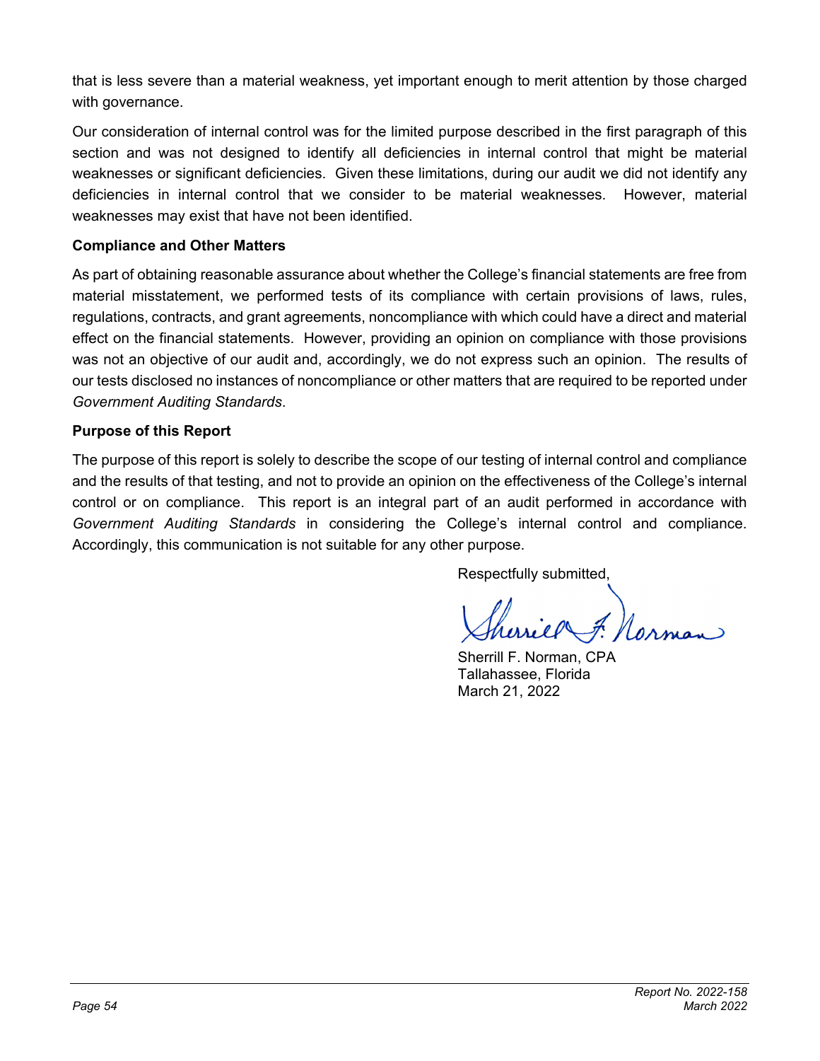that is less severe than a material weakness, yet important enough to merit attention by those charged with governance.

Our consideration of internal control was for the limited purpose described in the first paragraph of this section and was not designed to identify all deficiencies in internal control that might be material weaknesses or significant deficiencies. Given these limitations, during our audit we did not identify any deficiencies in internal control that we consider to be material weaknesses. However, material weaknesses may exist that have not been identified.

**Compliance and Other Matters**

As part of obtaining reasonable assurance about whether the College's financial statements are free from material misstatement, we performed tests of its compliance with certain provisions of laws, rules, regulations, contracts, and grant agreements, noncompliance with which could have a direct and material effect on the financial statements. However, providing an opinion on compliance with those provisions was not an objective of our audit and, accordingly, we do not express such an opinion. The results of our tests disclosed no instances of noncompliance or other matters that are required to be reported under *Government Auditing Standards*.

**Purpose of this Report**

The purpose of this report is solely to describe the scope of our testing of internal control and compliance and the results of that testing, and not to provide an opinion on the effectiveness of the College's internal control or on compliance. This report is an integral part of an audit performed in accordance with *Government Auditing Standards* in considering the College's internal control and compliance. Accordingly, this communication is not suitable for any other purpose.

Respectfully submitted,

Sherrill F. Norman, CPA
Tallahassee, Florida
March 21, 2022